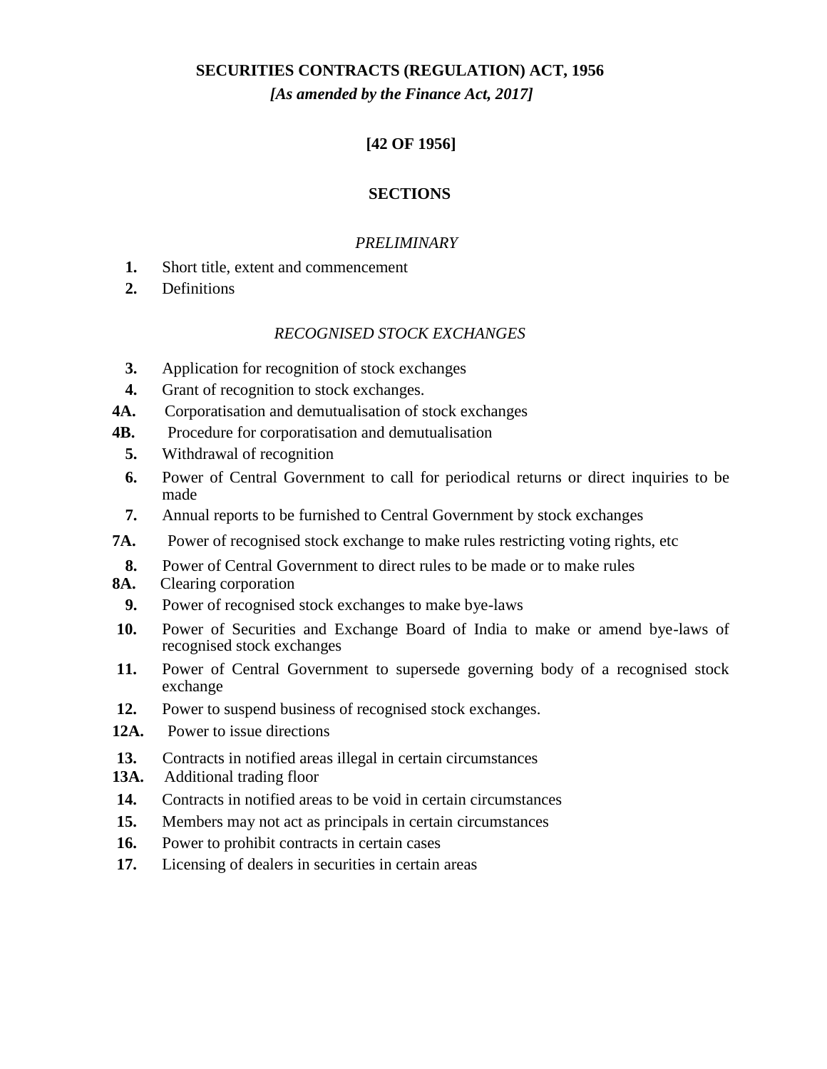# SECURITIES CONTRACTS (REGULATION) ACT, 1956

***[As amended by the Finance Act, 2017]***

**[42 OF 1956]**

## SECTIONS

*PRELIMINARY*

**1.** Short title, extent and commencement
**2.** Definitions

*RECOGNISED STOCK EXCHANGES*

**3.** Application for recognition of stock exchanges
**4.** Grant of recognition to stock exchanges.
**4A.** Corporatisation and demutualisation of stock exchanges
**4B.** Procedure for corporatisation and demutualisation
**5.** Withdrawal of recognition
**6.** Power of Central Government to call for periodical returns or direct inquiries to be made
**7.** Annual reports to be furnished to Central Government by stock exchanges
**7A.** Power of recognised stock exchange to make rules restricting voting rights, etc
**8.** Power of Central Government to direct rules to be made or to make rules
**8A.** Clearing corporation
**9.** Power of recognised stock exchanges to make bye-laws
**10.** Power of Securities and Exchange Board of India to make or amend bye-laws of recognised stock exchanges
**11.** Power of Central Government to supersede governing body of a recognised stock exchange
**12.** Power to suspend business of recognised stock exchanges.
**12A.** Power to issue directions
**13.** Contracts in notified areas illegal in certain circumstances
**13A.** Additional trading floor
**14.** Contracts in notified areas to be void in certain circumstances
**15.** Members may not act as principals in certain circumstances
**16.** Power to prohibit contracts in certain cases
**17.** Licensing of dealers in securities in certain areas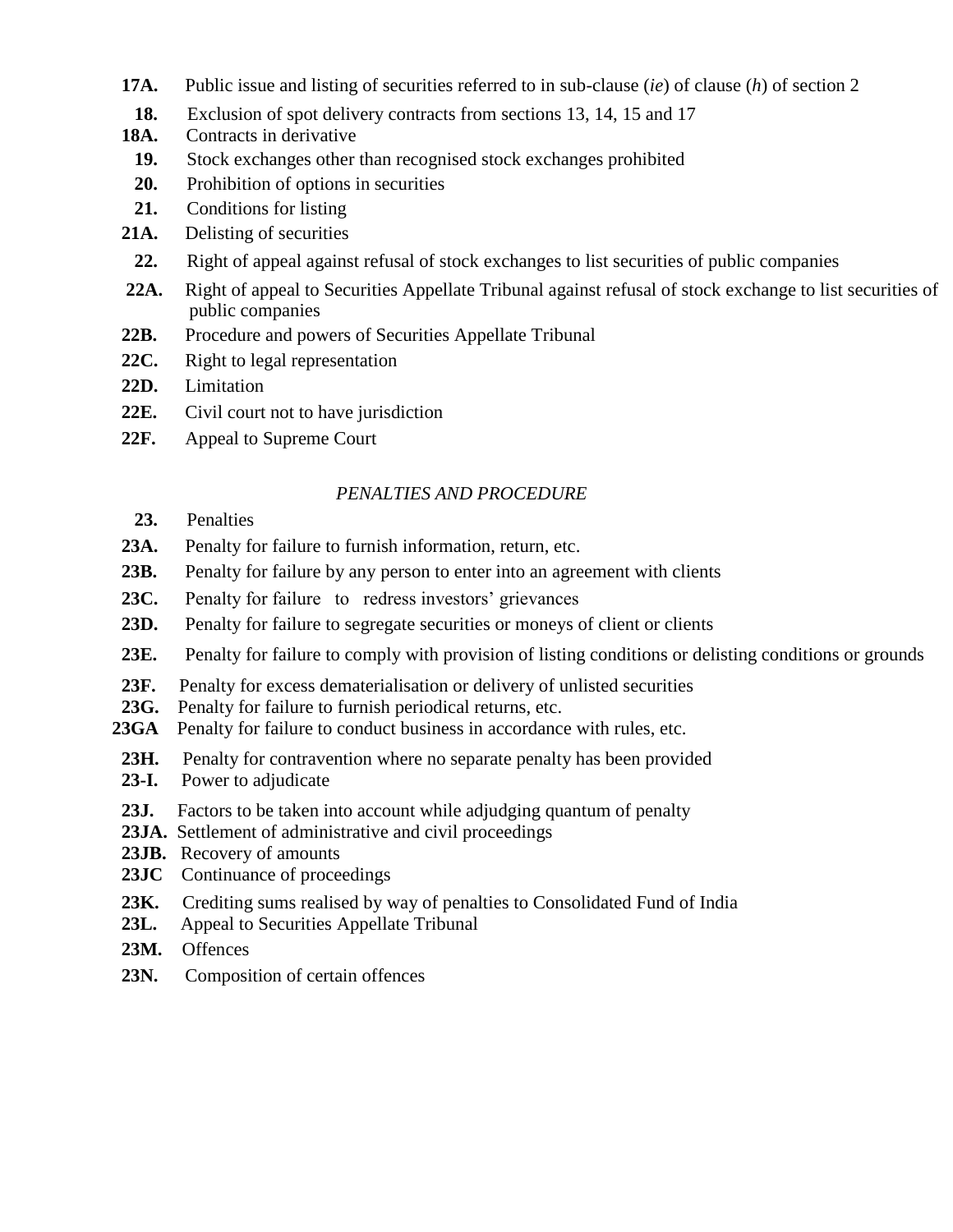**17A.** Public issue and listing of securities referred to in sub-clause (*ie*) of clause (*h*) of section 2

**18.** Exclusion of spot delivery contracts from sections 13, 14, 15 and 17

**18A.** Contracts in derivative

**19.** Stock exchanges other than recognised stock exchanges prohibited

**20.** Prohibition of options in securities

**21.** Conditions for listing

**21A.** Delisting of securities

**22.** Right of appeal against refusal of stock exchanges to list securities of public companies

**22A.** Right of appeal to Securities Appellate Tribunal against refusal of stock exchange to list securities of public companies

**22B.** Procedure and powers of Securities Appellate Tribunal

**22C.** Right to legal representation

**22D.** Limitation

**22E.** Civil court not to have jurisdiction

**22F.** Appeal to Supreme Court

*PENALTIES AND PROCEDURE*

**23.** Penalties

**23A.** Penalty for failure to furnish information, return, etc.

**23B.** Penalty for failure by any person to enter into an agreement with clients

**23C.** Penalty for failure to redress investors' grievances

**23D.** Penalty for failure to segregate securities or moneys of client or clients

**23E.** Penalty for failure to comply with provision of listing conditions or delisting conditions or grounds

**23F.** Penalty for excess dematerialisation or delivery of unlisted securities

**23G.** Penalty for failure to furnish periodical returns, etc.

**23GA** Penalty for failure to conduct business in accordance with rules, etc.

**23H.** Penalty for contravention where no separate penalty has been provided

**23-I.** Power to adjudicate

**23J.** Factors to be taken into account while adjudging quantum of penalty

**23JA.** Settlement of administrative and civil proceedings

**23JB.** Recovery of amounts

**23JC** Continuance of proceedings

**23K.** Crediting sums realised by way of penalties to Consolidated Fund of India

**23L.** Appeal to Securities Appellate Tribunal

**23M.** Offences

**23N.** Composition of certain offences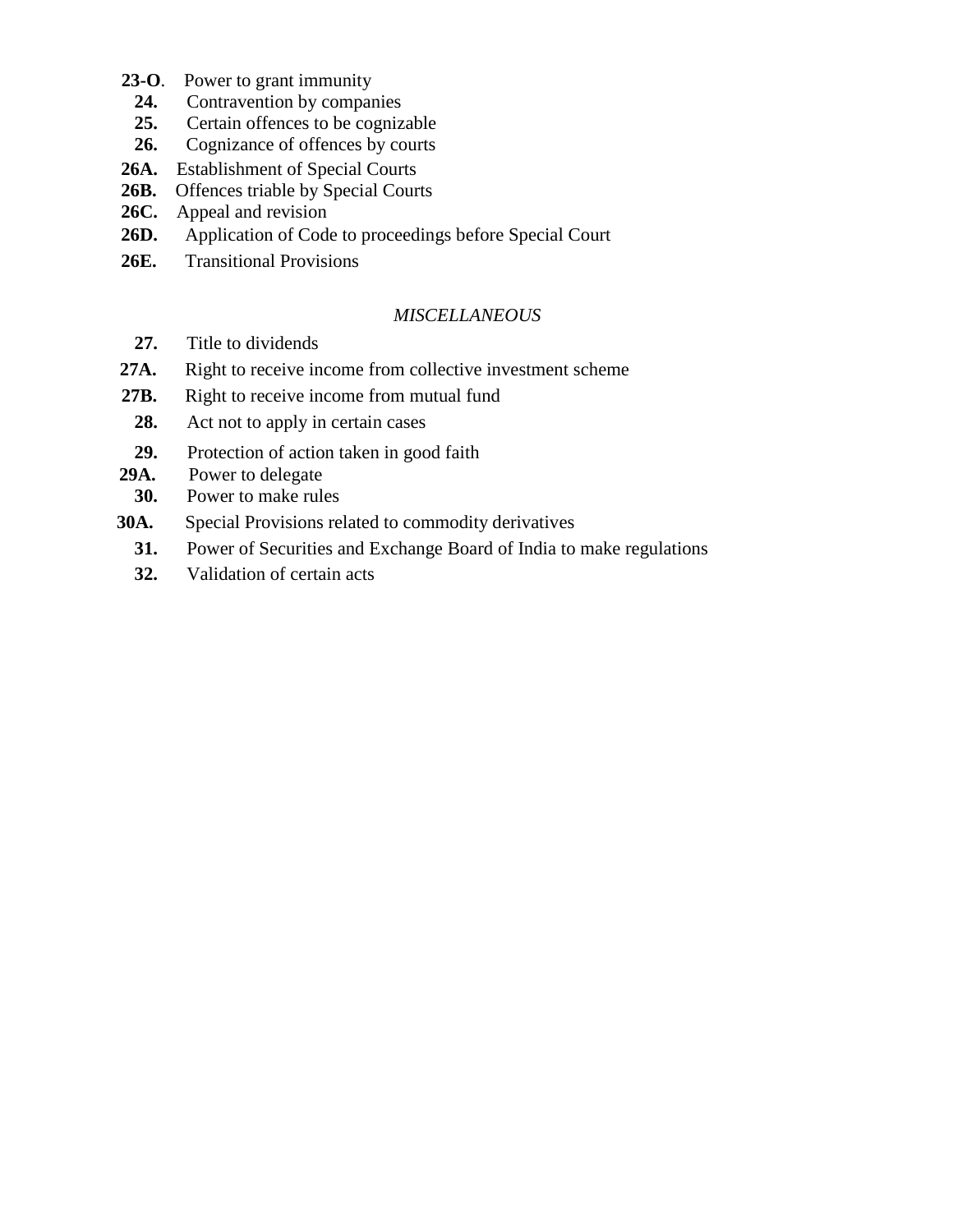**23-O**. Power to grant immunity

**24.** Contravention by companies

**25.** Certain offences to be cognizable

**26.** Cognizance of offences by courts

**26A.** Establishment of Special Courts

**26B.** Offences triable by Special Courts

**26C.** Appeal and revision

**26D.** Application of Code to proceedings before Special Court

**26E.** Transitional Provisions

*MISCELLANEOUS*

**27.** Title to dividends

**27A.** Right to receive income from collective investment scheme

**27B.** Right to receive income from mutual fund

**28.** Act not to apply in certain cases

**29.** Protection of action taken in good faith

**29A.** Power to delegate

**30.** Power to make rules

**30A.** Special Provisions related to commodity derivatives

**31.** Power of Securities and Exchange Board of India to make regulations

**32.** Validation of certain acts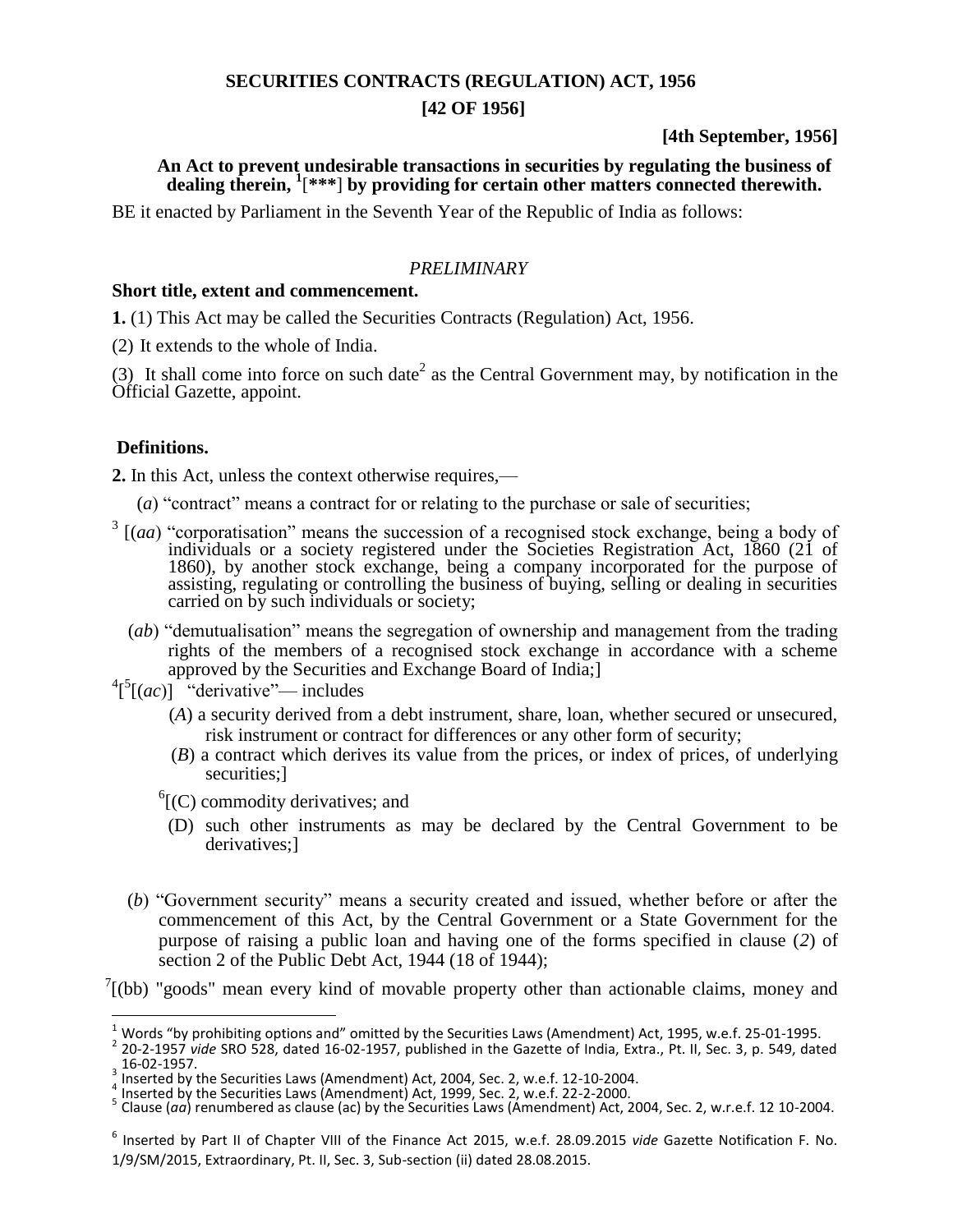**SECURITIES CONTRACTS (REGULATION) ACT, 1956**

**[42 OF 1956]**

**[4th September, 1956]**

**An Act to prevent undesirable transactions in securities by regulating the business of dealing therein, [1][\*\*\*] by providing for certain other matters connected therewith.**

BE it enacted by Parliament in the Seventh Year of the Republic of India as follows:

*PRELIMINARY*

**Short title, extent and commencement.**

**1.** (1) This Act may be called the Securities Contracts (Regulation) Act, 1956.

(2) It extends to the whole of India.

(3) It shall come into force on such date[2] as the Central Government may, by notification in the Official Gazette, appoint.

**Definitions.**

**2.** In this Act, unless the context otherwise requires,—

(*a*) "contract" means a contract for or relating to the purchase or sale of securities;

[3] [(*aa*) "corporatisation" means the succession of a recognised stock exchange, being a body of individuals or a society registered under the Societies Registration Act, 1860 (21 of 1860), by another stock exchange, being a company incorporated for the purpose of assisting, regulating or controlling the business of buying, selling or dealing in securities carried on by such individuals or society;

(*ab*) "demutualisation" means the segregation of ownership and management from the trading rights of the members of a recognised stock exchange in accordance with a scheme approved by the Securities and Exchange Board of India;]

[4][[5][(*ac*)] "derivative"— includes

(*A*) a security derived from a debt instrument, share, loan, whether secured or unsecured, risk instrument or contract for differences or any other form of security;

(*B*) a contract which derives its value from the prices, or index of prices, of underlying securities;]

[6][(C) commodity derivatives; and

(D) such other instruments as may be declared by the Central Government to be derivatives;]

(*b*) "Government security" means a security created and issued, whether before or after the commencement of this Act, by the Central Government or a State Government for the purpose of raising a public loan and having one of the forms specified in clause (*2*) of section 2 of the Public Debt Act, 1944 (18 of 1944);

[7][(bb) "goods" mean every kind of movable property other than actionable claims, money and

---

[1] Words "by prohibiting options and" omitted by the Securities Laws (Amendment) Act, 1995, w.e.f. 25-01-1995.

[2] 20-2-1957 *vide* SRO 528, dated 16-02-1957, published in the Gazette of India, Extra., Pt. II, Sec. 3, p. 549, dated 16-02-1957.

[3] Inserted by the Securities Laws (Amendment) Act, 2004, Sec. 2, w.e.f. 12-10-2004.

[4] Inserted by the Securities Laws (Amendment) Act, 1999, Sec. 2, w.e.f. 22-2-2000.

[5] Clause (*aa*) renumbered as clause (ac) by the Securities Laws (Amendment) Act, 2004, Sec. 2, w.r.e.f. 12 10-2004.

[6] Inserted by Part II of Chapter VIII of the Finance Act 2015, w.e.f. 28.09.2015 *vide* Gazette Notification F. No. 1/9/SM/2015, Extraordinary, Pt. II, Sec. 3, Sub-section (ii) dated 28.08.2015.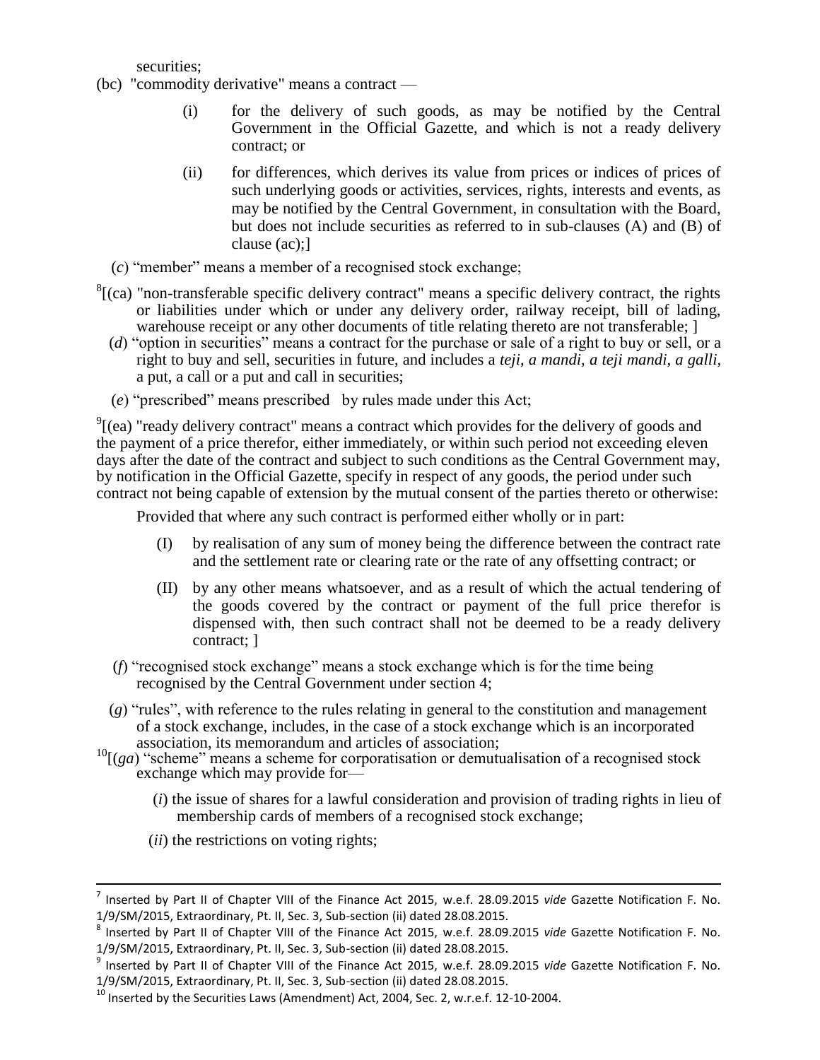securities;

(bc) "commodity derivative" means a contract —

(i) for the delivery of such goods, as may be notified by the Central Government in the Official Gazette, and which is not a ready delivery contract; or

(ii) for differences, which derives its value from prices or indices of prices of such underlying goods or activities, services, rights, interests and events, as may be notified by the Central Government, in consultation with the Board, but does not include securities as referred to in sub-clauses (A) and (B) of clause (ac);]

(*c*) "member" means a member of a recognised stock exchange;

[8][(ca) "non-transferable specific delivery contract" means a specific delivery contract, the rights or liabilities under which or under any delivery order, railway receipt, bill of lading, warehouse receipt or any other documents of title relating thereto are not transferable; ]

(*d*) "option in securities" means a contract for the purchase or sale of a right to buy or sell, or a right to buy and sell, securities in future, and includes a *teji, a mandi, a teji mandi, a galli,* a put, a call or a put and call in securities;

(*e*) "prescribed" means prescribed by rules made under this Act;

[9][(ea) "ready delivery contract" means a contract which provides for the delivery of goods and the payment of a price therefor, either immediately, or within such period not exceeding eleven days after the date of the contract and subject to such conditions as the Central Government may, by notification in the Official Gazette, specify in respect of any goods, the period under such contract not being capable of extension by the mutual consent of the parties thereto or otherwise:

Provided that where any such contract is performed either wholly or in part:

(I) by realisation of any sum of money being the difference between the contract rate and the settlement rate or clearing rate or the rate of any offsetting contract; or

(II) by any other means whatsoever, and as a result of which the actual tendering of the goods covered by the contract or payment of the full price therefor is dispensed with, then such contract shall not be deemed to be a ready delivery contract; ]

(*f*) "recognised stock exchange" means a stock exchange which is for the time being recognised by the Central Government under section 4;

(*g*) "rules", with reference to the rules relating in general to the constitution and management of a stock exchange, includes, in the case of a stock exchange which is an incorporated association, its memorandum and articles of association;

[10][(*ga*) "scheme" means a scheme for corporatisation or demutualisation of a recognised stock exchange which may provide for—

(*i*) the issue of shares for a lawful consideration and provision of trading rights in lieu of membership cards of members of a recognised stock exchange;

(*ii*) the restrictions on voting rights;

---

[7] Inserted by Part II of Chapter VIII of the Finance Act 2015, w.e.f. 28.09.2015 *vide* Gazette Notification F. No. 1/9/SM/2015, Extraordinary, Pt. II, Sec. 3, Sub-section (ii) dated 28.08.2015.

[8] Inserted by Part II of Chapter VIII of the Finance Act 2015, w.e.f. 28.09.2015 *vide* Gazette Notification F. No. 1/9/SM/2015, Extraordinary, Pt. II, Sec. 3, Sub-section (ii) dated 28.08.2015.

[9] Inserted by Part II of Chapter VIII of the Finance Act 2015, w.e.f. 28.09.2015 *vide* Gazette Notification F. No. 1/9/SM/2015, Extraordinary, Pt. II, Sec. 3, Sub-section (ii) dated 28.08.2015.

[10] Inserted by the Securities Laws (Amendment) Act, 2004, Sec. 2, w.r.e.f. 12-10-2004.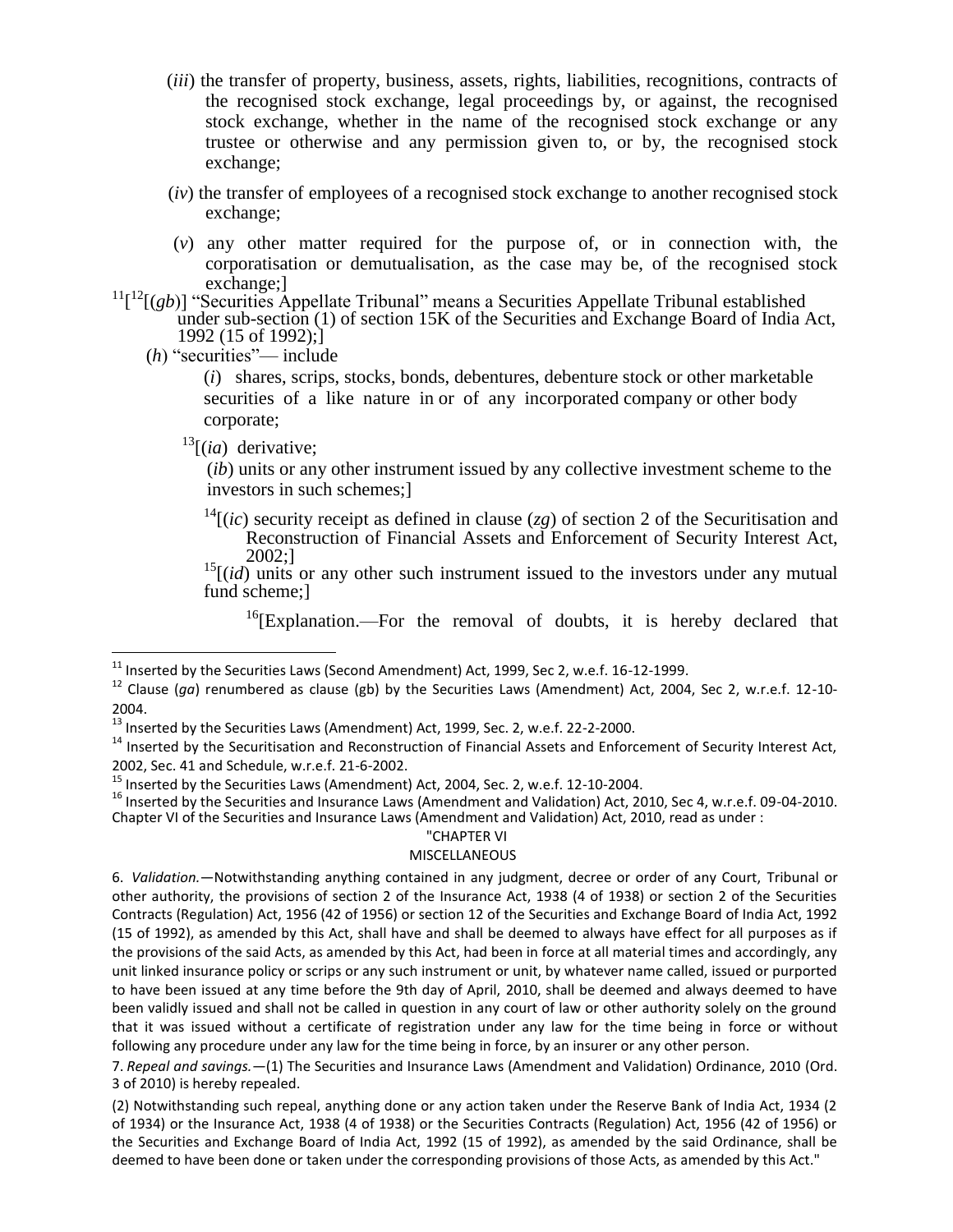(*iii*) the transfer of property, business, assets, rights, liabilities, recognitions, contracts of the recognised stock exchange, legal proceedings by, or against, the recognised stock exchange, whether in the name of the recognised stock exchange or any trustee or otherwise and any permission given to, or by, the recognised stock exchange;

(*iv*) the transfer of employees of a recognised stock exchange to another recognised stock exchange;

(*v*) any other matter required for the purpose of, or in connection with, the corporatisation or demutualisation, as the case may be, of the recognised stock exchange;]

[11][[12][(*gb*)] "Securities Appellate Tribunal" means a Securities Appellate Tribunal established under sub-section (1) of section 15K of the Securities and Exchange Board of India Act, 1992 (15 of 1992);]

(*h*) "securities"— include

(*i*) shares, scrips, stocks, bonds, debentures, debenture stock or other marketable securities of a like nature in or of any incorporated company or other body corporate;

[13][(*ia*) derivative;

(*ib*) units or any other instrument issued by any collective investment scheme to the investors in such schemes;]

[14][(*ic*) security receipt as defined in clause (*zg*) of section 2 of the Securitisation and Reconstruction of Financial Assets and Enforcement of Security Interest Act, 2002;]

[15][(*id*) units or any other such instrument issued to the investors under any mutual fund scheme;]

[16][Explanation.—For the removal of doubts, it is hereby declared that

---

[11] Inserted by the Securities Laws (Second Amendment) Act, 1999, Sec 2, w.e.f. 16-12-1999.

[12] Clause (*ga*) renumbered as clause (gb) by the Securities Laws (Amendment) Act, 2004, Sec 2, w.r.e.f. 12-10-2004.

[13] Inserted by the Securities Laws (Amendment) Act, 1999, Sec. 2, w.e.f. 22-2-2000.

[14] Inserted by the Securitisation and Reconstruction of Financial Assets and Enforcement of Security Interest Act, 2002, Sec. 41 and Schedule, w.r.e.f. 21-6-2002.

[15] Inserted by the Securities Laws (Amendment) Act, 2004, Sec. 2, w.e.f. 12-10-2004.

[16] Inserted by the Securities and Insurance Laws (Amendment and Validation) Act, 2010, Sec 4, w.r.e.f. 09-04-2010. Chapter VI of the Securities and Insurance Laws (Amendment and Validation) Act, 2010, read as under :

"CHAPTER VI

MISCELLANEOUS

6. *Validation.*—Notwithstanding anything contained in any judgment, decree or order of any Court, Tribunal or other authority, the provisions of section 2 of the Insurance Act, 1938 (4 of 1938) or section 2 of the Securities Contracts (Regulation) Act, 1956 (42 of 1956) or section 12 of the Securities and Exchange Board of India Act, 1992 (15 of 1992), as amended by this Act, shall have and shall be deemed to always have effect for all purposes as if the provisions of the said Acts, as amended by this Act, had been in force at all material times and accordingly, any unit linked insurance policy or scrips or any such instrument or unit, by whatever name called, issued or purported to have been issued at any time before the 9th day of April, 2010, shall be deemed and always deemed to have been validly issued and shall not be called in question in any court of law or other authority solely on the ground that it was issued without a certificate of registration under any law for the time being in force or without following any procedure under any law for the time being in force, by an insurer or any other person.

7. *Repeal and savings.*—(1) The Securities and Insurance Laws (Amendment and Validation) Ordinance, 2010 (Ord. 3 of 2010) is hereby repealed.

(2) Notwithstanding such repeal, anything done or any action taken under the Reserve Bank of India Act, 1934 (2 of 1934) or the Insurance Act, 1938 (4 of 1938) or the Securities Contracts (Regulation) Act, 1956 (42 of 1956) or the Securities and Exchange Board of India Act, 1992 (15 of 1992), as amended by the said Ordinance, shall be deemed to have been done or taken under the corresponding provisions of those Acts, as amended by this Act."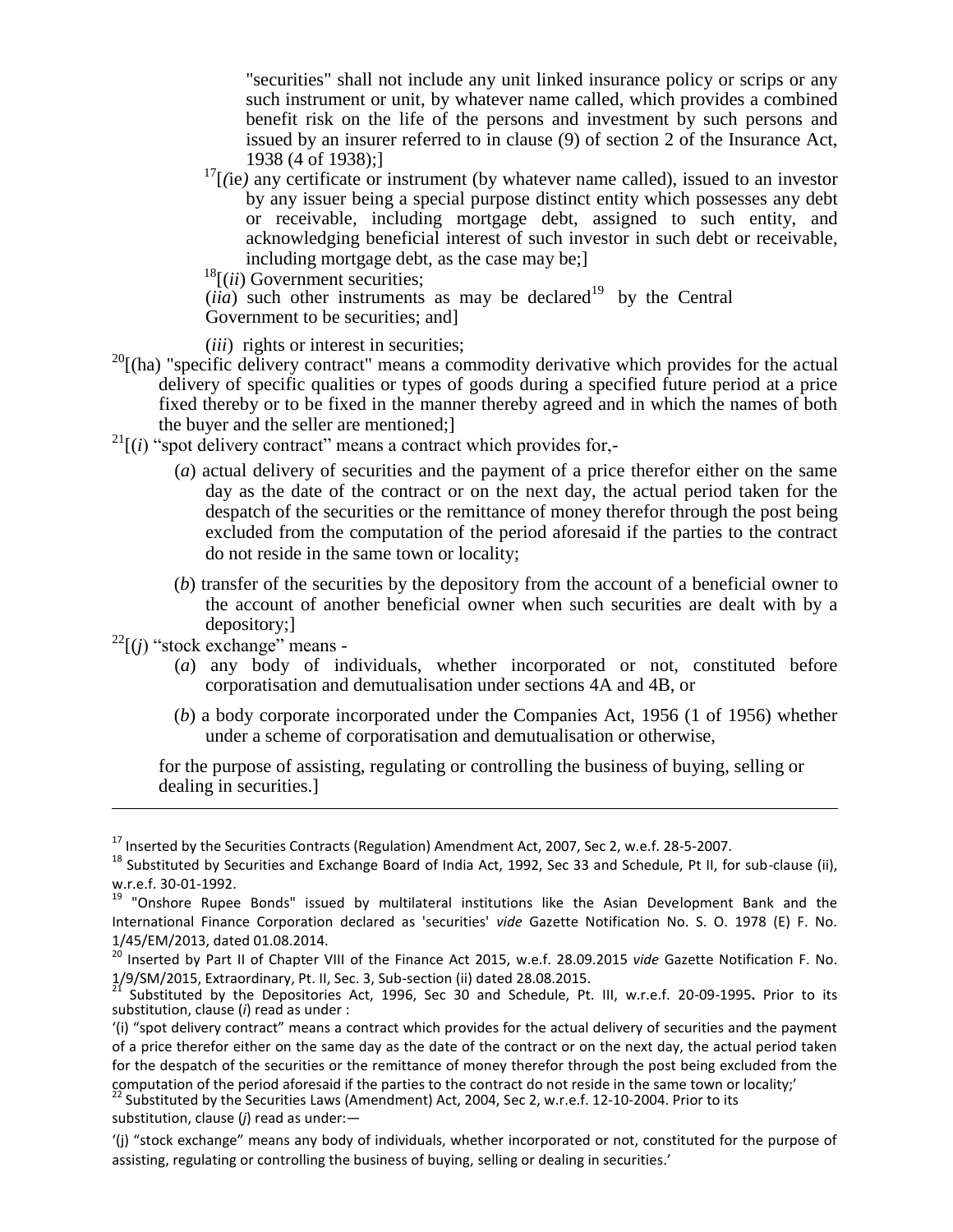"securities" shall not include any unit linked insurance policy or scrips or any such instrument or unit, by whatever name called, which provides a combined benefit risk on the life of the persons and investment by such persons and issued by an insurer referred to in clause (9) of section 2 of the Insurance Act, 1938 (4 of 1938);]

[17][*(ie)* any certificate or instrument (by whatever name called), issued to an investor by any issuer being a special purpose distinct entity which possesses any debt or receivable, including mortgage debt, assigned to such entity, and acknowledging beneficial interest of such investor in such debt or receivable, including mortgage debt, as the case may be;]

[18][(*ii*) Government securities;

(*iia*) such other instruments as may be declared[19] by the Central Government to be securities; and]

(*iii*) rights or interest in securities;

[20][(ha) "specific delivery contract" means a commodity derivative which provides for the actual delivery of specific qualities or types of goods during a specified future period at a price fixed thereby or to be fixed in the manner thereby agreed and in which the names of both the buyer and the seller are mentioned;]

[21][(*i*) "spot delivery contract" means a contract which provides for,-

(*a*) actual delivery of securities and the payment of a price therefor either on the same day as the date of the contract or on the next day, the actual period taken for the despatch of the securities or the remittance of money therefor through the post being excluded from the computation of the period aforesaid if the parties to the contract do not reside in the same town or locality;

(*b*) transfer of the securities by the depository from the account of a beneficial owner to the account of another beneficial owner when such securities are dealt with by a depository;]

[22][(*j*) "stock exchange" means -

(*a*) any body of individuals, whether incorporated or not, constituted before corporatisation and demutualisation under sections 4A and 4B, or

(*b*) a body corporate incorporated under the Companies Act, 1956 (1 of 1956) whether under a scheme of corporatisation and demutualisation or otherwise,

for the purpose of assisting, regulating or controlling the business of buying, selling or dealing in securities.]

---

[17] Inserted by the Securities Contracts (Regulation) Amendment Act, 2007, Sec 2, w.e.f. 28-5-2007.

[18] Substituted by Securities and Exchange Board of India Act, 1992, Sec 33 and Schedule, Pt II, for sub-clause (ii), w.r.e.f. 30-01-1992.

[19] "Onshore Rupee Bonds" issued by multilateral institutions like the Asian Development Bank and the International Finance Corporation declared as 'securities' *vide* Gazette Notification No. S. O. 1978 (E) F. No. 1/45/EM/2013, dated 01.08.2014.

[20] Inserted by Part II of Chapter VIII of the Finance Act 2015, w.e.f. 28.09.2015 *vide* Gazette Notification F. No. 1/9/SM/2015, Extraordinary, Pt. II, Sec. 3, Sub-section (ii) dated 28.08.2015.

[21] Substituted by the Depositories Act, 1996, Sec 30 and Schedule, Pt. III, w.r.e.f. 20-09-1995**.** Prior to its substitution, clause (*i*) read as under :

'(i) "spot delivery contract" means a contract which provides for the actual delivery of securities and the payment of a price therefor either on the same day as the date of the contract or on the next day, the actual period taken for the despatch of the securities or the remittance of money therefor through the post being excluded from the computation of the period aforesaid if the parties to the contract do not reside in the same town or locality;'

[22] Substituted by the Securities Laws (Amendment) Act, 2004, Sec 2, w.r.e.f. 12-10-2004. Prior to its substitution, clause (*j*) read as under:—

'(j) "stock exchange" means any body of individuals, whether incorporated or not, constituted for the purpose of assisting, regulating or controlling the business of buying, selling or dealing in securities.'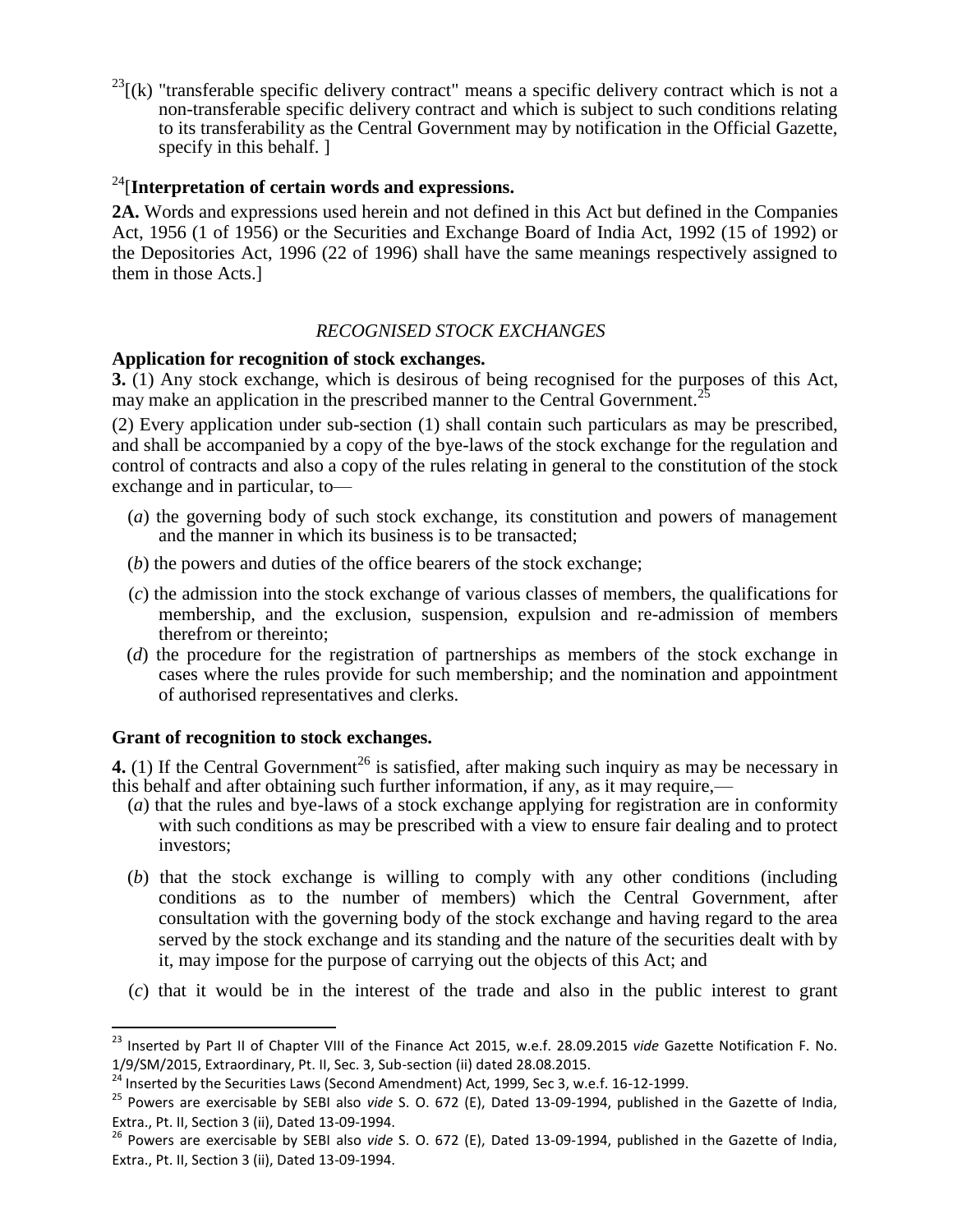[23][(k) "transferable specific delivery contract" means a specific delivery contract which is not a non-transferable specific delivery contract and which is subject to such conditions relating to its transferability as the Central Government may by notification in the Official Gazette, specify in this behalf. ]

[24][**Interpretation of certain words and expressions.**

**2A.** Words and expressions used herein and not defined in this Act but defined in the Companies Act, 1956 (1 of 1956) or the Securities and Exchange Board of India Act, 1992 (15 of 1992) or the Depositories Act, 1996 (22 of 1996) shall have the same meanings respectively assigned to them in those Acts.]

*RECOGNISED STOCK EXCHANGES*

**Application for recognition of stock exchanges.**

**3.** (1) Any stock exchange, which is desirous of being recognised for the purposes of this Act, may make an application in the prescribed manner to the Central Government.[25]

(2) Every application under sub-section (1) shall contain such particulars as may be prescribed, and shall be accompanied by a copy of the bye-laws of the stock exchange for the regulation and control of contracts and also a copy of the rules relating in general to the constitution of the stock exchange and in particular, to—

(*a*) the governing body of such stock exchange, its constitution and powers of management and the manner in which its business is to be transacted;

(*b*) the powers and duties of the office bearers of the stock exchange;

(*c*) the admission into the stock exchange of various classes of members, the qualifications for membership, and the exclusion, suspension, expulsion and re-admission of members therefrom or thereinto;

(*d*) the procedure for the registration of partnerships as members of the stock exchange in cases where the rules provide for such membership; and the nomination and appointment of authorised representatives and clerks.

**Grant of recognition to stock exchanges.**

**4.** (1) If the Central Government[26] is satisfied, after making such inquiry as may be necessary in this behalf and after obtaining such further information, if any, as it may require,—

(*a*) that the rules and bye-laws of a stock exchange applying for registration are in conformity with such conditions as may be prescribed with a view to ensure fair dealing and to protect investors;

(*b*) that the stock exchange is willing to comply with any other conditions (including conditions as to the number of members) which the Central Government, after consultation with the governing body of the stock exchange and having regard to the area served by the stock exchange and its standing and the nature of the securities dealt with by it, may impose for the purpose of carrying out the objects of this Act; and

(*c*) that it would be in the interest of the trade and also in the public interest to grant

---

[23] Inserted by Part II of Chapter VIII of the Finance Act 2015, w.e.f. 28.09.2015 *vide* Gazette Notification F. No. 1/9/SM/2015, Extraordinary, Pt. II, Sec. 3, Sub-section (ii) dated 28.08.2015.

[24] Inserted by the Securities Laws (Second Amendment) Act, 1999, Sec 3, w.e.f. 16-12-1999.

[25] Powers are exercisable by SEBI also *vide* S. O. 672 (E), Dated 13-09-1994, published in the Gazette of India, Extra., Pt. II, Section 3 (ii), Dated 13-09-1994.

[26] Powers are exercisable by SEBI also *vide* S. O. 672 (E), Dated 13-09-1994, published in the Gazette of India, Extra., Pt. II, Section 3 (ii), Dated 13-09-1994.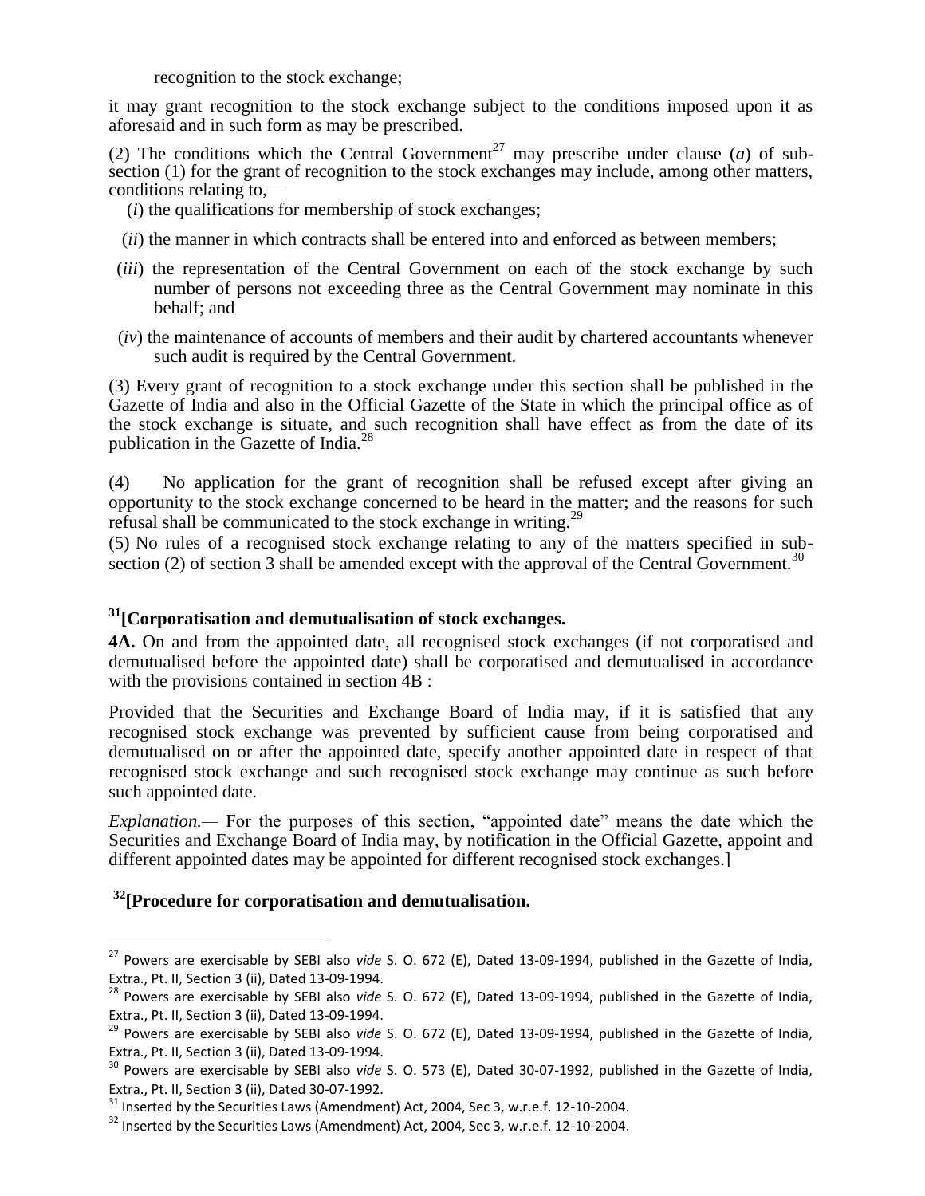recognition to the stock exchange;

it may grant recognition to the stock exchange subject to the conditions imposed upon it as aforesaid and in such form as may be prescribed.

(2) The conditions which the Central Government[27] may prescribe under clause (*a*) of sub-section (1) for the grant of recognition to the stock exchanges may include, among other matters, conditions relating to,—

(*i*) the qualifications for membership of stock exchanges;

(*ii*) the manner in which contracts shall be entered into and enforced as between members;

(*iii*) the representation of the Central Government on each of the stock exchange by such number of persons not exceeding three as the Central Government may nominate in this behalf; and

(*iv*) the maintenance of accounts of members and their audit by chartered accountants whenever such audit is required by the Central Government.

(3) Every grant of recognition to a stock exchange under this section shall be published in the Gazette of India and also in the Official Gazette of the State in which the principal office as of the stock exchange is situate, and such recognition shall have effect as from the date of its publication in the Gazette of India.[28]

(4) No application for the grant of recognition shall be refused except after giving an opportunity to the stock exchange concerned to be heard in the matter; and the reasons for such refusal shall be communicated to the stock exchange in writing.[29]

(5) No rules of a recognised stock exchange relating to any of the matters specified in sub-section (2) of section 3 shall be amended except with the approval of the Central Government.[30]

### [31][Corporatisation and demutualisation of stock exchanges.

**4A.** On and from the appointed date, all recognised stock exchanges (if not corporatised and demutualised before the appointed date) shall be corporatised and demutualised in accordance with the provisions contained in section 4B :

Provided that the Securities and Exchange Board of India may, if it is satisfied that any recognised stock exchange was prevented by sufficient cause from being corporatised and demutualised on or after the appointed date, specify another appointed date in respect of that recognised stock exchange and such recognised stock exchange may continue as such before such appointed date.

*Explanation.*— For the purposes of this section, "appointed date" means the date which the Securities and Exchange Board of India may, by notification in the Official Gazette, appoint and different appointed dates may be appointed for different recognised stock exchanges.]

### [32][Procedure for corporatisation and demutualisation.

---

[27] Powers are exercisable by SEBI also *vide* S. O. 672 (E), Dated 13-09-1994, published in the Gazette of India, Extra., Pt. II, Section 3 (ii), Dated 13-09-1994.

[28] Powers are exercisable by SEBI also *vide* S. O. 672 (E), Dated 13-09-1994, published in the Gazette of India, Extra., Pt. II, Section 3 (ii), Dated 13-09-1994.

[29] Powers are exercisable by SEBI also *vide* S. O. 672 (E), Dated 13-09-1994, published in the Gazette of India, Extra., Pt. II, Section 3 (ii), Dated 13-09-1994.

[30] Powers are exercisable by SEBI also *vide* S. O. 573 (E), Dated 30-07-1992, published in the Gazette of India, Extra., Pt. II, Section 3 (ii), Dated 30-07-1992.

[31] Inserted by the Securities Laws (Amendment) Act, 2004, Sec 3, w.r.e.f. 12-10-2004.

[32] Inserted by the Securities Laws (Amendment) Act, 2004, Sec 3, w.r.e.f. 12-10-2004.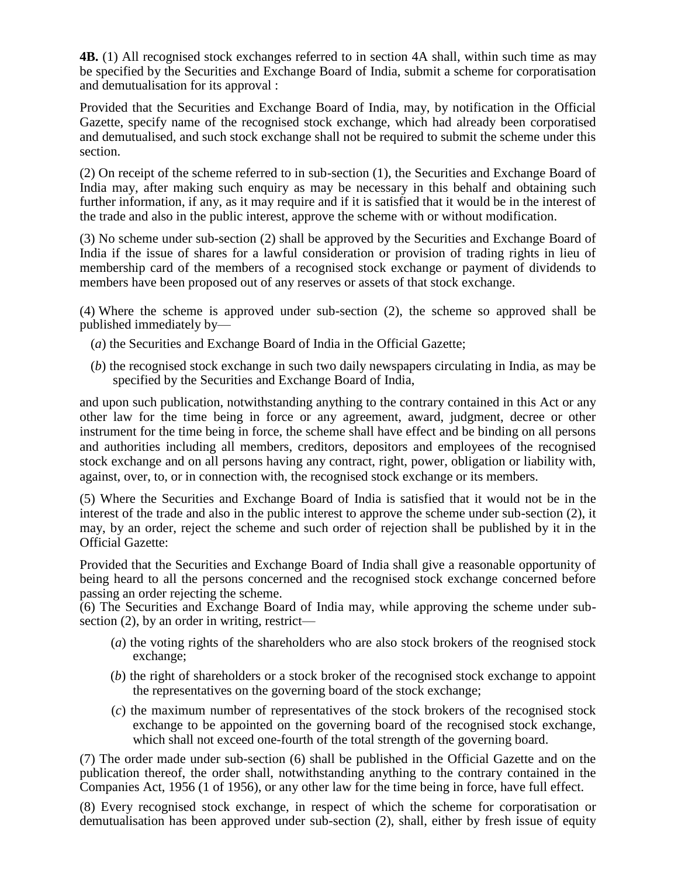**4B.** (1) All recognised stock exchanges referred to in section 4A shall, within such time as may be specified by the Securities and Exchange Board of India, submit a scheme for corporatisation and demutualisation for its approval :

Provided that the Securities and Exchange Board of India, may, by notification in the Official Gazette, specify name of the recognised stock exchange, which had already been corporatised and demutualised, and such stock exchange shall not be required to submit the scheme under this section.

(2) On receipt of the scheme referred to in sub-section (1), the Securities and Exchange Board of India may, after making such enquiry as may be necessary in this behalf and obtaining such further information, if any, as it may require and if it is satisfied that it would be in the interest of the trade and also in the public interest, approve the scheme with or without modification.

(3) No scheme under sub-section (2) shall be approved by the Securities and Exchange Board of India if the issue of shares for a lawful consideration or provision of trading rights in lieu of membership card of the members of a recognised stock exchange or payment of dividends to members have been proposed out of any reserves or assets of that stock exchange.

(4) Where the scheme is approved under sub-section (2), the scheme so approved shall be published immediately by—

(*a*) the Securities and Exchange Board of India in the Official Gazette;

(*b*) the recognised stock exchange in such two daily newspapers circulating in India, as may be specified by the Securities and Exchange Board of India,

and upon such publication, notwithstanding anything to the contrary contained in this Act or any other law for the time being in force or any agreement, award, judgment, decree or other instrument for the time being in force, the scheme shall have effect and be binding on all persons and authorities including all members, creditors, depositors and employees of the recognised stock exchange and on all persons having any contract, right, power, obligation or liability with, against, over, to, or in connection with, the recognised stock exchange or its members.

(5) Where the Securities and Exchange Board of India is satisfied that it would not be in the interest of the trade and also in the public interest to approve the scheme under sub-section (2), it may, by an order, reject the scheme and such order of rejection shall be published by it in the Official Gazette:

Provided that the Securities and Exchange Board of India shall give a reasonable opportunity of being heard to all the persons concerned and the recognised stock exchange concerned before passing an order rejecting the scheme.

(6) The Securities and Exchange Board of India may, while approving the scheme under sub-section (2), by an order in writing, restrict—

(*a*) the voting rights of the shareholders who are also stock brokers of the reognised stock exchange;

(*b*) the right of shareholders or a stock broker of the recognised stock exchange to appoint the representatives on the governing board of the stock exchange;

(*c*) the maximum number of representatives of the stock brokers of the recognised stock exchange to be appointed on the governing board of the recognised stock exchange, which shall not exceed one-fourth of the total strength of the governing board.

(7) The order made under sub-section (6) shall be published in the Official Gazette and on the publication thereof, the order shall, notwithstanding anything to the contrary contained in the Companies Act, 1956 (1 of 1956), or any other law for the time being in force, have full effect.

(8) Every recognised stock exchange, in respect of which the scheme for corporatisation or demutualisation has been approved under sub-section (2), shall, either by fresh issue of equity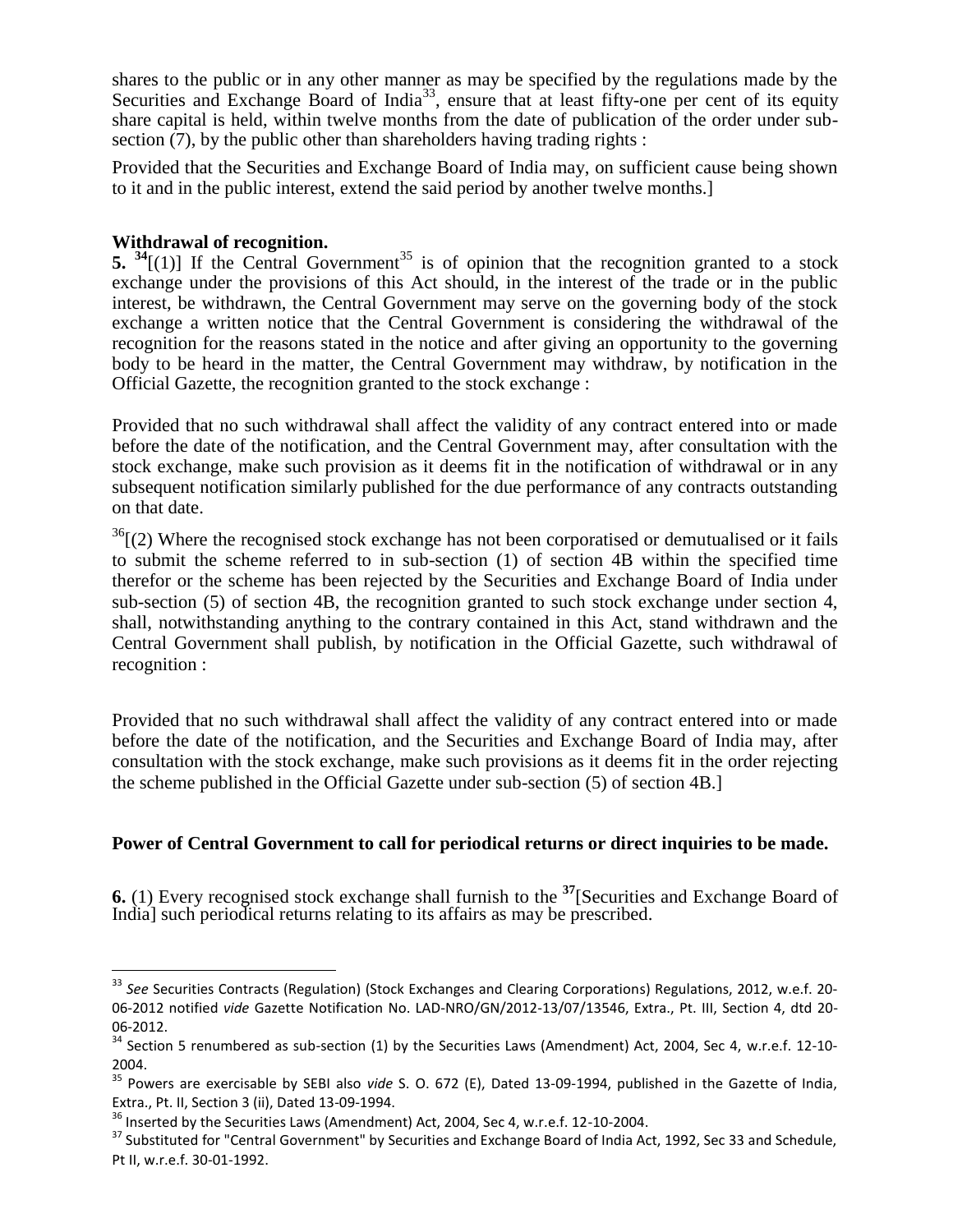shares to the public or in any other manner as may be specified by the regulations made by the Securities and Exchange Board of India[33], ensure that at least fifty-one per cent of its equity share capital is held, within twelve months from the date of publication of the order under sub-section (7), by the public other than shareholders having trading rights :

Provided that the Securities and Exchange Board of India may, on sufficient cause being shown to it and in the public interest, extend the said period by another twelve months.]

**Withdrawal of recognition.**

**5.** [34][(1)] If the Central Government[35] is of opinion that the recognition granted to a stock exchange under the provisions of this Act should, in the interest of the trade or in the public interest, be withdrawn, the Central Government may serve on the governing body of the stock exchange a written notice that the Central Government is considering the withdrawal of the recognition for the reasons stated in the notice and after giving an opportunity to the governing body to be heard in the matter, the Central Government may withdraw, by notification in the Official Gazette, the recognition granted to the stock exchange :

Provided that no such withdrawal shall affect the validity of any contract entered into or made before the date of the notification, and the Central Government may, after consultation with the stock exchange, make such provision as it deems fit in the notification of withdrawal or in any subsequent notification similarly published for the due performance of any contracts outstanding on that date.

[36][(2) Where the recognised stock exchange has not been corporatised or demutualised or it fails to submit the scheme referred to in sub-section (1) of section 4B within the specified time therefor or the scheme has been rejected by the Securities and Exchange Board of India under sub-section (5) of section 4B, the recognition granted to such stock exchange under section 4, shall, notwithstanding anything to the contrary contained in this Act, stand withdrawn and the Central Government shall publish, by notification in the Official Gazette, such withdrawal of recognition :

Provided that no such withdrawal shall affect the validity of any contract entered into or made before the date of the notification, and the Securities and Exchange Board of India may, after consultation with the stock exchange, make such provisions as it deems fit in the order rejecting the scheme published in the Official Gazette under sub-section (5) of section 4B.]

**Power of Central Government to call for periodical returns or direct inquiries to be made.**

**6.** (1) Every recognised stock exchange shall furnish to the [37][Securities and Exchange Board of India] such periodical returns relating to its affairs as may be prescribed.

---

[33] *See* Securities Contracts (Regulation) (Stock Exchanges and Clearing Corporations) Regulations, 2012, w.e.f. 20-06-2012 notified *vide* Gazette Notification No. LAD-NRO/GN/2012-13/07/13546, Extra., Pt. III, Section 4, dtd 20-06-2012.

[34] Section 5 renumbered as sub-section (1) by the Securities Laws (Amendment) Act, 2004, Sec 4, w.r.e.f. 12-10-2004.

[35] Powers are exercisable by SEBI also *vide* S. O. 672 (E), Dated 13-09-1994, published in the Gazette of India, Extra., Pt. II, Section 3 (ii), Dated 13-09-1994.

[36] Inserted by the Securities Laws (Amendment) Act, 2004, Sec 4, w.r.e.f. 12-10-2004.

[37] Substituted for "Central Government" by Securities and Exchange Board of India Act, 1992, Sec 33 and Schedule, Pt II, w.r.e.f. 30-01-1992.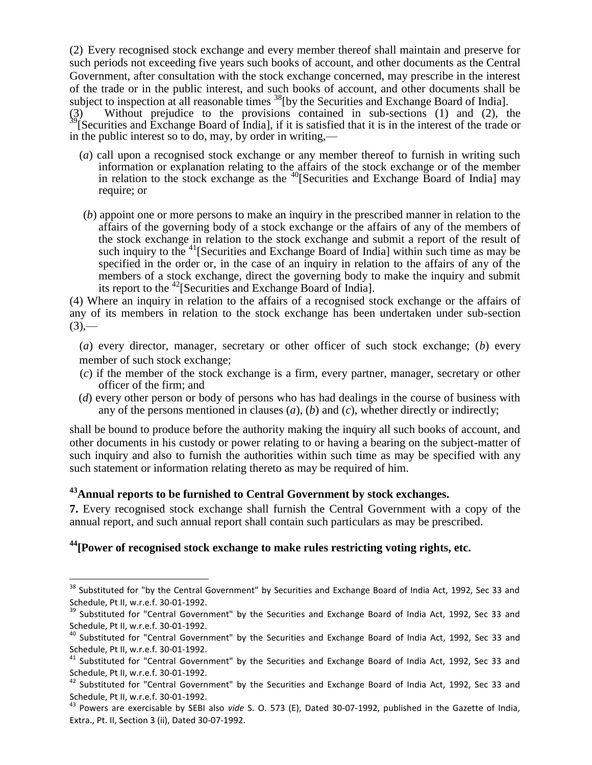(2) Every recognised stock exchange and every member thereof shall maintain and preserve for such periods not exceeding five years such books of account, and other documents as the Central Government, after consultation with the stock exchange concerned, may prescribe in the interest of the trade or in the public interest, and such books of account, and other documents shall be subject to inspection at all reasonable times [38][by the Securities and Exchange Board of India].

(3) Without prejudice to the provisions contained in sub-sections (1) and (2), the [39][Securities and Exchange Board of India], if it is satisfied that it is in the interest of the trade or in the public interest so to do, may, by order in writing,—

(*a*) call upon a recognised stock exchange or any member thereof to furnish in writing such information or explanation relating to the affairs of the stock exchange or of the member in relation to the stock exchange as the [40][Securities and Exchange Board of India] may require; or

(*b*) appoint one or more persons to make an inquiry in the prescribed manner in relation to the affairs of the governing body of a stock exchange or the affairs of any of the members of the stock exchange in relation to the stock exchange and submit a report of the result of such inquiry to the [41][Securities and Exchange Board of India] within such time as may be specified in the order or, in the case of an inquiry in relation to the affairs of any of the members of a stock exchange, direct the governing body to make the inquiry and submit its report to the [42][Securities and Exchange Board of India].

(4) Where an inquiry in relation to the affairs of a recognised stock exchange or the affairs of any of its members in relation to the stock exchange has been undertaken under sub-section (3),—

(*a*) every director, manager, secretary or other officer of such stock exchange; (*b*) every member of such stock exchange;

(*c*) if the member of the stock exchange is a firm, every partner, manager, secretary or other officer of the firm; and

(*d*) every other person or body of persons who has had dealings in the course of business with any of the persons mentioned in clauses (*a*), (*b*) and (*c*), whether directly or indirectly;

shall be bound to produce before the authority making the inquiry all such books of account, and other documents in his custody or power relating to or having a bearing on the subject-matter of such inquiry and also to furnish the authorities within such time as may be specified with any such statement or information relating thereto as may be required of him.

### [43]Annual reports to be furnished to Central Government by stock exchanges.

**7.** Every recognised stock exchange shall furnish the Central Government with a copy of the annual report, and such annual report shall contain such particulars as may be prescribed.

### [44][Power of recognised stock exchange to make rules restricting voting rights, etc.

---

[38] Substituted for "by the Central Government" by Securities and Exchange Board of India Act, 1992, Sec 33 and Schedule, Pt II, w.r.e.f. 30-01-1992.

[39] Substituted for "Central Government" by the Securities and Exchange Board of India Act, 1992, Sec 33 and Schedule, Pt II, w.r.e.f. 30-01-1992.

[40] Substituted for "Central Government" by the Securities and Exchange Board of India Act, 1992, Sec 33 and Schedule, Pt II, w.r.e.f. 30-01-1992.

[41] Substituted for "Central Government" by the Securities and Exchange Board of India Act, 1992, Sec 33 and Schedule, Pt II, w.r.e.f. 30-01-1992.

[42] Substituted for "Central Government" by the Securities and Exchange Board of India Act, 1992, Sec 33 and Schedule, Pt II, w.r.e.f. 30-01-1992.

[43] Powers are exercisable by SEBI also *vide* S. O. 573 (E), Dated 30-07-1992, published in the Gazette of India, Extra., Pt. II, Section 3 (ii), Dated 30-07-1992.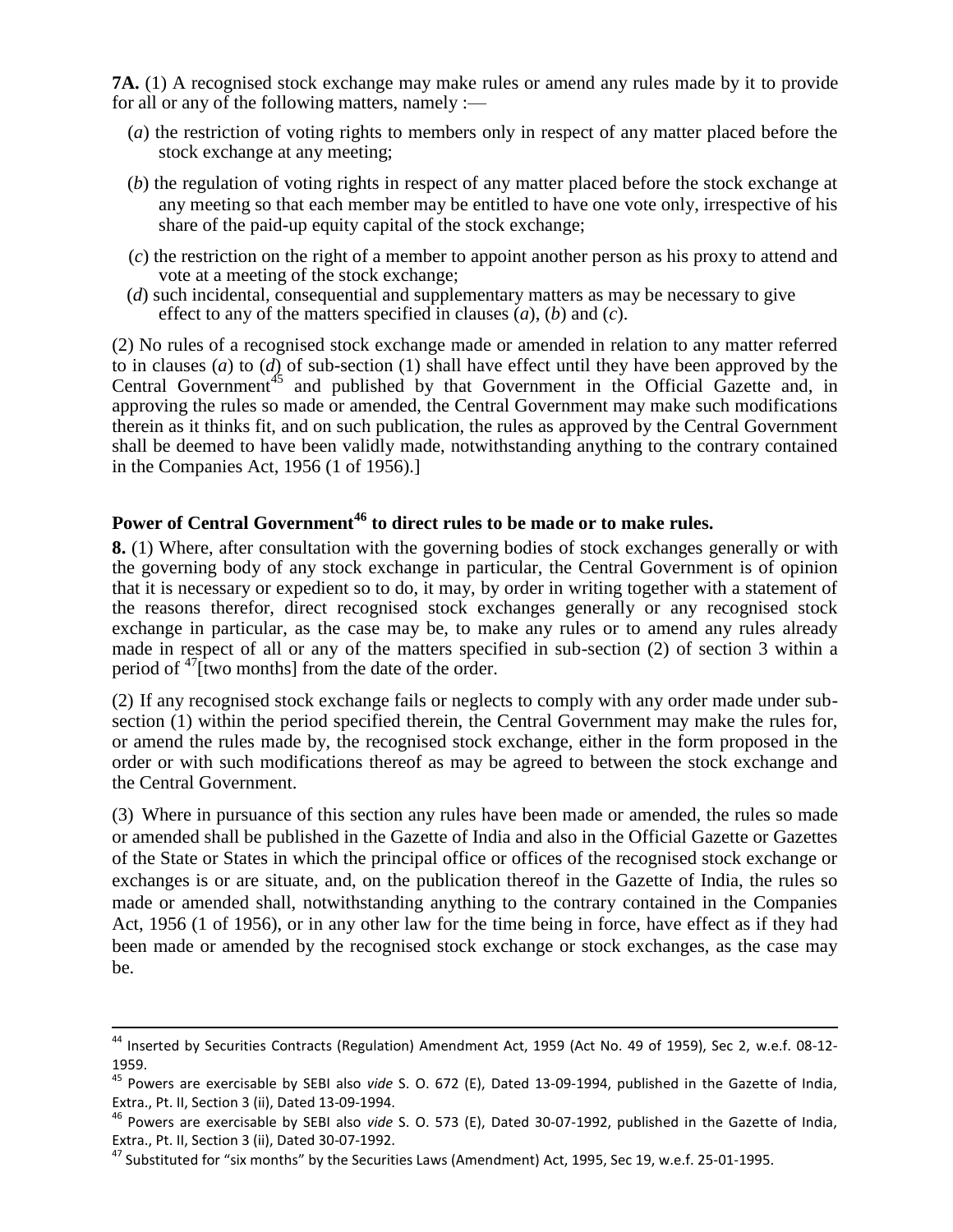**7A.** (1) A recognised stock exchange may make rules or amend any rules made by it to provide for all or any of the following matters, namely :—

(*a*) the restriction of voting rights to members only in respect of any matter placed before the stock exchange at any meeting;

(*b*) the regulation of voting rights in respect of any matter placed before the stock exchange at any meeting so that each member may be entitled to have one vote only, irrespective of his share of the paid-up equity capital of the stock exchange;

(*c*) the restriction on the right of a member to appoint another person as his proxy to attend and vote at a meeting of the stock exchange;

(*d*) such incidental, consequential and supplementary matters as may be necessary to give effect to any of the matters specified in clauses (*a*), (*b*) and (*c*).

(2) No rules of a recognised stock exchange made or amended in relation to any matter referred to in clauses (*a*) to (*d*) of sub-section (1) shall have effect until they have been approved by the Central Government[45] and published by that Government in the Official Gazette and, in approving the rules so made or amended, the Central Government may make such modifications therein as it thinks fit, and on such publication, the rules as approved by the Central Government shall be deemed to have been validly made, notwithstanding anything to the contrary contained in the Companies Act, 1956 (1 of 1956).]

## Power of Central Government[46] to direct rules to be made or to make rules.

**8.** (1) Where, after consultation with the governing bodies of stock exchanges generally or with the governing body of any stock exchange in particular, the Central Government is of opinion that it is necessary or expedient so to do, it may, by order in writing together with a statement of the reasons therefor, direct recognised stock exchanges generally or any recognised stock exchange in particular, as the case may be, to make any rules or to amend any rules already made in respect of all or any of the matters specified in sub-section (2) of section 3 within a period of [47][two months] from the date of the order.

(2) If any recognised stock exchange fails or neglects to comply with any order made under sub-section (1) within the period specified therein, the Central Government may make the rules for, or amend the rules made by, the recognised stock exchange, either in the form proposed in the order or with such modifications thereof as may be agreed to between the stock exchange and the Central Government.

(3) Where in pursuance of this section any rules have been made or amended, the rules so made or amended shall be published in the Gazette of India and also in the Official Gazette or Gazettes of the State or States in which the principal office or offices of the recognised stock exchange or exchanges is or are situate, and, on the publication thereof in the Gazette of India, the rules so made or amended shall, notwithstanding anything to the contrary contained in the Companies Act, 1956 (1 of 1956), or in any other law for the time being in force, have effect as if they had been made or amended by the recognised stock exchange or stock exchanges, as the case may be.

---

[44] Inserted by Securities Contracts (Regulation) Amendment Act, 1959 (Act No. 49 of 1959), Sec 2, w.e.f. 08-12-1959.

[45] Powers are exercisable by SEBI also *vide* S. O. 672 (E), Dated 13-09-1994, published in the Gazette of India, Extra., Pt. II, Section 3 (ii), Dated 13-09-1994.

[46] Powers are exercisable by SEBI also *vide* S. O. 573 (E), Dated 30-07-1992, published in the Gazette of India, Extra., Pt. II, Section 3 (ii), Dated 30-07-1992.

[47] Substituted for "six months" by the Securities Laws (Amendment) Act, 1995, Sec 19, w.e.f. 25-01-1995.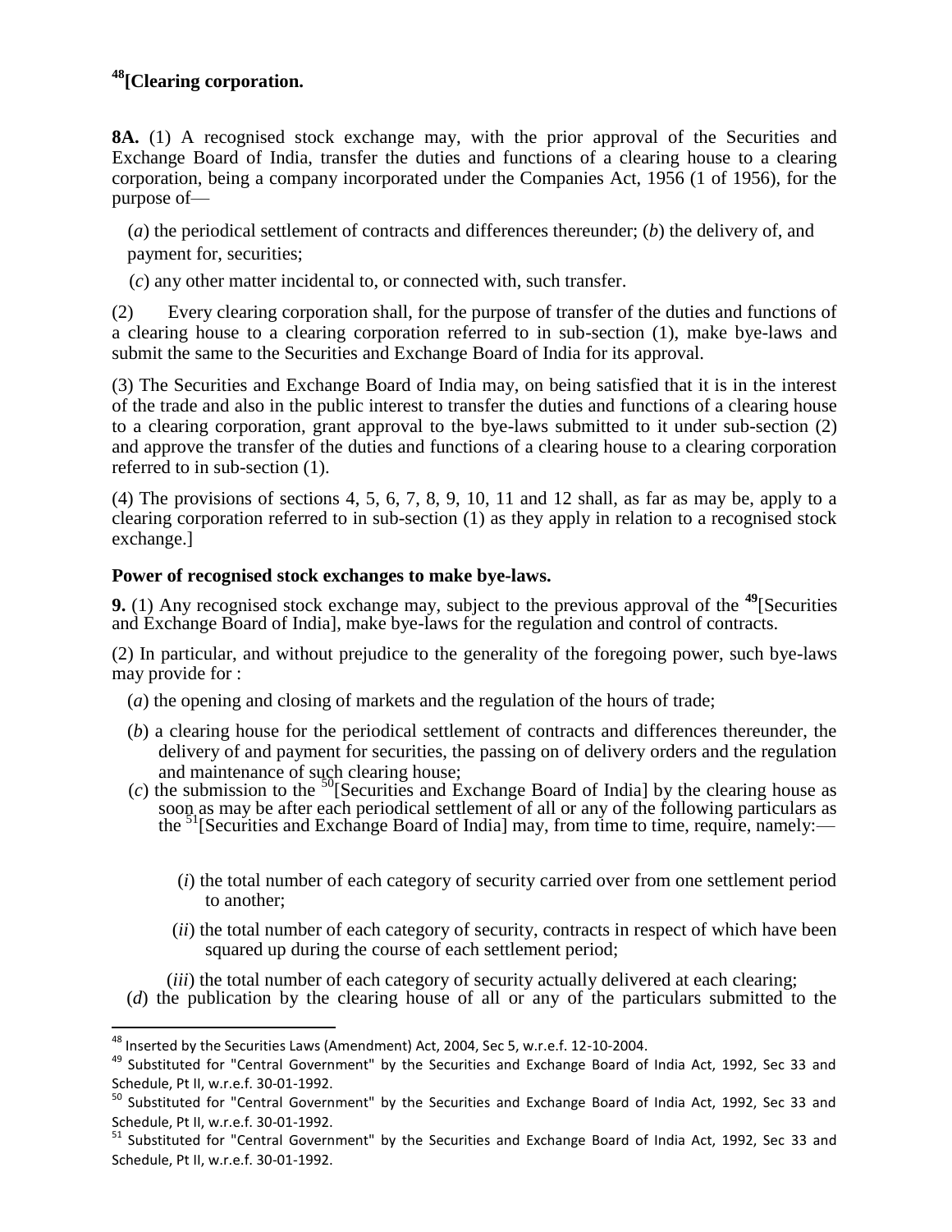**[48][Clearing corporation.**

**8A.** (1) A recognised stock exchange may, with the prior approval of the Securities and Exchange Board of India, transfer the duties and functions of a clearing house to a clearing corporation, being a company incorporated under the Companies Act, 1956 (1 of 1956), for the purpose of—

(*a*) the periodical settlement of contracts and differences thereunder; (*b*) the delivery of, and payment for, securities;

(*c*) any other matter incidental to, or connected with, such transfer.

(2) Every clearing corporation shall, for the purpose of transfer of the duties and functions of a clearing house to a clearing corporation referred to in sub-section (1), make bye-laws and submit the same to the Securities and Exchange Board of India for its approval.

(3) The Securities and Exchange Board of India may, on being satisfied that it is in the interest of the trade and also in the public interest to transfer the duties and functions of a clearing house to a clearing corporation, grant approval to the bye-laws submitted to it under sub-section (2) and approve the transfer of the duties and functions of a clearing house to a clearing corporation referred to in sub-section (1).

(4) The provisions of sections 4, 5, 6, 7, 8, 9, 10, 11 and 12 shall, as far as may be, apply to a clearing corporation referred to in sub-section (1) as they apply in relation to a recognised stock exchange.]

**Power of recognised stock exchanges to make bye-laws.**

**9.** (1) Any recognised stock exchange may, subject to the previous approval of the [49][Securities and Exchange Board of India], make bye-laws for the regulation and control of contracts.

(2) In particular, and without prejudice to the generality of the foregoing power, such bye-laws may provide for :

(*a*) the opening and closing of markets and the regulation of the hours of trade;

(*b*) a clearing house for the periodical settlement of contracts and differences thereunder, the delivery of and payment for securities, the passing on of delivery orders and the regulation and maintenance of such clearing house;

(*c*) the submission to the [50][Securities and Exchange Board of India] by the clearing house as soon as may be after each periodical settlement of all or any of the following particulars as the [51][Securities and Exchange Board of India] may, from time to time, require, namely:—

(*i*) the total number of each category of security carried over from one settlement period to another;

(*ii*) the total number of each category of security, contracts in respect of which have been squared up during the course of each settlement period;

(*iii*) the total number of each category of security actually delivered at each clearing;

(*d*) the publication by the clearing house of all or any of the particulars submitted to the

---

[48] Inserted by the Securities Laws (Amendment) Act, 2004, Sec 5, w.r.e.f. 12-10-2004.

[49] Substituted for "Central Government" by the Securities and Exchange Board of India Act, 1992, Sec 33 and Schedule, Pt II, w.r.e.f. 30-01-1992.

[50] Substituted for "Central Government" by the Securities and Exchange Board of India Act, 1992, Sec 33 and Schedule, Pt II, w.r.e.f. 30-01-1992.

[51] Substituted for "Central Government" by the Securities and Exchange Board of India Act, 1992, Sec 33 and Schedule, Pt II, w.r.e.f. 30-01-1992.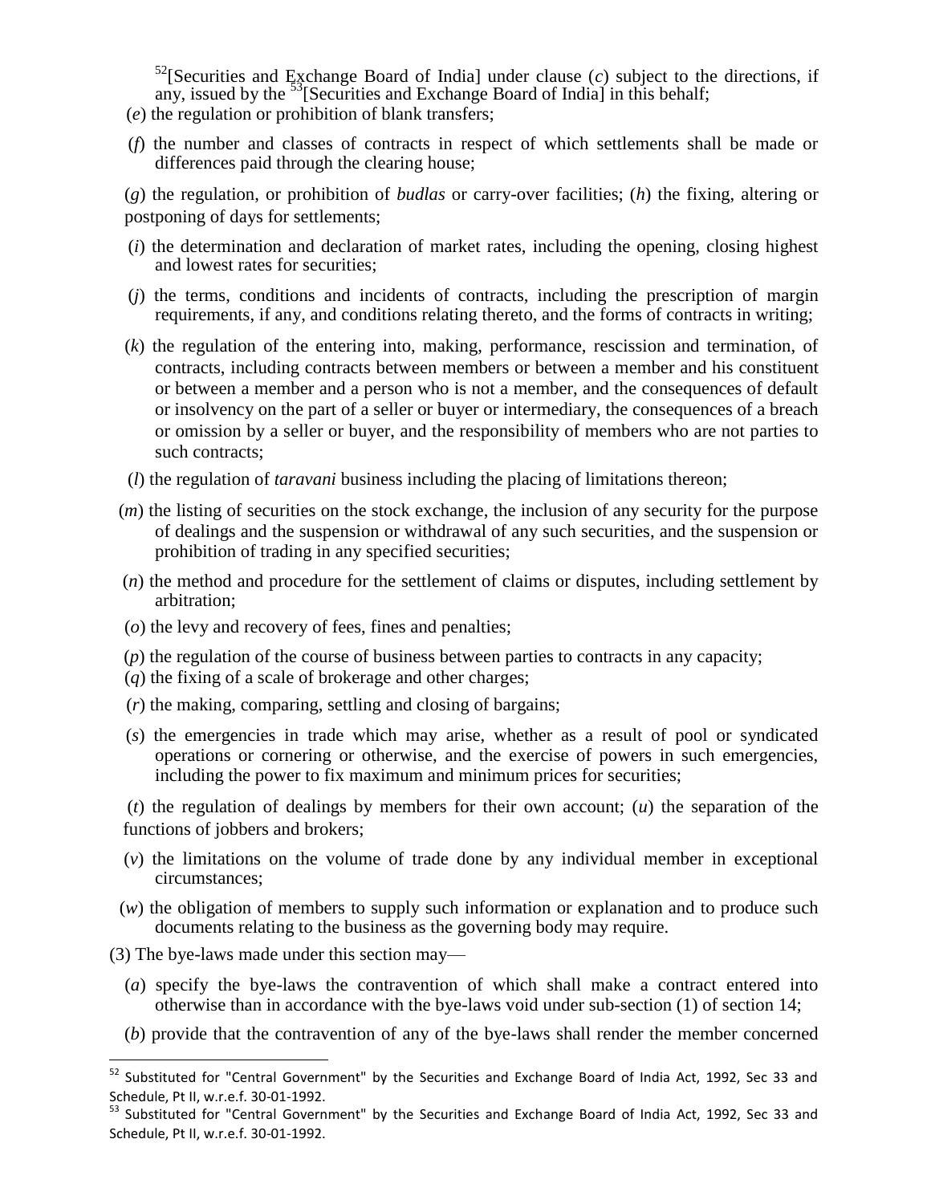[52][Securities and Exchange Board of India] under clause (*c*) subject to the directions, if any, issued by the [53][Securities and Exchange Board of India] in this behalf;

(*e*) the regulation or prohibition of blank transfers;

(*f*) the number and classes of contracts in respect of which settlements shall be made or differences paid through the clearing house;

(*g*) the regulation, or prohibition of *budlas* or carry-over facilities; (*h*) the fixing, altering or postponing of days for settlements;

(*i*) the determination and declaration of market rates, including the opening, closing highest and lowest rates for securities;

(*j*) the terms, conditions and incidents of contracts, including the prescription of margin requirements, if any, and conditions relating thereto, and the forms of contracts in writing;

(*k*) the regulation of the entering into, making, performance, rescission and termination, of contracts, including contracts between members or between a member and his constituent or between a member and a person who is not a member, and the consequences of default or insolvency on the part of a seller or buyer or intermediary, the consequences of a breach or omission by a seller or buyer, and the responsibility of members who are not parties to such contracts;

(*l*) the regulation of *taravani* business including the placing of limitations thereon;

(*m*) the listing of securities on the stock exchange, the inclusion of any security for the purpose of dealings and the suspension or withdrawal of any such securities, and the suspension or prohibition of trading in any specified securities;

(*n*) the method and procedure for the settlement of claims or disputes, including settlement by arbitration;

(*o*) the levy and recovery of fees, fines and penalties;

(*p*) the regulation of the course of business between parties to contracts in any capacity;

(*q*) the fixing of a scale of brokerage and other charges;

(*r*) the making, comparing, settling and closing of bargains;

(*s*) the emergencies in trade which may arise, whether as a result of pool or syndicated operations or cornering or otherwise, and the exercise of powers in such emergencies, including the power to fix maximum and minimum prices for securities;

(*t*) the regulation of dealings by members for their own account; (*u*) the separation of the functions of jobbers and brokers;

(*v*) the limitations on the volume of trade done by any individual member in exceptional circumstances;

(*w*) the obligation of members to supply such information or explanation and to produce such documents relating to the business as the governing body may require.

(3) The bye-laws made under this section may—

(*a*) specify the bye-laws the contravention of which shall make a contract entered into otherwise than in accordance with the bye-laws void under sub-section (1) of section 14;

(*b*) provide that the contravention of any of the bye-laws shall render the member concerned

---

[52] Substituted for "Central Government" by the Securities and Exchange Board of India Act, 1992, Sec 33 and Schedule, Pt II, w.r.e.f. 30-01-1992.

[53] Substituted for "Central Government" by the Securities and Exchange Board of India Act, 1992, Sec 33 and Schedule, Pt II, w.r.e.f. 30-01-1992.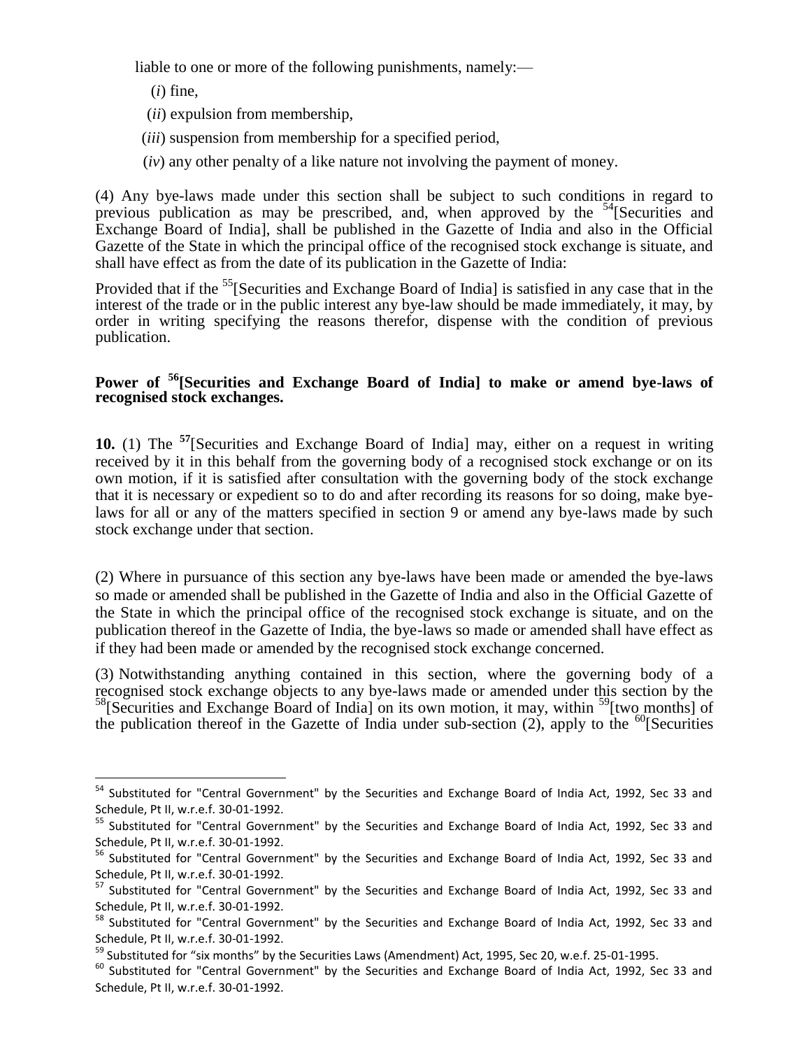liable to one or more of the following punishments, namely:—

(*i*) fine,

(*ii*) expulsion from membership,

(*iii*) suspension from membership for a specified period,

(*iv*) any other penalty of a like nature not involving the payment of money.

(4) Any bye-laws made under this section shall be subject to such conditions in regard to previous publication as may be prescribed, and, when approved by the [54][Securities and Exchange Board of India], shall be published in the Gazette of India and also in the Official Gazette of the State in which the principal office of the recognised stock exchange is situate, and shall have effect as from the date of its publication in the Gazette of India:

Provided that if the [55][Securities and Exchange Board of India] is satisfied in any case that in the interest of the trade or in the public interest any bye-law should be made immediately, it may, by order in writing specifying the reasons therefor, dispense with the condition of previous publication.

**Power of [56][Securities and Exchange Board of India] to make or amend bye-laws of recognised stock exchanges.**

**10.** (1) The **[57]**[Securities and Exchange Board of India] may, either on a request in writing received by it in this behalf from the governing body of a recognised stock exchange or on its own motion, if it is satisfied after consultation with the governing body of the stock exchange that it is necessary or expedient so to do and after recording its reasons for so doing, make bye-laws for all or any of the matters specified in section 9 or amend any bye-laws made by such stock exchange under that section.

(2) Where in pursuance of this section any bye-laws have been made or amended the bye-laws so made or amended shall be published in the Gazette of India and also in the Official Gazette of the State in which the principal office of the recognised stock exchange is situate, and on the publication thereof in the Gazette of India, the bye-laws so made or amended shall have effect as if they had been made or amended by the recognised stock exchange concerned.

(3) Notwithstanding anything contained in this section, where the governing body of a recognised stock exchange objects to any bye-laws made or amended under this section by the [58][Securities and Exchange Board of India] on its own motion, it may, within [59][two months] of the publication thereof in the Gazette of India under sub-section (2), apply to the [60][Securities

---

[54] Substituted for "Central Government" by the Securities and Exchange Board of India Act, 1992, Sec 33 and Schedule, Pt II, w.r.e.f. 30-01-1992.

[55] Substituted for "Central Government" by the Securities and Exchange Board of India Act, 1992, Sec 33 and Schedule, Pt II, w.r.e.f. 30-01-1992.

[56] Substituted for "Central Government" by the Securities and Exchange Board of India Act, 1992, Sec 33 and Schedule, Pt II, w.r.e.f. 30-01-1992.

[57] Substituted for "Central Government" by the Securities and Exchange Board of India Act, 1992, Sec 33 and Schedule, Pt II, w.r.e.f. 30-01-1992.

[58] Substituted for "Central Government" by the Securities and Exchange Board of India Act, 1992, Sec 33 and Schedule, Pt II, w.r.e.f. 30-01-1992.

[59] Substituted for "six months" by the Securities Laws (Amendment) Act, 1995, Sec 20, w.e.f. 25-01-1995.

[60] Substituted for "Central Government" by the Securities and Exchange Board of India Act, 1992, Sec 33 and Schedule, Pt II, w.r.e.f. 30-01-1992.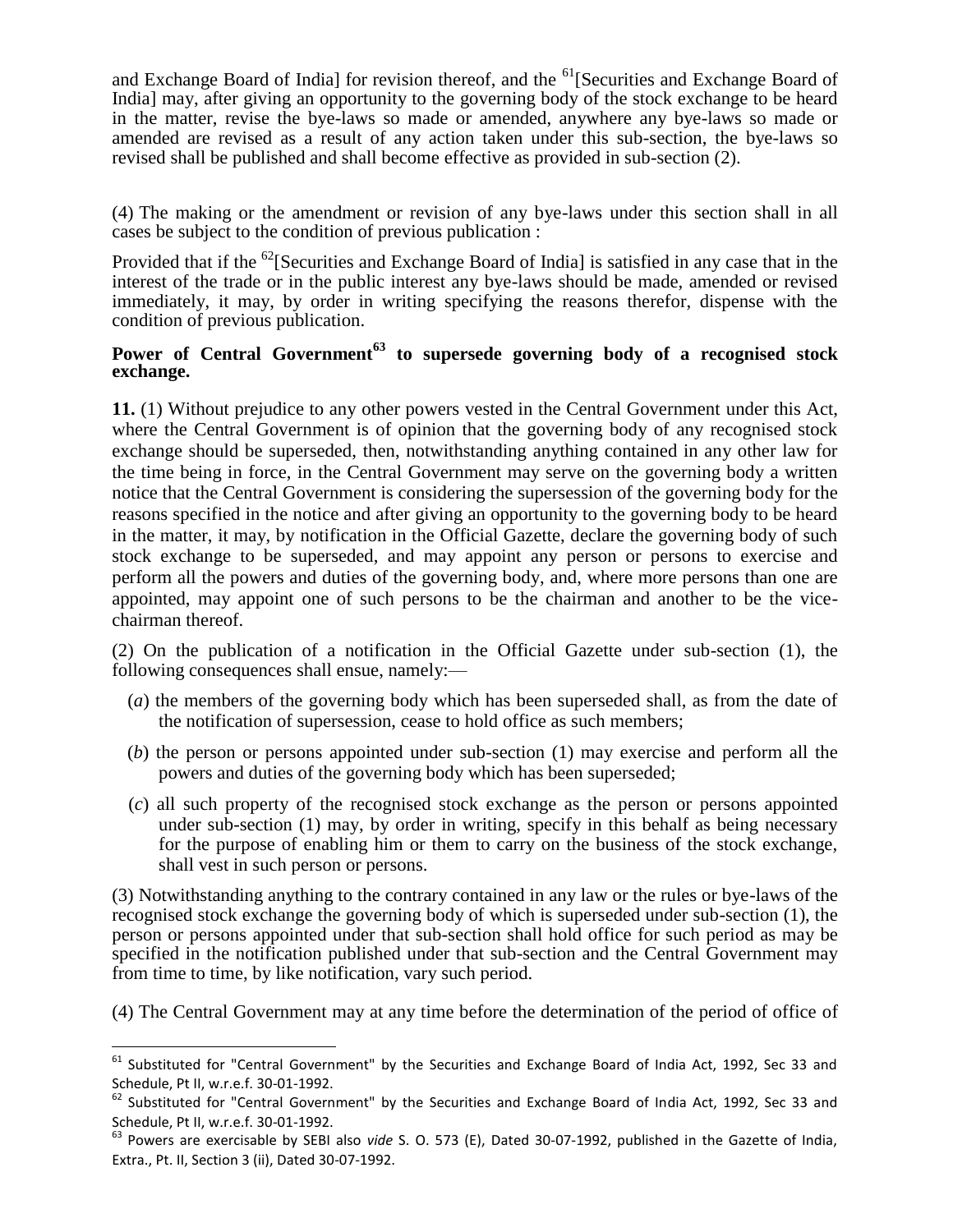and Exchange Board of India] for revision thereof, and the [61][Securities and Exchange Board of India] may, after giving an opportunity to the governing body of the stock exchange to be heard in the matter, revise the bye-laws so made or amended, anywhere any bye-laws so made or amended are revised as a result of any action taken under this sub-section, the bye-laws so revised shall be published and shall become effective as provided in sub-section (2).

(4) The making or the amendment or revision of any bye-laws under this section shall in all cases be subject to the condition of previous publication :

Provided that if the [62][Securities and Exchange Board of India] is satisfied in any case that in the interest of the trade or in the public interest any bye-laws should be made, amended or revised immediately, it may, by order in writing specifying the reasons therefor, dispense with the condition of previous publication.

**Power of Central Government[63] to supersede governing body of a recognised stock exchange.**

**11.** (1) Without prejudice to any other powers vested in the Central Government under this Act, where the Central Government is of opinion that the governing body of any recognised stock exchange should be superseded, then, notwithstanding anything contained in any other law for the time being in force, in the Central Government may serve on the governing body a written notice that the Central Government is considering the supersession of the governing body for the reasons specified in the notice and after giving an opportunity to the governing body to be heard in the matter, it may, by notification in the Official Gazette, declare the governing body of such stock exchange to be superseded, and may appoint any person or persons to exercise and perform all the powers and duties of the governing body, and, where more persons than one are appointed, may appoint one of such persons to be the chairman and another to be the vice-chairman thereof.

(2) On the publication of a notification in the Official Gazette under sub-section (1), the following consequences shall ensue, namely:—

(*a*) the members of the governing body which has been superseded shall, as from the date of the notification of supersession, cease to hold office as such members;

(*b*) the person or persons appointed under sub-section (1) may exercise and perform all the powers and duties of the governing body which has been superseded;

(*c*) all such property of the recognised stock exchange as the person or persons appointed under sub-section (1) may, by order in writing, specify in this behalf as being necessary for the purpose of enabling him or them to carry on the business of the stock exchange, shall vest in such person or persons.

(3) Notwithstanding anything to the contrary contained in any law or the rules or bye-laws of the recognised stock exchange the governing body of which is superseded under sub-section (1), the person or persons appointed under that sub-section shall hold office for such period as may be specified in the notification published under that sub-section and the Central Government may from time to time, by like notification, vary such period.

(4) The Central Government may at any time before the determination of the period of office of

---

[61] Substituted for "Central Government" by the Securities and Exchange Board of India Act, 1992, Sec 33 and Schedule, Pt II, w.r.e.f. 30-01-1992.

[62] Substituted for "Central Government" by the Securities and Exchange Board of India Act, 1992, Sec 33 and Schedule, Pt II, w.r.e.f. 30-01-1992.

[63] Powers are exercisable by SEBI also *vide* S. O. 573 (E), Dated 30-07-1992, published in the Gazette of India, Extra., Pt. II, Section 3 (ii), Dated 30-07-1992.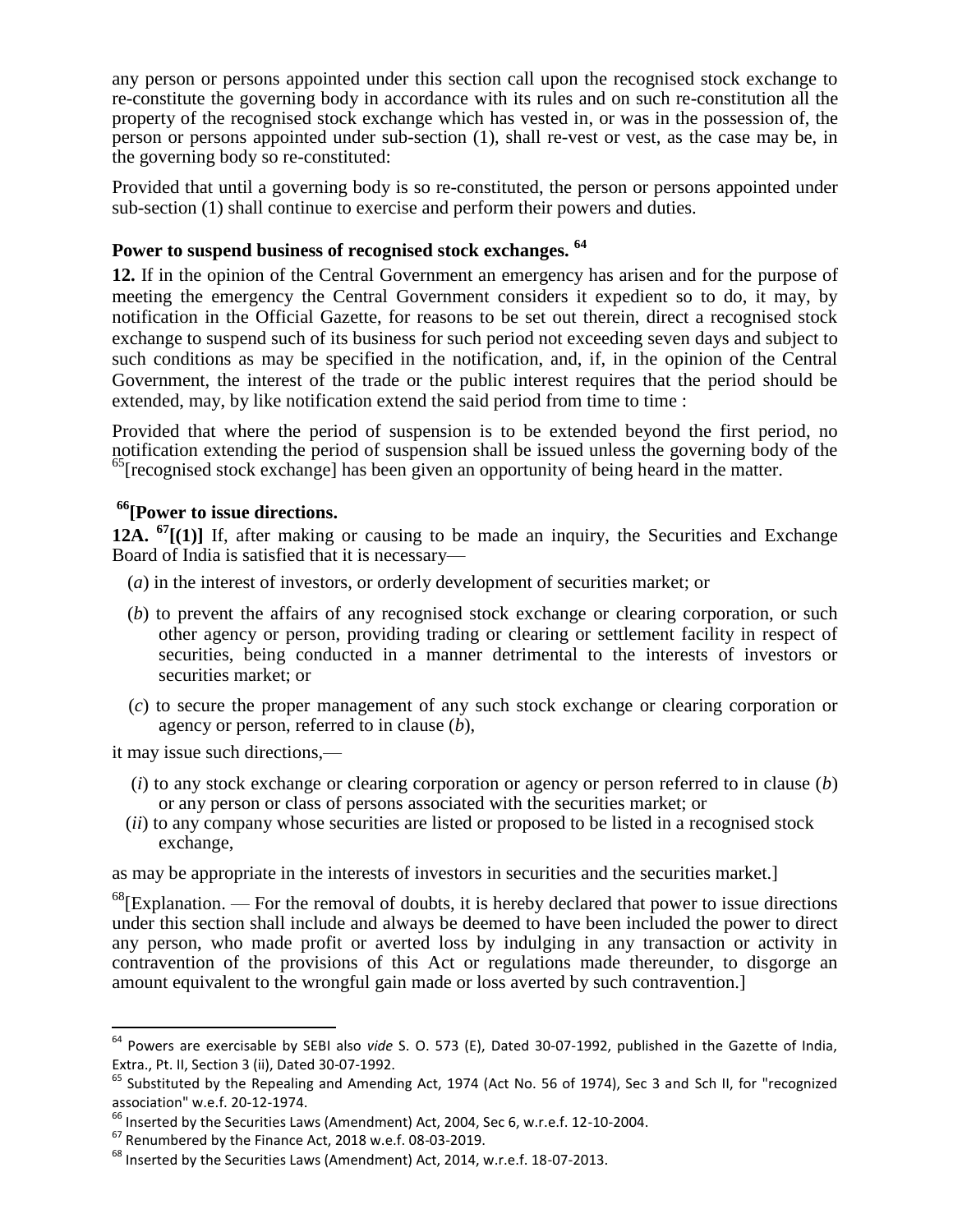any person or persons appointed under this section call upon the recognised stock exchange to re-constitute the governing body in accordance with its rules and on such re-constitution all the property of the recognised stock exchange which has vested in, or was in the possession of, the person or persons appointed under sub-section (1), shall re-vest or vest, as the case may be, in the governing body so re-constituted:

Provided that until a governing body is so re-constituted, the person or persons appointed under sub-section (1) shall continue to exercise and perform their powers and duties.

### Power to suspend business of recognised stock exchanges. [64]

**12.** If in the opinion of the Central Government an emergency has arisen and for the purpose of meeting the emergency the Central Government considers it expedient so to do, it may, by notification in the Official Gazette, for reasons to be set out therein, direct a recognised stock exchange to suspend such of its business for such period not exceeding seven days and subject to such conditions as may be specified in the notification, and, if, in the opinion of the Central Government, the interest of the trade or the public interest requires that the period should be extended, may, by like notification extend the said period from time to time :

Provided that where the period of suspension is to be extended beyond the first period, no notification extending the period of suspension shall be issued unless the governing body of the [65][recognised stock exchange] has been given an opportunity of being heard in the matter.

### [66][Power to issue directions.

**12A. [67][(1)]** If, after making or causing to be made an inquiry, the Securities and Exchange Board of India is satisfied that it is necessary—

(*a*) in the interest of investors, or orderly development of securities market; or

(*b*) to prevent the affairs of any recognised stock exchange or clearing corporation, or such other agency or person, providing trading or clearing or settlement facility in respect of securities, being conducted in a manner detrimental to the interests of investors or securities market; or

(*c*) to secure the proper management of any such stock exchange or clearing corporation or agency or person, referred to in clause (*b*),

it may issue such directions,—

(*i*) to any stock exchange or clearing corporation or agency or person referred to in clause (*b*) or any person or class of persons associated with the securities market; or

(*ii*) to any company whose securities are listed or proposed to be listed in a recognised stock exchange,

as may be appropriate in the interests of investors in securities and the securities market.]

[68][Explanation. — For the removal of doubts, it is hereby declared that power to issue directions under this section shall include and always be deemed to have been included the power to direct any person, who made profit or averted loss by indulging in any transaction or activity in contravention of the provisions of this Act or regulations made thereunder, to disgorge an amount equivalent to the wrongful gain made or loss averted by such contravention.]

---

[64] Powers are exercisable by SEBI also *vide* S. O. 573 (E), Dated 30-07-1992, published in the Gazette of India, Extra., Pt. II, Section 3 (ii), Dated 30-07-1992.

[65] Substituted by the Repealing and Amending Act, 1974 (Act No. 56 of 1974), Sec 3 and Sch II, for "recognized association" w.e.f. 20-12-1974.

[66] Inserted by the Securities Laws (Amendment) Act, 2004, Sec 6, w.r.e.f. 12-10-2004.

[67] Renumbered by the Finance Act, 2018 w.e.f. 08-03-2019.

[68] Inserted by the Securities Laws (Amendment) Act, 2014, w.r.e.f. 18-07-2013.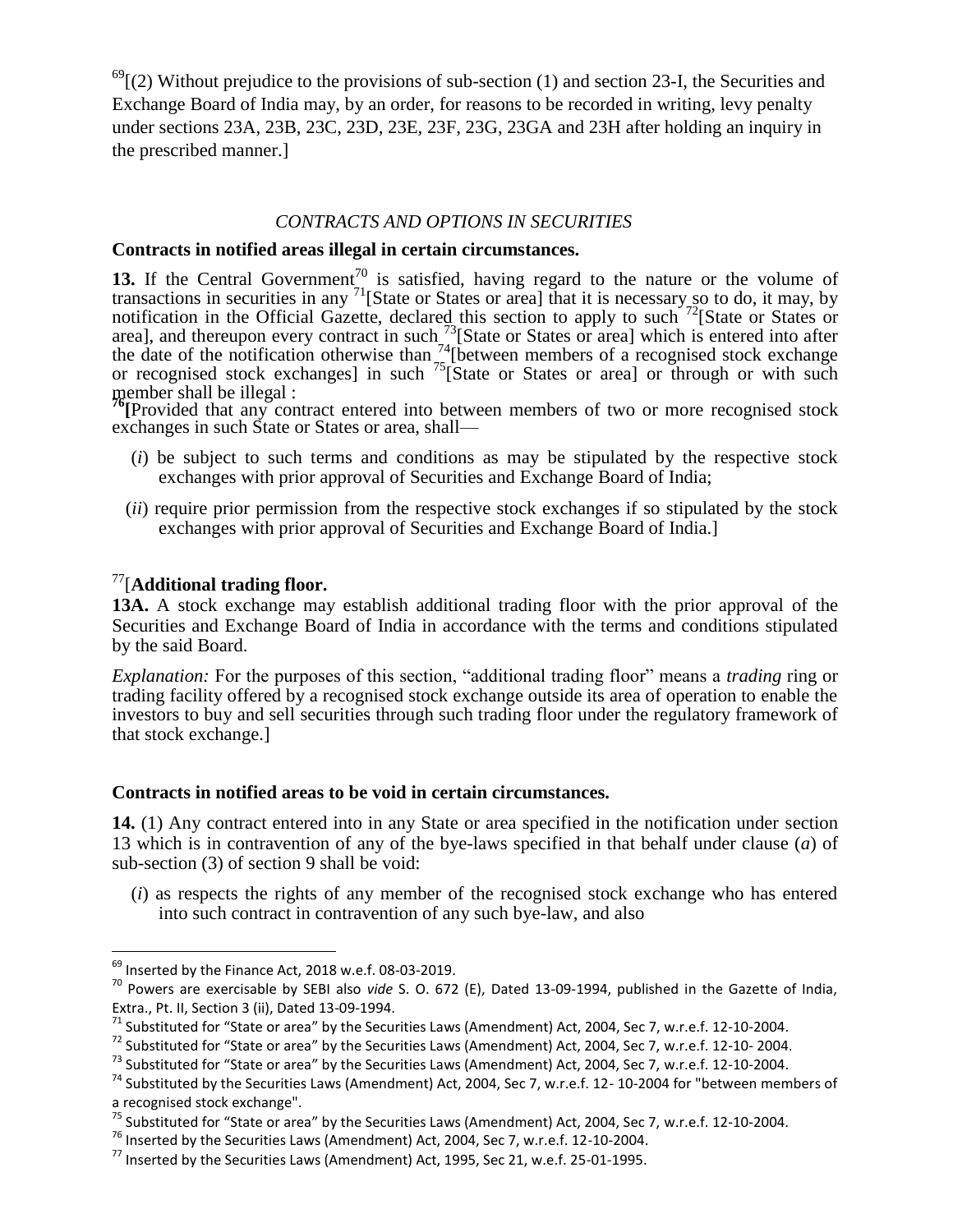[69][(2) Without prejudice to the provisions of sub-section (1) and section 23-I, the Securities and Exchange Board of India may, by an order, for reasons to be recorded in writing, levy penalty under sections 23A, 23B, 23C, 23D, 23E, 23F, 23G, 23GA and 23H after holding an inquiry in the prescribed manner.]

*CONTRACTS AND OPTIONS IN SECURITIES*

**Contracts in notified areas illegal in certain circumstances.**

**13.** If the Central Government[70] is satisfied, having regard to the nature or the volume of transactions in securities in any [71][State or States or area] that it is necessary so to do, it may, by notification in the Official Gazette, declared this section to apply to such [72][State or States or area], and thereupon every contract in such [73][State or States or area] which is entered into after the date of the notification otherwise than [74][between members of a recognised stock exchange or recognised stock exchanges] in such [75][State or States or area] or through or with such member shall be illegal :

[76][Provided that any contract entered into between members of two or more recognised stock exchanges in such State or States or area, shall—

(*i*) be subject to such terms and conditions as may be stipulated by the respective stock exchanges with prior approval of Securities and Exchange Board of India;

(*ii*) require prior permission from the respective stock exchanges if so stipulated by the stock exchanges with prior approval of Securities and Exchange Board of India.]

[77][**Additional trading floor.**

**13A.** A stock exchange may establish additional trading floor with the prior approval of the Securities and Exchange Board of India in accordance with the terms and conditions stipulated by the said Board.

*Explanation:* For the purposes of this section, "additional trading floor" means a *trading* ring or trading facility offered by a recognised stock exchange outside its area of operation to enable the investors to buy and sell securities through such trading floor under the regulatory framework of that stock exchange.]

**Contracts in notified areas to be void in certain circumstances.**

**14.** (1) Any contract entered into in any State or area specified in the notification under section 13 which is in contravention of any of the bye-laws specified in that behalf under clause (*a*) of sub-section (3) of section 9 shall be void:

(*i*) as respects the rights of any member of the recognised stock exchange who has entered into such contract in contravention of any such bye-law, and also

---

[69] Inserted by the Finance Act, 2018 w.e.f. 08-03-2019.

[70] Powers are exercisable by SEBI also *vide* S. O. 672 (E), Dated 13-09-1994, published in the Gazette of India, Extra., Pt. II, Section 3 (ii), Dated 13-09-1994.

[71] Substituted for "State or area" by the Securities Laws (Amendment) Act, 2004, Sec 7, w.r.e.f. 12-10-2004.

[72] Substituted for "State or area" by the Securities Laws (Amendment) Act, 2004, Sec 7, w.r.e.f. 12-10- 2004.

[73] Substituted for "State or area" by the Securities Laws (Amendment) Act, 2004, Sec 7, w.r.e.f. 12-10-2004.

[74] Substituted by the Securities Laws (Amendment) Act, 2004, Sec 7, w.r.e.f. 12- 10-2004 for "between members of a recognised stock exchange".

[75] Substituted for "State or area" by the Securities Laws (Amendment) Act, 2004, Sec 7, w.r.e.f. 12-10-2004.

[76] Inserted by the Securities Laws (Amendment) Act, 2004, Sec 7, w.r.e.f. 12-10-2004.

[77] Inserted by the Securities Laws (Amendment) Act, 1995, Sec 21, w.e.f. 25-01-1995.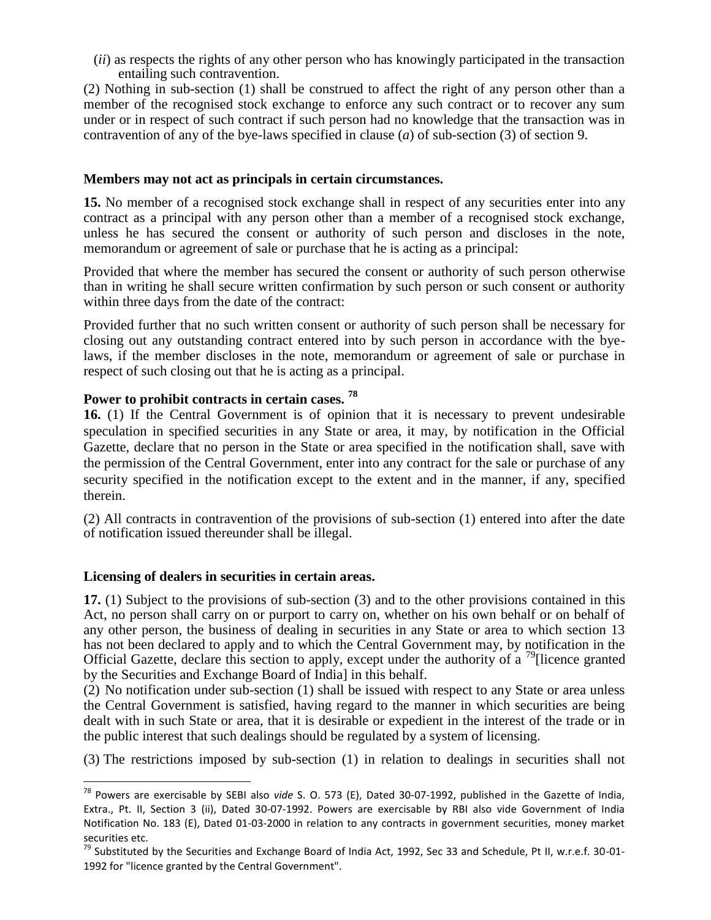(*ii*) as respects the rights of any other person who has knowingly participated in the transaction entailing such contravention.

(2) Nothing in sub-section (1) shall be construed to affect the right of any person other than a member of the recognised stock exchange to enforce any such contract or to recover any sum under or in respect of such contract if such person had no knowledge that the transaction was in contravention of any of the bye-laws specified in clause (*a*) of sub-section (3) of section 9.

**Members may not act as principals in certain circumstances.**

**15.** No member of a recognised stock exchange shall in respect of any securities enter into any contract as a principal with any person other than a member of a recognised stock exchange, unless he has secured the consent or authority of such person and discloses in the note, memorandum or agreement of sale or purchase that he is acting as a principal:

Provided that where the member has secured the consent or authority of such person otherwise than in writing he shall secure written confirmation by such person or such consent or authority within three days from the date of the contract:

Provided further that no such written consent or authority of such person shall be necessary for closing out any outstanding contract entered into by such person in accordance with the bye-laws, if the member discloses in the note, memorandum or agreement of sale or purchase in respect of such closing out that he is acting as a principal.

**Power to prohibit contracts in certain cases.** [78]

**16.** (1) If the Central Government is of opinion that it is necessary to prevent undesirable speculation in specified securities in any State or area, it may, by notification in the Official Gazette, declare that no person in the State or area specified in the notification shall, save with the permission of the Central Government, enter into any contract for the sale or purchase of any security specified in the notification except to the extent and in the manner, if any, specified therein.

(2) All contracts in contravention of the provisions of sub-section (1) entered into after the date of notification issued thereunder shall be illegal.

**Licensing of dealers in securities in certain areas.**

**17.** (1) Subject to the provisions of sub-section (3) and to the other provisions contained in this Act, no person shall carry on or purport to carry on, whether on his own behalf or on behalf of any other person, the business of dealing in securities in any State or area to which section 13 has not been declared to apply and to which the Central Government may, by notification in the Official Gazette, declare this section to apply, except under the authority of a [79][licence granted by the Securities and Exchange Board of India] in this behalf.

(2) No notification under sub-section (1) shall be issued with respect to any State or area unless the Central Government is satisfied, having regard to the manner in which securities are being dealt with in such State or area, that it is desirable or expedient in the interest of the trade or in the public interest that such dealings should be regulated by a system of licensing.

(3) The restrictions imposed by sub-section (1) in relation to dealings in securities shall not

---

[78] Powers are exercisable by SEBI also *vide* S. O. 573 (E), Dated 30-07-1992, published in the Gazette of India, Extra., Pt. II, Section 3 (ii), Dated 30-07-1992. Powers are exercisable by RBI also vide Government of India Notification No. 183 (E), Dated 01-03-2000 in relation to any contracts in government securities, money market securities etc.

[79] Substituted by the Securities and Exchange Board of India Act, 1992, Sec 33 and Schedule, Pt II, w.r.e.f. 30-01-1992 for "licence granted by the Central Government".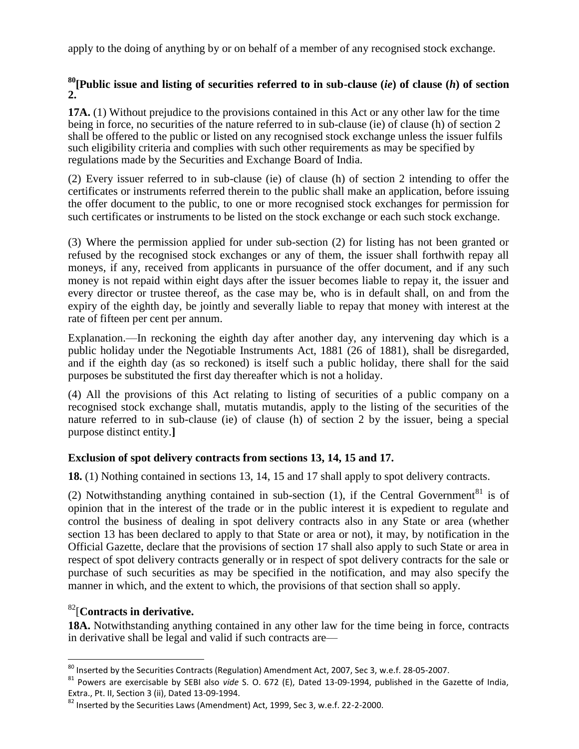apply to the doing of anything by or on behalf of a member of any recognised stock exchange.

### [80][Public issue and listing of securities referred to in sub-clause (*ie*) of clause (*h*) of section 2.

**17A.** (1) Without prejudice to the provisions contained in this Act or any other law for the time being in force, no securities of the nature referred to in sub-clause (ie) of clause (h) of section 2 shall be offered to the public or listed on any recognised stock exchange unless the issuer fulfils such eligibility criteria and complies with such other requirements as may be specified by regulations made by the Securities and Exchange Board of India.

(2) Every issuer referred to in sub-clause (ie) of clause (h) of section 2 intending to offer the certificates or instruments referred therein to the public shall make an application, before issuing the offer document to the public, to one or more recognised stock exchanges for permission for such certificates or instruments to be listed on the stock exchange or each such stock exchange.

(3) Where the permission applied for under sub-section (2) for listing has not been granted or refused by the recognised stock exchanges or any of them, the issuer shall forthwith repay all moneys, if any, received from applicants in pursuance of the offer document, and if any such money is not repaid within eight days after the issuer becomes liable to repay it, the issuer and every director or trustee thereof, as the case may be, who is in default shall, on and from the expiry of the eighth day, be jointly and severally liable to repay that money with interest at the rate of fifteen per cent per annum.

Explanation.—In reckoning the eighth day after another day, any intervening day which is a public holiday under the Negotiable Instruments Act, 1881 (26 of 1881), shall be disregarded, and if the eighth day (as so reckoned) is itself such a public holiday, there shall for the said purposes be substituted the first day thereafter which is not a holiday.

(4) All the provisions of this Act relating to listing of securities of a public company on a recognised stock exchange shall, mutatis mutandis, apply to the listing of the securities of the nature referred to in sub-clause (ie) of clause (h) of section 2 by the issuer, being a special purpose distinct entity.**]**

### Exclusion of spot delivery contracts from sections 13, 14, 15 and 17.

**18.** (1) Nothing contained in sections 13, 14, 15 and 17 shall apply to spot delivery contracts.

(2) Notwithstanding anything contained in sub-section (1), if the Central Government[81] is of opinion that in the interest of the trade or in the public interest it is expedient to regulate and control the business of dealing in spot delivery contracts also in any State or area (whether section 13 has been declared to apply to that State or area or not), it may, by notification in the Official Gazette, declare that the provisions of section 17 shall also apply to such State or area in respect of spot delivery contracts generally or in respect of spot delivery contracts for the sale or purchase of such securities as may be specified in the notification, and may also specify the manner in which, and the extent to which, the provisions of that section shall so apply.

### [82][Contracts in derivative.

**18A.** Notwithstanding anything contained in any other law for the time being in force, contracts in derivative shall be legal and valid if such contracts are—

---

[80] Inserted by the Securities Contracts (Regulation) Amendment Act, 2007, Sec 3, w.e.f. 28-05-2007.

[81] Powers are exercisable by SEBI also *vide* S. O. 672 (E), Dated 13-09-1994, published in the Gazette of India, Extra., Pt. II, Section 3 (ii), Dated 13-09-1994.

[82] Inserted by the Securities Laws (Amendment) Act, 1999, Sec 3, w.e.f. 22-2-2000.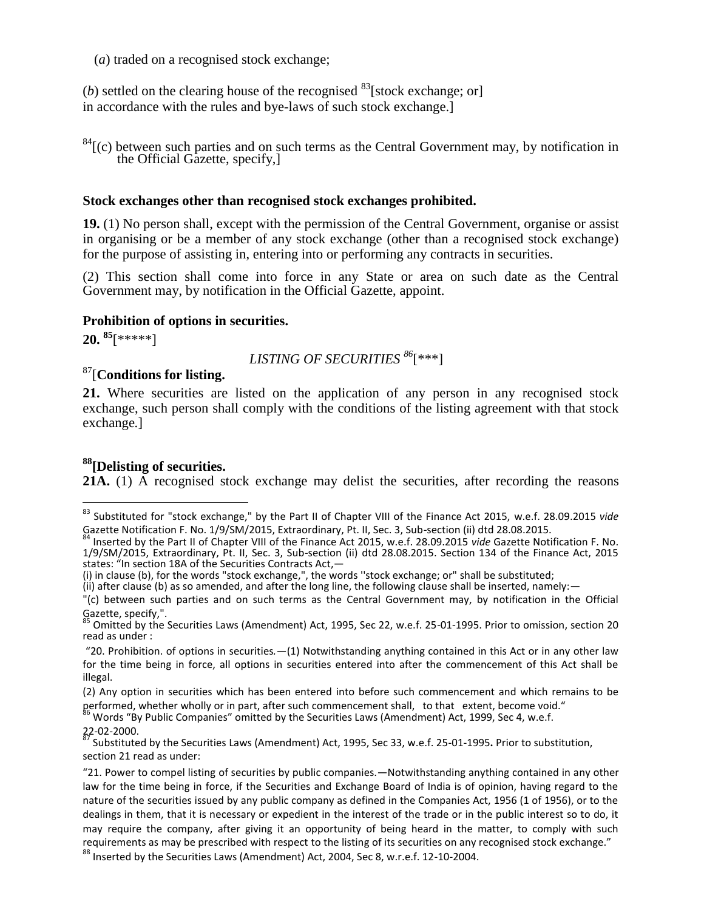(*a*) traded on a recognised stock exchange;

(*b*) settled on the clearing house of the recognised [83][stock exchange; or]
in accordance with the rules and bye-laws of such stock exchange.]

[84][(c) between such parties and on such terms as the Central Government may, by notification in the Official Gazette, specify,]

**Stock exchanges other than recognised stock exchanges prohibited.**

**19.** (1) No person shall, except with the permission of the Central Government, organise or assist in organising or be a member of any stock exchange (other than a recognised stock exchange) for the purpose of assisting in, entering into or performing any contracts in securities.

(2) This section shall come into force in any State or area on such date as the Central Government may, by notification in the Official Gazette, appoint.

**Prohibition of options in securities.**

**20.** [85][*****]

*LISTING OF SECURITIES* [86][***]

[87][**Conditions for listing.**

**21.** Where securities are listed on the application of any person in any recognised stock exchange, such person shall comply with the conditions of the listing agreement with that stock exchange.]

**[88][Delisting of securities.**

**21A.** (1) A recognised stock exchange may delist the securities, after recording the reasons

---

[83] Substituted for "stock exchange," by the Part II of Chapter VIII of the Finance Act 2015, w.e.f. 28.09.2015 *vide* Gazette Notification F. No. 1/9/SM/2015, Extraordinary, Pt. II, Sec. 3, Sub-section (ii) dtd 28.08.2015.

[84] Inserted by the Part II of Chapter VIII of the Finance Act 2015, w.e.f. 28.09.2015 *vide* Gazette Notification F. No. 1/9/SM/2015, Extraordinary, Pt. II, Sec. 3, Sub-section (ii) dtd 28.08.2015. Section 134 of the Finance Act, 2015 states: "In section 18A of the Securities Contracts Act,—

(i) in clause (b), for the words "stock exchange,", the words ''stock exchange; or" shall be substituted;

(ii) after clause (b) as so amended, and after the long line, the following clause shall be inserted, namely:—

"(c) between such parties and on such terms as the Central Government may, by notification in the Official Gazette, specify,".

[85] Omitted by the Securities Laws (Amendment) Act, 1995, Sec 22, w.e.f. 25-01-1995. Prior to omission, section 20 read as under :

"20. Prohibition. of options in securities.—(1) Notwithstanding anything contained in this Act or in any other law for the time being in force, all options in securities entered into after the commencement of this Act shall be illegal.

(2) Any option in securities which has been entered into before such commencement and which remains to be performed, whether wholly or in part, after such commencement shall, to that extent, become void."

[86] Words "By Public Companies" omitted by the Securities Laws (Amendment) Act, 1999, Sec 4, w.e.f. 22-02-2000.

[87] Substituted by the Securities Laws (Amendment) Act, 1995, Sec 33, w.e.f. 25-01-1995**.** Prior to substitution, section 21 read as under:

"21. Power to compel listing of securities by public companies.—Notwithstanding anything contained in any other law for the time being in force, if the Securities and Exchange Board of India is of opinion, having regard to the nature of the securities issued by any public company as defined in the Companies Act, 1956 (1 of 1956), or to the dealings in them, that it is necessary or expedient in the interest of the trade or in the public interest so to do, it may require the company, after giving it an opportunity of being heard in the matter, to comply with such requirements as may be prescribed with respect to the listing of its securities on any recognised stock exchange."

[88] Inserted by the Securities Laws (Amendment) Act, 2004, Sec 8, w.r.e.f. 12-10-2004.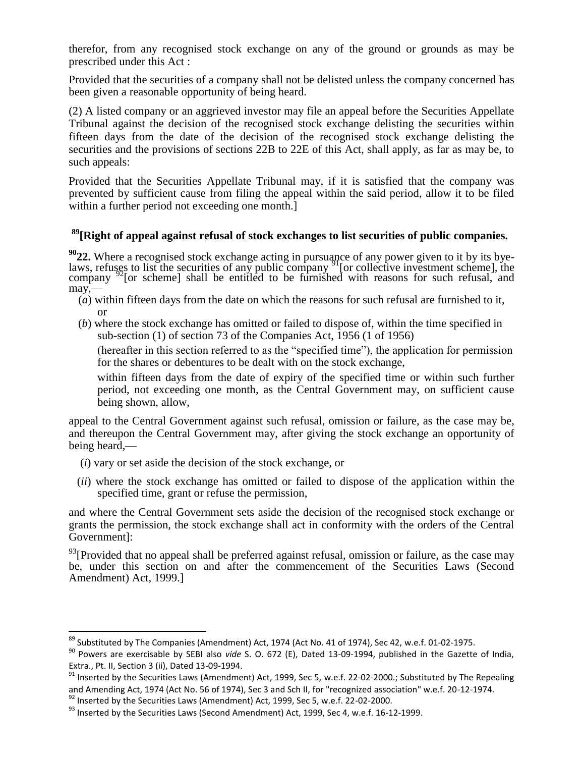therefor, from any recognised stock exchange on any of the ground or grounds as may be prescribed under this Act :

Provided that the securities of a company shall not be delisted unless the company concerned has been given a reasonable opportunity of being heard.

(2) A listed company or an aggrieved investor may file an appeal before the Securities Appellate Tribunal against the decision of the recognised stock exchange delisting the securities within fifteen days from the date of the decision of the recognised stock exchange delisting the securities and the provisions of sections 22B to 22E of this Act, shall apply, as far as may be, to such appeals:

Provided that the Securities Appellate Tribunal may, if it is satisfied that the company was prevented by sufficient cause from filing the appeal within the said period, allow it to be filed within a further period not exceeding one month.]

### [89][Right of appeal against refusal of stock exchanges to list securities of public companies.

**[90]22.** Where a recognised stock exchange acting in pursuance of any power given to it by its bye-laws, refuses to list the securities of any public company [91][or collective investment scheme], the company [92][or scheme] shall be entitled to be furnished with reasons for such refusal, and may,—

(*a*) within fifteen days from the date on which the reasons for such refusal are furnished to it, or

(*b*) where the stock exchange has omitted or failed to dispose of, within the time specified in sub-section (1) of section 73 of the Companies Act, 1956 (1 of 1956)

(hereafter in this section referred to as the "specified time"), the application for permission for the shares or debentures to be dealt with on the stock exchange,

within fifteen days from the date of expiry of the specified time or within such further period, not exceeding one month, as the Central Government may, on sufficient cause being shown, allow,

appeal to the Central Government against such refusal, omission or failure, as the case may be, and thereupon the Central Government may, after giving the stock exchange an opportunity of being heard,—

(*i*) vary or set aside the decision of the stock exchange, or

(*ii*) where the stock exchange has omitted or failed to dispose of the application within the specified time, grant or refuse the permission,

and where the Central Government sets aside the decision of the recognised stock exchange or grants the permission, the stock exchange shall act in conformity with the orders of the Central Government]:

[93][Provided that no appeal shall be preferred against refusal, omission or failure, as the case may be, under this section on and after the commencement of the Securities Laws (Second Amendment) Act, 1999.]

---

[89] Substituted by The Companies (Amendment) Act, 1974 (Act No. 41 of 1974), Sec 42, w.e.f. 01-02-1975.

[90] Powers are exercisable by SEBI also *vide* S. O. 672 (E), Dated 13-09-1994, published in the Gazette of India, Extra., Pt. II, Section 3 (ii), Dated 13-09-1994.

[91] Inserted by the Securities Laws (Amendment) Act, 1999, Sec 5, w.e.f. 22-02-2000.; Substituted by The Repealing and Amending Act, 1974 (Act No. 56 of 1974), Sec 3 and Sch II, for "recognized association" w.e.f. 20-12-1974.

[92] Inserted by the Securities Laws (Amendment) Act, 1999, Sec 5, w.e.f. 22-02-2000.

[93] Inserted by the Securities Laws (Second Amendment) Act, 1999, Sec 4, w.e.f. 16-12-1999.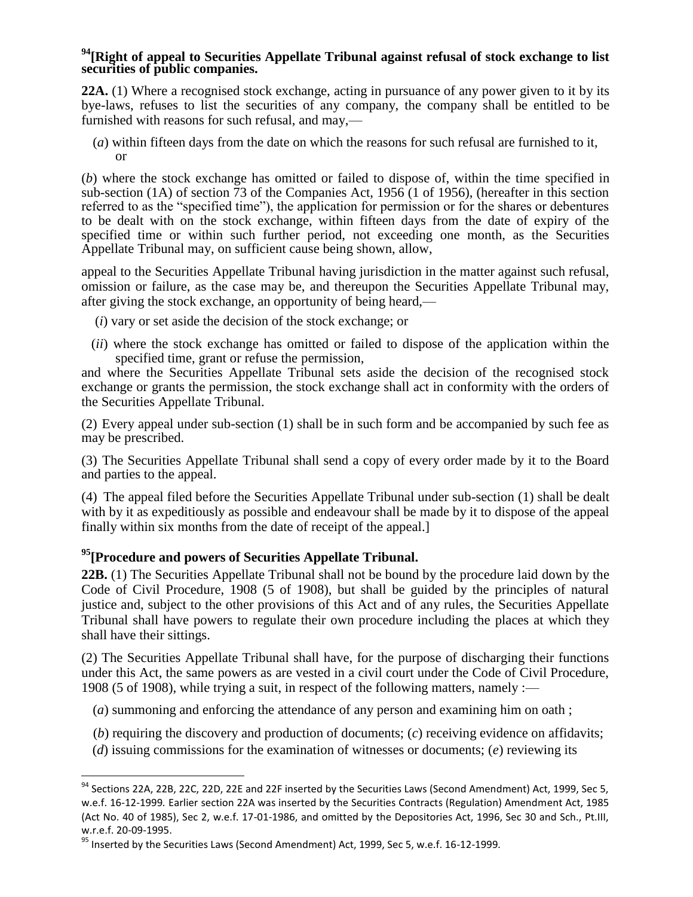**[94][Right of appeal to Securities Appellate Tribunal against refusal of stock exchange to list securities of public companies.**

**22A.** (1) Where a recognised stock exchange, acting in pursuance of any power given to it by its bye-laws, refuses to list the securities of any company, the company shall be entitled to be furnished with reasons for such refusal, and may,—

(*a*) within fifteen days from the date on which the reasons for such refusal are furnished to it, or

(*b*) where the stock exchange has omitted or failed to dispose of, within the time specified in sub-section (1A) of section 73 of the Companies Act, 1956 (1 of 1956), (hereafter in this section referred to as the "specified time"), the application for permission or for the shares or debentures to be dealt with on the stock exchange, within fifteen days from the date of expiry of the specified time or within such further period, not exceeding one month, as the Securities Appellate Tribunal may, on sufficient cause being shown, allow,

appeal to the Securities Appellate Tribunal having jurisdiction in the matter against such refusal, omission or failure, as the case may be, and thereupon the Securities Appellate Tribunal may, after giving the stock exchange, an opportunity of being heard,—

(*i*) vary or set aside the decision of the stock exchange; or

(*ii*) where the stock exchange has omitted or failed to dispose of the application within the specified time, grant or refuse the permission,

and where the Securities Appellate Tribunal sets aside the decision of the recognised stock exchange or grants the permission, the stock exchange shall act in conformity with the orders of the Securities Appellate Tribunal.

(2) Every appeal under sub-section (1) shall be in such form and be accompanied by such fee as may be prescribed.

(3) The Securities Appellate Tribunal shall send a copy of every order made by it to the Board and parties to the appeal.

(4) The appeal filed before the Securities Appellate Tribunal under sub-section (1) shall be dealt with by it as expeditiously as possible and endeavour shall be made by it to dispose of the appeal finally within six months from the date of receipt of the appeal.]

**[95][Procedure and powers of Securities Appellate Tribunal.**

**22B.** (1) The Securities Appellate Tribunal shall not be bound by the procedure laid down by the Code of Civil Procedure, 1908 (5 of 1908), but shall be guided by the principles of natural justice and, subject to the other provisions of this Act and of any rules, the Securities Appellate Tribunal shall have powers to regulate their own procedure including the places at which they shall have their sittings.

(2) The Securities Appellate Tribunal shall have, for the purpose of discharging their functions under this Act, the same powers as are vested in a civil court under the Code of Civil Procedure, 1908 (5 of 1908), while trying a suit, in respect of the following matters, namely :—

(*a*) summoning and enforcing the attendance of any person and examining him on oath ;

(*b*) requiring the discovery and production of documents; (*c*) receiving evidence on affidavits;

(*d*) issuing commissions for the examination of witnesses or documents; (*e*) reviewing its

---

[94] Sections 22A, 22B, 22C, 22D, 22E and 22F inserted by the Securities Laws (Second Amendment) Act, 1999, Sec 5, w.e.f. 16-12-1999. Earlier section 22A was inserted by the Securities Contracts (Regulation) Amendment Act, 1985 (Act No. 40 of 1985), Sec 2, w.e.f. 17-01-1986, and omitted by the Depositories Act, 1996, Sec 30 and Sch., Pt.III, w.r.e.f. 20-09-1995.

[95] Inserted by the Securities Laws (Second Amendment) Act, 1999, Sec 5, w.e.f. 16-12-1999.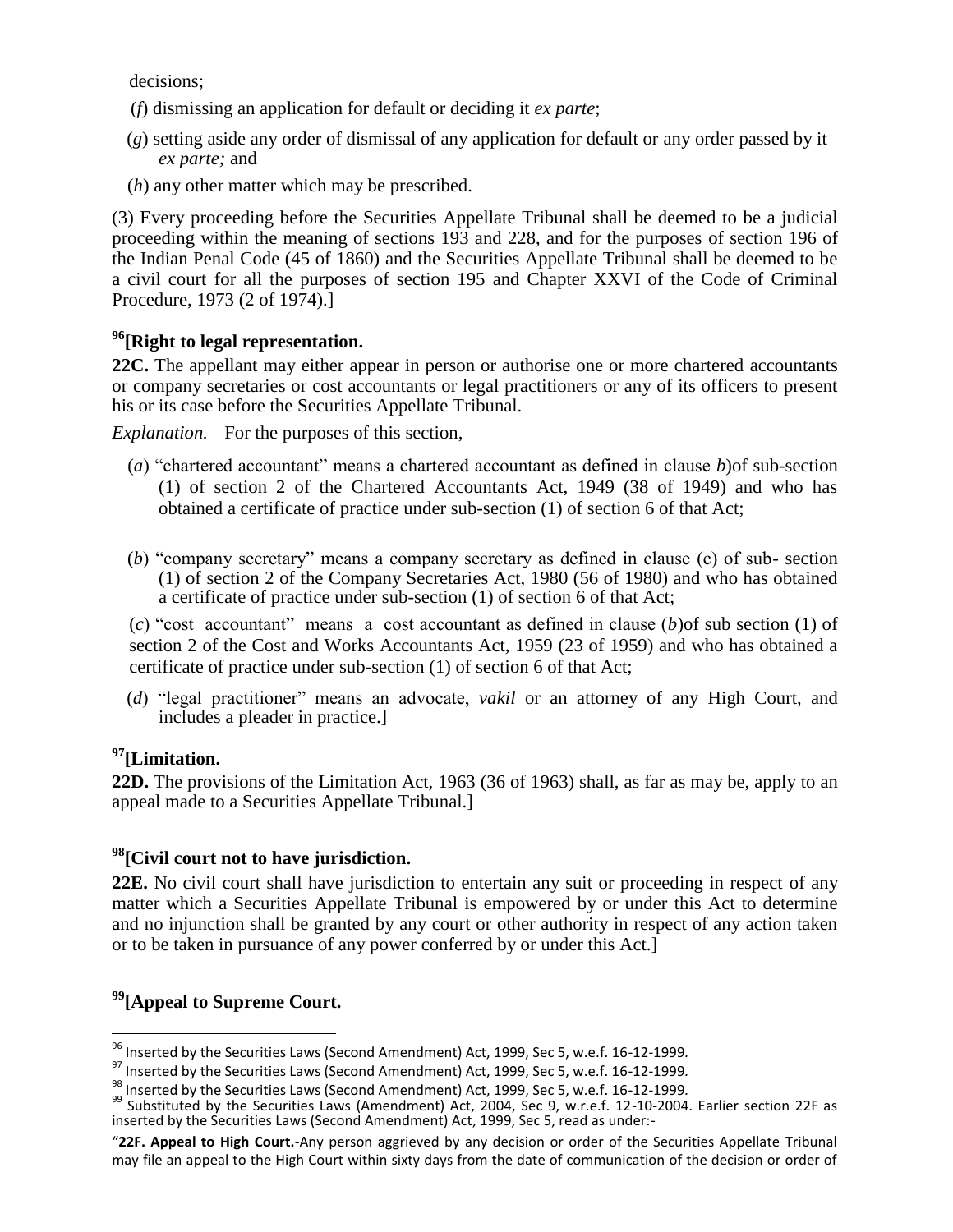decisions;

(*f*) dismissing an application for default or deciding it *ex parte*;

(*g*) setting aside any order of dismissal of any application for default or any order passed by it *ex parte;* and

(*h*) any other matter which may be prescribed.

(3) Every proceeding before the Securities Appellate Tribunal shall be deemed to be a judicial proceeding within the meaning of sections 193 and 228, and for the purposes of section 196 of the Indian Penal Code (45 of 1860) and the Securities Appellate Tribunal shall be deemed to be a civil court for all the purposes of section 195 and Chapter XXVI of the Code of Criminal Procedure, 1973 (2 of 1974).]

**[96][Right to legal representation.**

**22C.** The appellant may either appear in person or authorise one or more chartered accountants or company secretaries or cost accountants or legal practitioners or any of its officers to present his or its case before the Securities Appellate Tribunal.

*Explanation.*—For the purposes of this section,—

(*a*) "chartered accountant" means a chartered accountant as defined in clause *b*)of sub-section (1) of section 2 of the Chartered Accountants Act, 1949 (38 of 1949) and who has obtained a certificate of practice under sub-section (1) of section 6 of that Act;

(*b*) "company secretary" means a company secretary as defined in clause (c) of sub- section (1) of section 2 of the Company Secretaries Act, 1980 (56 of 1980) and who has obtained a certificate of practice under sub-section (1) of section 6 of that Act;

(*c*) "cost accountant" means a cost accountant as defined in clause (*b*)of sub section (1) of section 2 of the Cost and Works Accountants Act, 1959 (23 of 1959) and who has obtained a certificate of practice under sub-section (1) of section 6 of that Act;

(*d*) "legal practitioner" means an advocate, *vakil* or an attorney of any High Court, and includes a pleader in practice.]

**[97][Limitation.**

**22D.** The provisions of the Limitation Act, 1963 (36 of 1963) shall, as far as may be, apply to an appeal made to a Securities Appellate Tribunal.]

**[98][Civil court not to have jurisdiction.**

**22E.** No civil court shall have jurisdiction to entertain any suit or proceeding in respect of any matter which a Securities Appellate Tribunal is empowered by or under this Act to determine and no injunction shall be granted by any court or other authority in respect of any action taken or to be taken in pursuance of any power conferred by or under this Act.]

**[99][Appeal to Supreme Court.**

---

[96] Inserted by the Securities Laws (Second Amendment) Act, 1999, Sec 5, w.e.f. 16-12-1999.

[97] Inserted by the Securities Laws (Second Amendment) Act, 1999, Sec 5, w.e.f. 16-12-1999.

[98] Inserted by the Securities Laws (Second Amendment) Act, 1999, Sec 5, w.e.f. 16-12-1999.

[99] Substituted by the Securities Laws (Amendment) Act, 2004, Sec 9, w.r.e.f. 12-10-2004. Earlier section 22F as inserted by the Securities Laws (Second Amendment) Act, 1999, Sec 5, read as under:-

"**22F. Appeal to High Court.**-Any person aggrieved by any decision or order of the Securities Appellate Tribunal may file an appeal to the High Court within sixty days from the date of communication of the decision or order of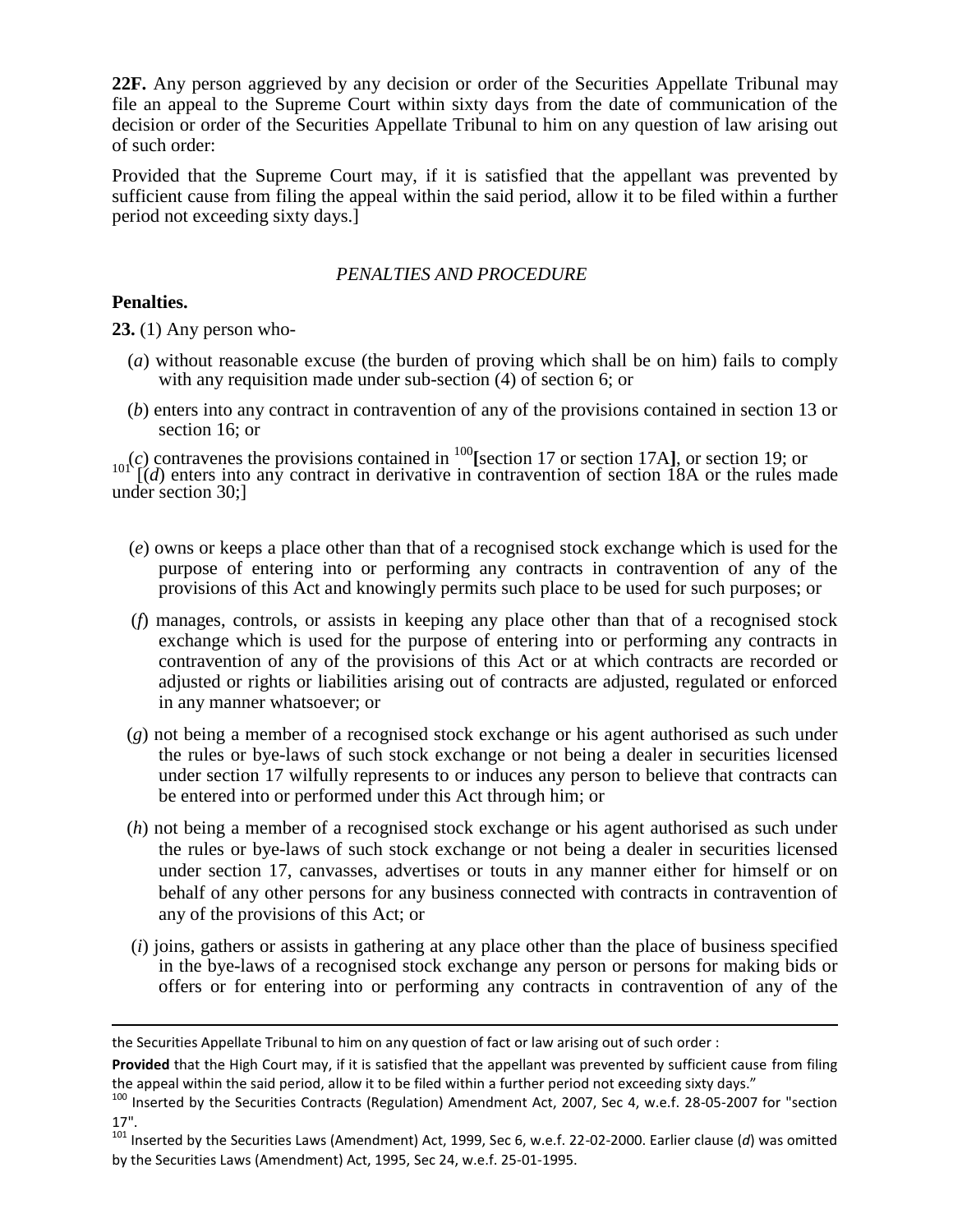**22F.** Any person aggrieved by any decision or order of the Securities Appellate Tribunal may file an appeal to the Supreme Court within sixty days from the date of communication of the decision or order of the Securities Appellate Tribunal to him on any question of law arising out of such order:

Provided that the Supreme Court may, if it is satisfied that the appellant was prevented by sufficient cause from filing the appeal within the said period, allow it to be filed within a further period not exceeding sixty days.]

*PENALTIES AND PROCEDURE*

**Penalties.**

**23.** (1) Any person who-

(*a*) without reasonable excuse (the burden of proving which shall be on him) fails to comply with any requisition made under sub-section (4) of section 6; or

(*b*) enters into any contract in contravention of any of the provisions contained in section 13 or section 16; or

(*c*) contravenes the provisions contained in [100][section 17 or section 17A], or section 19; or

[101][(*d*) enters into any contract in derivative in contravention of section 18A or the rules made under section 30;]

(*e*) owns or keeps a place other than that of a recognised stock exchange which is used for the purpose of entering into or performing any contracts in contravention of any of the provisions of this Act and knowingly permits such place to be used for such purposes; or

(*f*) manages, controls, or assists in keeping any place other than that of a recognised stock exchange which is used for the purpose of entering into or performing any contracts in contravention of any of the provisions of this Act or at which contracts are recorded or adjusted or rights or liabilities arising out of contracts are adjusted, regulated or enforced in any manner whatsoever; or

(*g*) not being a member of a recognised stock exchange or his agent authorised as such under the rules or bye-laws of such stock exchange or not being a dealer in securities licensed under section 17 wilfully represents to or induces any person to believe that contracts can be entered into or performed under this Act through him; or

(*h*) not being a member of a recognised stock exchange or his agent authorised as such under the rules or bye-laws of such stock exchange or not being a dealer in securities licensed under section 17, canvasses, advertises or touts in any manner either for himself or on behalf of any other persons for any business connected with contracts in contravention of any of the provisions of this Act; or

(*i*) joins, gathers or assists in gathering at any place other than the place of business specified in the bye-laws of a recognised stock exchange any person or persons for making bids or offers or for entering into or performing any contracts in contravention of any of the

---

the Securities Appellate Tribunal to him on any question of fact or law arising out of such order :

**Provided** that the High Court may, if it is satisfied that the appellant was prevented by sufficient cause from filing the appeal within the said period, allow it to be filed within a further period not exceeding sixty days."

[100] Inserted by the Securities Contracts (Regulation) Amendment Act, 2007, Sec 4, w.e.f. 28-05-2007 for "section 17".

[101] Inserted by the Securities Laws (Amendment) Act, 1999, Sec 6, w.e.f. 22-02-2000. Earlier clause (*d*) was omitted by the Securities Laws (Amendment) Act, 1995, Sec 24, w.e.f. 25-01-1995.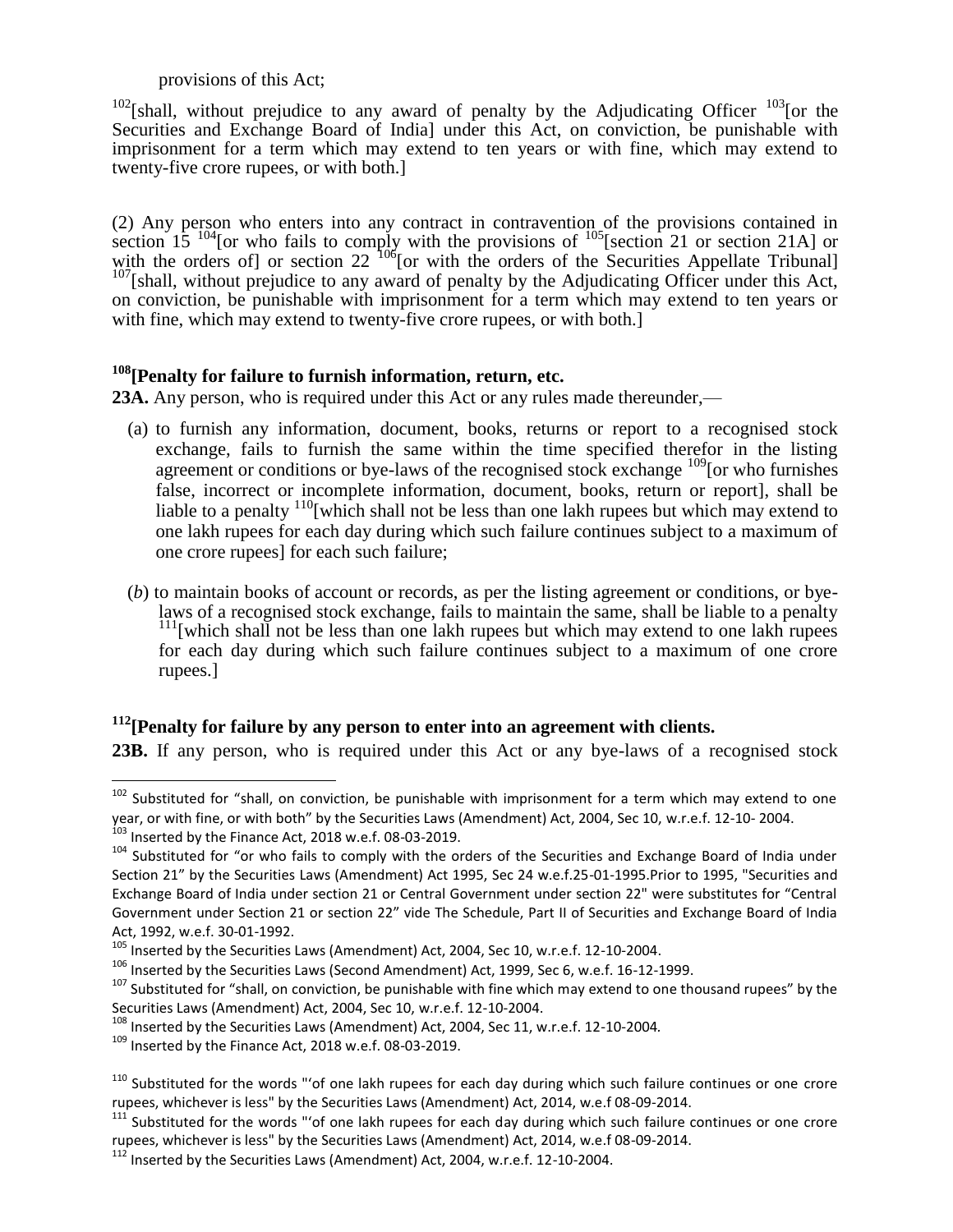provisions of this Act;

[102][shall, without prejudice to any award of penalty by the Adjudicating Officer [103][or the Securities and Exchange Board of India] under this Act, on conviction, be punishable with imprisonment for a term which may extend to ten years or with fine, which may extend to twenty-five crore rupees, or with both.]

(2) Any person who enters into any contract in contravention of the provisions contained in section 15 [104][or who fails to comply with the provisions of [105][section 21 or section 21A] or with the orders of] or section 22 [106][or with the orders of the Securities Appellate Tribunal] [107][shall, without prejudice to any award of penalty by the Adjudicating Officer under this Act, on conviction, be punishable with imprisonment for a term which may extend to ten years or with fine, which may extend to twenty-five crore rupees, or with both.]

### [108][Penalty for failure to furnish information, return, etc.

**23A.** Any person, who is required under this Act or any rules made thereunder,—

(a) to furnish any information, document, books, returns or report to a recognised stock exchange, fails to furnish the same within the time specified therefor in the listing agreement or conditions or bye-laws of the recognised stock exchange [109][or who furnishes false, incorrect or incomplete information, document, books, return or report], shall be liable to a penalty [110][which shall not be less than one lakh rupees but which may extend to one lakh rupees for each day during which such failure continues subject to a maximum of one crore rupees] for each such failure;

(*b*) to maintain books of account or records, as per the listing agreement or conditions, or bye-laws of a recognised stock exchange, fails to maintain the same, shall be liable to a penalty [111][which shall not be less than one lakh rupees but which may extend to one lakh rupees for each day during which such failure continues subject to a maximum of one crore rupees.]

### [112][Penalty for failure by any person to enter into an agreement with clients.

**23B.** If any person, who is required under this Act or any bye-laws of a recognised stock

---

[102] Substituted for "shall, on conviction, be punishable with imprisonment for a term which may extend to one year, or with fine, or with both" by the Securities Laws (Amendment) Act, 2004, Sec 10, w.r.e.f. 12-10- 2004.

[103] Inserted by the Finance Act, 2018 w.e.f. 08-03-2019.

[104] Substituted for "or who fails to comply with the orders of the Securities and Exchange Board of India under Section 21" by the Securities Laws (Amendment) Act 1995, Sec 24 w.e.f.25-01-1995.Prior to 1995, "Securities and Exchange Board of India under section 21 or Central Government under section 22" were substitutes for "Central Government under Section 21 or section 22" vide The Schedule, Part II of Securities and Exchange Board of India Act, 1992, w.e.f. 30-01-1992.

[105] Inserted by the Securities Laws (Amendment) Act, 2004, Sec 10, w.r.e.f. 12-10-2004.

[106] Inserted by the Securities Laws (Second Amendment) Act, 1999, Sec 6, w.e.f. 16-12-1999.

[107] Substituted for "shall, on conviction, be punishable with fine which may extend to one thousand rupees" by the Securities Laws (Amendment) Act, 2004, Sec 10, w.r.e.f. 12-10-2004.

[108] Inserted by the Securities Laws (Amendment) Act, 2004, Sec 11, w.r.e.f. 12-10-2004.

[109] Inserted by the Finance Act, 2018 w.e.f. 08-03-2019.

[110] Substituted for the words "'of one lakh rupees for each day during which such failure continues or one crore rupees, whichever is less" by the Securities Laws (Amendment) Act, 2014, w.e.f 08-09-2014.

[111] Substituted for the words "'of one lakh rupees for each day during which such failure continues or one crore rupees, whichever is less" by the Securities Laws (Amendment) Act, 2014, w.e.f 08-09-2014.

[112] Inserted by the Securities Laws (Amendment) Act, 2004, w.r.e.f. 12-10-2004.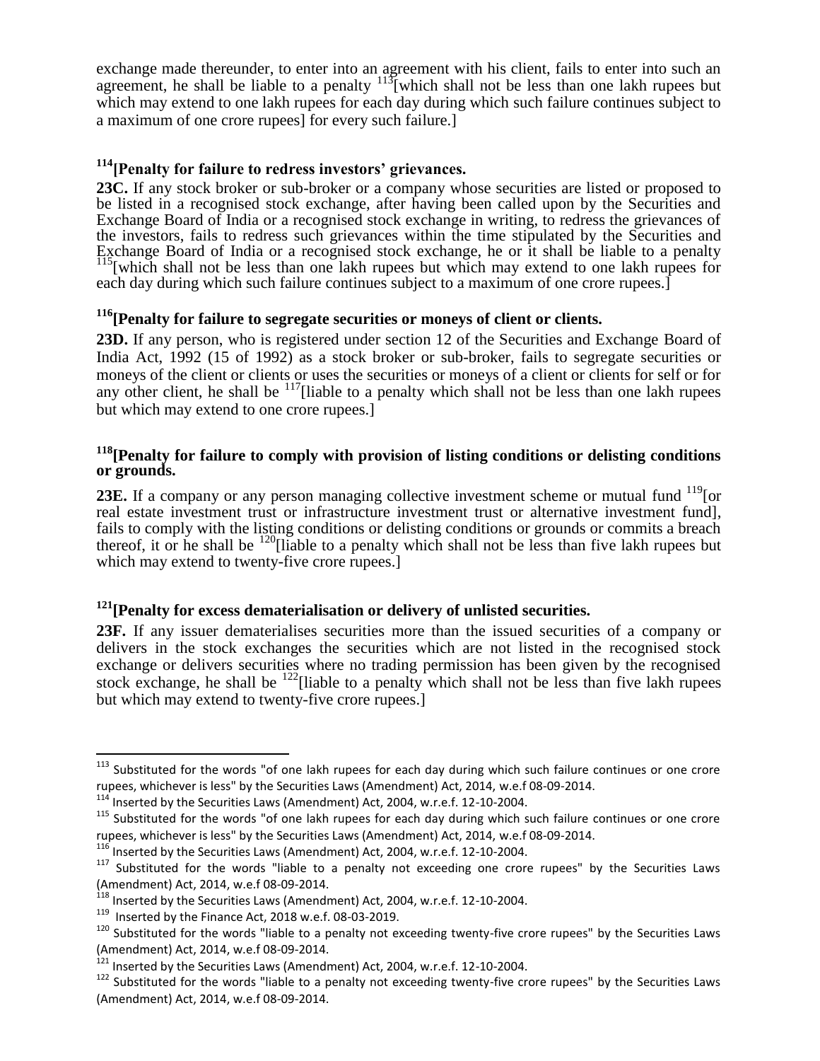exchange made thereunder, to enter into an agreement with his client, fails to enter into such an agreement, he shall be liable to a penalty [113][which shall not be less than one lakh rupees but which may extend to one lakh rupees for each day during which such failure continues subject to a maximum of one crore rupees] for every such failure.]

**[114][Penalty for failure to redress investors' grievances.**

**23C.** If any stock broker or sub-broker or a company whose securities are listed or proposed to be listed in a recognised stock exchange, after having been called upon by the Securities and Exchange Board of India or a recognised stock exchange in writing, to redress the grievances of the investors, fails to redress such grievances within the time stipulated by the Securities and Exchange Board of India or a recognised stock exchange, he or it shall be liable to a penalty [115][which shall not be less than one lakh rupees but which may extend to one lakh rupees for each day during which such failure continues subject to a maximum of one crore rupees.]

**[116][Penalty for failure to segregate securities or moneys of client or clients.**

**23D.** If any person, who is registered under section 12 of the Securities and Exchange Board of India Act, 1992 (15 of 1992) as a stock broker or sub-broker, fails to segregate securities or moneys of the client or clients or uses the securities or moneys of a client or clients for self or for any other client, he shall be [117][liable to a penalty which shall not be less than one lakh rupees but which may extend to one crore rupees.]

**[118][Penalty for failure to comply with provision of listing conditions or delisting conditions or grounds.**

**23E.** If a company or any person managing collective investment scheme or mutual fund [119][or real estate investment trust or infrastructure investment trust or alternative investment fund], fails to comply with the listing conditions or delisting conditions or grounds or commits a breach thereof, it or he shall be [120][liable to a penalty which shall not be less than five lakh rupees but which may extend to twenty-five crore rupees.]

**[121][Penalty for excess dematerialisation or delivery of unlisted securities.**

**23F.** If any issuer dematerialises securities more than the issued securities of a company or delivers in the stock exchanges the securities which are not listed in the recognised stock exchange or delivers securities where no trading permission has been given by the recognised stock exchange, he shall be [122][liable to a penalty which shall not be less than five lakh rupees but which may extend to twenty-five crore rupees.]

---

[113] Substituted for the words "of one lakh rupees for each day during which such failure continues or one crore rupees, whichever is less" by the Securities Laws (Amendment) Act, 2014, w.e.f 08-09-2014.

[114] Inserted by the Securities Laws (Amendment) Act, 2004, w.r.e.f. 12-10-2004.

[115] Substituted for the words "of one lakh rupees for each day during which such failure continues or one crore rupees, whichever is less" by the Securities Laws (Amendment) Act, 2014, w.e.f 08-09-2014.

[116] Inserted by the Securities Laws (Amendment) Act, 2004, w.r.e.f. 12-10-2004.

[117] Substituted for the words "liable to a penalty not exceeding one crore rupees" by the Securities Laws (Amendment) Act, 2014, w.e.f 08-09-2014.

[118] Inserted by the Securities Laws (Amendment) Act, 2004, w.r.e.f. 12-10-2004.

[119] Inserted by the Finance Act, 2018 w.e.f. 08-03-2019.

[120] Substituted for the words "liable to a penalty not exceeding twenty-five crore rupees" by the Securities Laws (Amendment) Act, 2014, w.e.f 08-09-2014.

[121] Inserted by the Securities Laws (Amendment) Act, 2004, w.r.e.f. 12-10-2004.

[122] Substituted for the words "liable to a penalty not exceeding twenty-five crore rupees" by the Securities Laws (Amendment) Act, 2014, w.e.f 08-09-2014.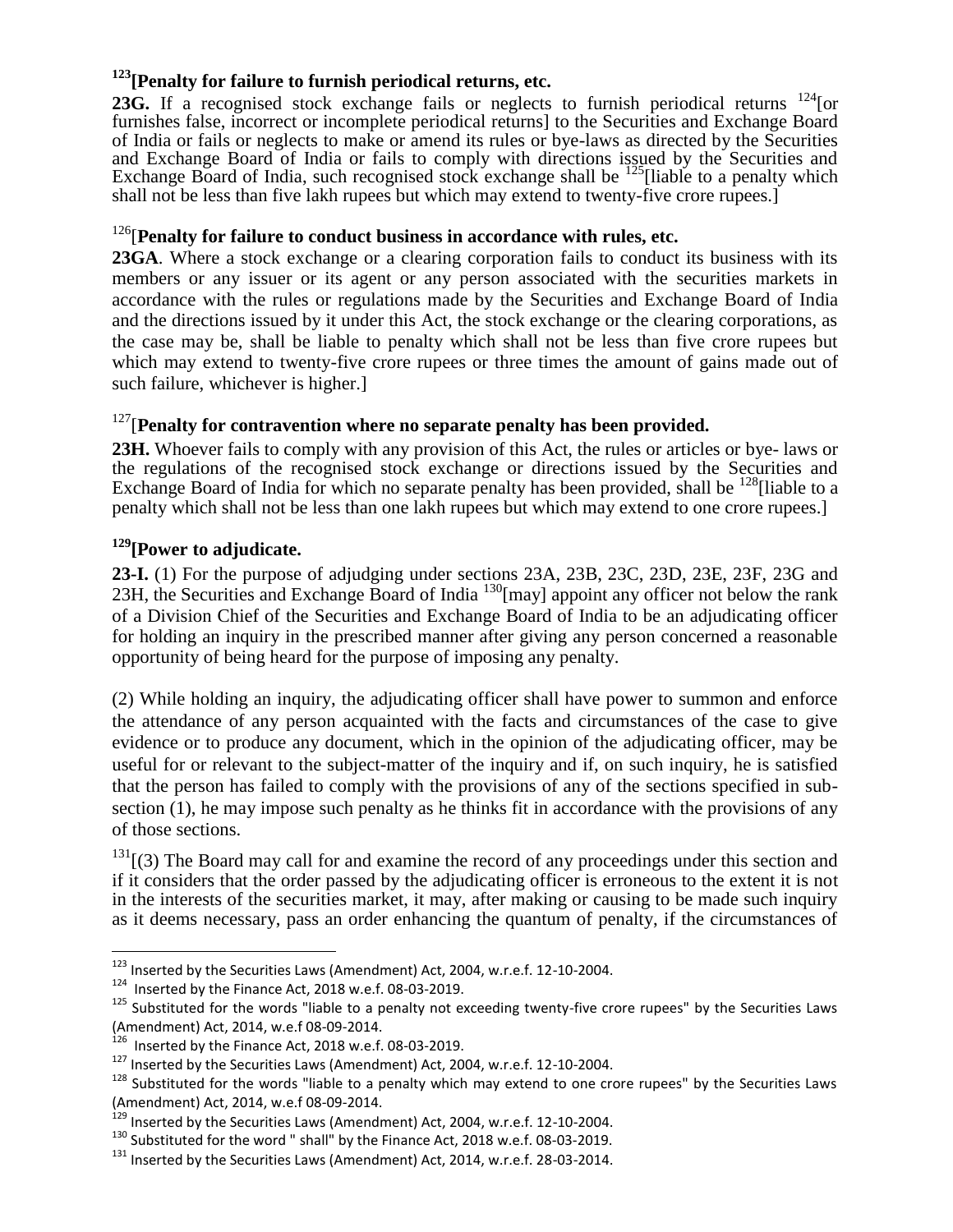**[123][Penalty for failure to furnish periodical returns, etc.**

**23G.** If a recognised stock exchange fails or neglects to furnish periodical returns [124][or furnishes false, incorrect or incomplete periodical returns] to the Securities and Exchange Board of India or fails or neglects to make or amend its rules or bye-laws as directed by the Securities and Exchange Board of India or fails to comply with directions issued by the Securities and Exchange Board of India, such recognised stock exchange shall be [125][liable to a penalty which shall not be less than five lakh rupees but which may extend to twenty-five crore rupees.]

[126][**Penalty for failure to conduct business in accordance with rules, etc.**

**23GA**. Where a stock exchange or a clearing corporation fails to conduct its business with its members or any issuer or its agent or any person associated with the securities markets in accordance with the rules or regulations made by the Securities and Exchange Board of India and the directions issued by it under this Act, the stock exchange or the clearing corporations, as the case may be, shall be liable to penalty which shall not be less than five crore rupees but which may extend to twenty-five crore rupees or three times the amount of gains made out of such failure, whichever is higher.]

[127][**Penalty for contravention where no separate penalty has been provided.**

**23H.** Whoever fails to comply with any provision of this Act, the rules or articles or bye- laws or the regulations of the recognised stock exchange or directions issued by the Securities and Exchange Board of India for which no separate penalty has been provided, shall be [128][liable to a penalty which shall not be less than one lakh rupees but which may extend to one crore rupees.]

**[129][Power to adjudicate.**

**23-I.** (1) For the purpose of adjudging under sections 23A, 23B, 23C, 23D, 23E, 23F, 23G and 23H, the Securities and Exchange Board of India [130][may] appoint any officer not below the rank of a Division Chief of the Securities and Exchange Board of India to be an adjudicating officer for holding an inquiry in the prescribed manner after giving any person concerned a reasonable opportunity of being heard for the purpose of imposing any penalty.

(2) While holding an inquiry, the adjudicating officer shall have power to summon and enforce the attendance of any person acquainted with the facts and circumstances of the case to give evidence or to produce any document, which in the opinion of the adjudicating officer, may be useful for or relevant to the subject-matter of the inquiry and if, on such inquiry, he is satisfied that the person has failed to comply with the provisions of any of the sections specified in sub-section (1), he may impose such penalty as he thinks fit in accordance with the provisions of any of those sections.

[131][(3) The Board may call for and examine the record of any proceedings under this section and if it considers that the order passed by the adjudicating officer is erroneous to the extent it is not in the interests of the securities market, it may, after making or causing to be made such inquiry as it deems necessary, pass an order enhancing the quantum of penalty, if the circumstances of

---

[123] Inserted by the Securities Laws (Amendment) Act, 2004, w.r.e.f. 12-10-2004.

[124] Inserted by the Finance Act, 2018 w.e.f. 08-03-2019.

[125] Substituted for the words "liable to a penalty not exceeding twenty-five crore rupees" by the Securities Laws (Amendment) Act, 2014, w.e.f 08-09-2014.

[126] Inserted by the Finance Act, 2018 w.e.f. 08-03-2019.

[127] Inserted by the Securities Laws (Amendment) Act, 2004, w.r.e.f. 12-10-2004.

[128] Substituted for the words "liable to a penalty which may extend to one crore rupees" by the Securities Laws (Amendment) Act, 2014, w.e.f 08-09-2014.

[129] Inserted by the Securities Laws (Amendment) Act, 2004, w.r.e.f. 12-10-2004.

[130] Substituted for the word " shall" by the Finance Act, 2018 w.e.f. 08-03-2019.

[131] Inserted by the Securities Laws (Amendment) Act, 2014, w.r.e.f. 28-03-2014.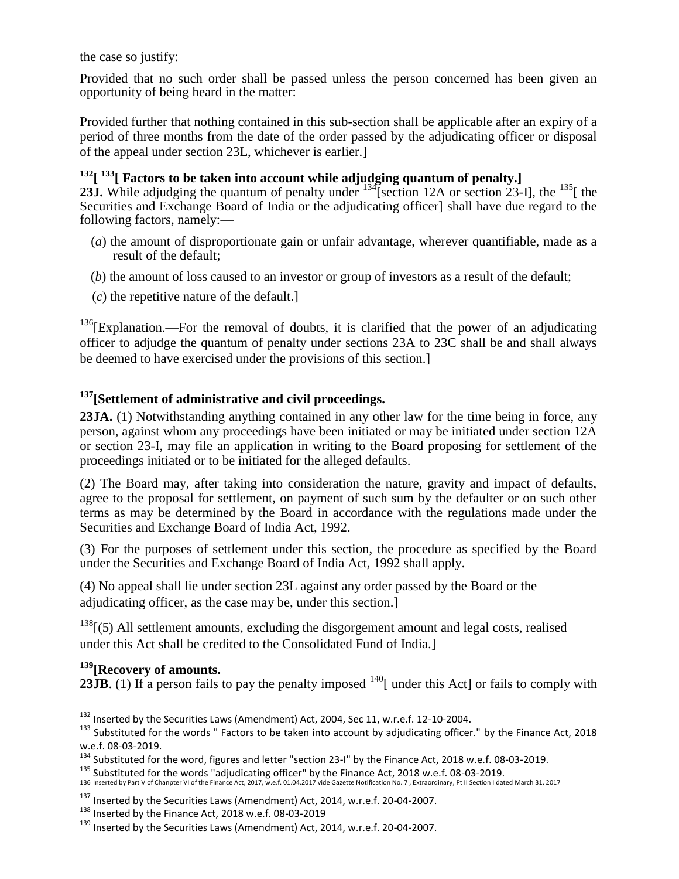the case so justify:

Provided that no such order shall be passed unless the person concerned has been given an opportunity of being heard in the matter:

Provided further that nothing contained in this sub-section shall be applicable after an expiry of a period of three months from the date of the order passed by the adjudicating officer or disposal of the appeal under section 23L, whichever is earlier.]

**[132][ [133][ Factors to be taken into account while adjudging quantum of penalty.]**

**23J.** While adjudging the quantum of penalty under [134][section 12A or section 23-I], the [135][ the Securities and Exchange Board of India or the adjudicating officer] shall have due regard to the following factors, namely:—

(*a*) the amount of disproportionate gain or unfair advantage, wherever quantifiable, made as a result of the default;

(*b*) the amount of loss caused to an investor or group of investors as a result of the default;

(*c*) the repetitive nature of the default.]

[136][Explanation.—For the removal of doubts, it is clarified that the power of an adjudicating officer to adjudge the quantum of penalty under sections 23A to 23C shall be and shall always be deemed to have exercised under the provisions of this section.]

**[137][Settlement of administrative and civil proceedings.**

**23JA.** (1) Notwithstanding anything contained in any other law for the time being in force, any person, against whom any proceedings have been initiated or may be initiated under section 12A or section 23-I, may file an application in writing to the Board proposing for settlement of the proceedings initiated or to be initiated for the alleged defaults.

(2) The Board may, after taking into consideration the nature, gravity and impact of defaults, agree to the proposal for settlement, on payment of such sum by the defaulter or on such other terms as may be determined by the Board in accordance with the regulations made under the Securities and Exchange Board of India Act, 1992.

(3) For the purposes of settlement under this section, the procedure as specified by the Board under the Securities and Exchange Board of India Act, 1992 shall apply.

(4) No appeal shall lie under section 23L against any order passed by the Board or the adjudicating officer, as the case may be, under this section.]

[138][(5) All settlement amounts, excluding the disgorgement amount and legal costs, realised under this Act shall be credited to the Consolidated Fund of India.]

**[139][Recovery of amounts.**

**23JB**. (1) If a person fails to pay the penalty imposed [140][ under this Act] or fails to comply with

---

[132] Inserted by the Securities Laws (Amendment) Act, 2004, Sec 11, w.r.e.f. 12-10-2004.

[133] Substituted for the words " Factors to be taken into account by adjudicating officer." by the Finance Act, 2018 w.e.f. 08-03-2019.

[134] Substituted for the word, figures and letter "section 23-I" by the Finance Act, 2018 w.e.f. 08-03-2019.

[135] Substituted for the words "adjudicating officer" by the Finance Act, 2018 w.e.f. 08-03-2019.

136 Inserted by Part V of Chanpter VI of the Finance Act, 2017, w.e.f. 01.04.2017 vide Gazette Notification No. 7 , Extraordinary, Pt II Section I dated March 31, 2017

[137] Inserted by the Securities Laws (Amendment) Act, 2014, w.r.e.f. 20-04-2007.

[138] Inserted by the Finance Act, 2018 w.e.f. 08-03-2019

[139] Inserted by the Securities Laws (Amendment) Act, 2014, w.r.e.f. 20-04-2007.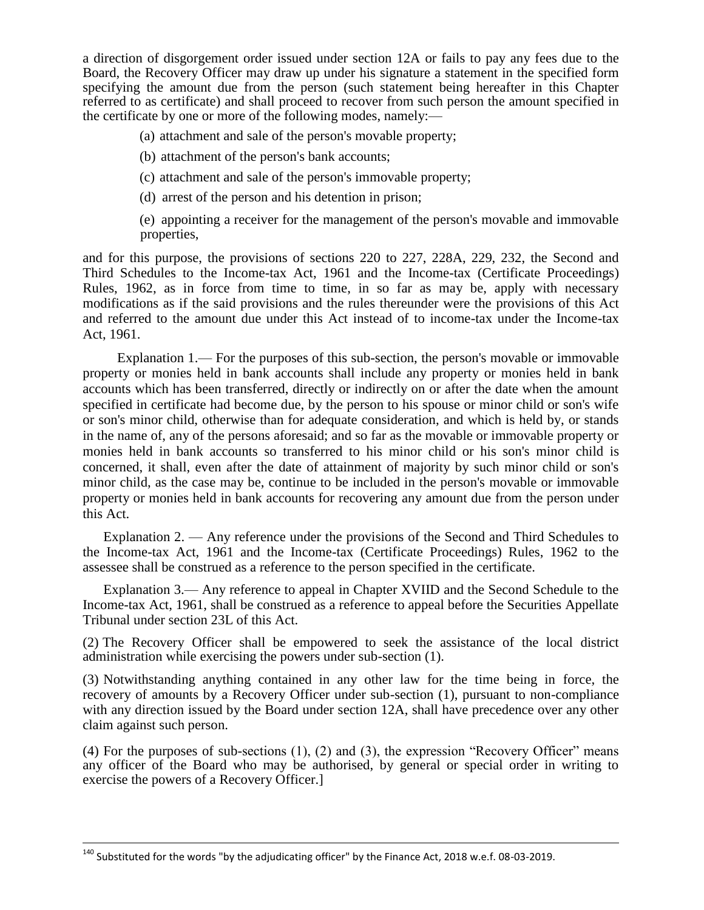a direction of disgorgement order issued under section 12A or fails to pay any fees due to the Board, the Recovery Officer may draw up under his signature a statement in the specified form specifying the amount due from the person (such statement being hereafter in this Chapter referred to as certificate) and shall proceed to recover from such person the amount specified in the certificate by one or more of the following modes, namely:—

(a) attachment and sale of the person's movable property;

(b) attachment of the person's bank accounts;

(c) attachment and sale of the person's immovable property;

(d) arrest of the person and his detention in prison;

(e) appointing a receiver for the management of the person's movable and immovable properties,

and for this purpose, the provisions of sections 220 to 227, 228A, 229, 232, the Second and Third Schedules to the Income-tax Act, 1961 and the Income-tax (Certificate Proceedings) Rules, 1962, as in force from time to time, in so far as may be, apply with necessary modifications as if the said provisions and the rules thereunder were the provisions of this Act and referred to the amount due under this Act instead of to income-tax under the Income-tax Act, 1961.

Explanation 1.— For the purposes of this sub-section, the person's movable or immovable property or monies held in bank accounts shall include any property or monies held in bank accounts which has been transferred, directly or indirectly on or after the date when the amount specified in certificate had become due, by the person to his spouse or minor child or son's wife or son's minor child, otherwise than for adequate consideration, and which is held by, or stands in the name of, any of the persons aforesaid; and so far as the movable or immovable property or monies held in bank accounts so transferred to his minor child or his son's minor child is concerned, it shall, even after the date of attainment of majority by such minor child or son's minor child, as the case may be, continue to be included in the person's movable or immovable property or monies held in bank accounts for recovering any amount due from the person under this Act.

Explanation 2. — Any reference under the provisions of the Second and Third Schedules to the Income-tax Act, 1961 and the Income-tax (Certificate Proceedings) Rules, 1962 to the assessee shall be construed as a reference to the person specified in the certificate.

Explanation 3.— Any reference to appeal in Chapter XVIID and the Second Schedule to the Income-tax Act, 1961, shall be construed as a reference to appeal before the Securities Appellate Tribunal under section 23L of this Act.

(2) The Recovery Officer shall be empowered to seek the assistance of the local district administration while exercising the powers under sub-section (1).

(3) Notwithstanding anything contained in any other law for the time being in force, the recovery of amounts by a Recovery Officer under sub-section (1), pursuant to non-compliance with any direction issued by the Board under section 12A, shall have precedence over any other claim against such person.

(4) For the purposes of sub-sections (1), (2) and (3), the expression "Recovery Officer" means any officer of the Board who may be authorised, by general or special order in writing to exercise the powers of a Recovery Officer.]

---

[140] Substituted for the words "by the adjudicating officer" by the Finance Act, 2018 w.e.f. 08-03-2019.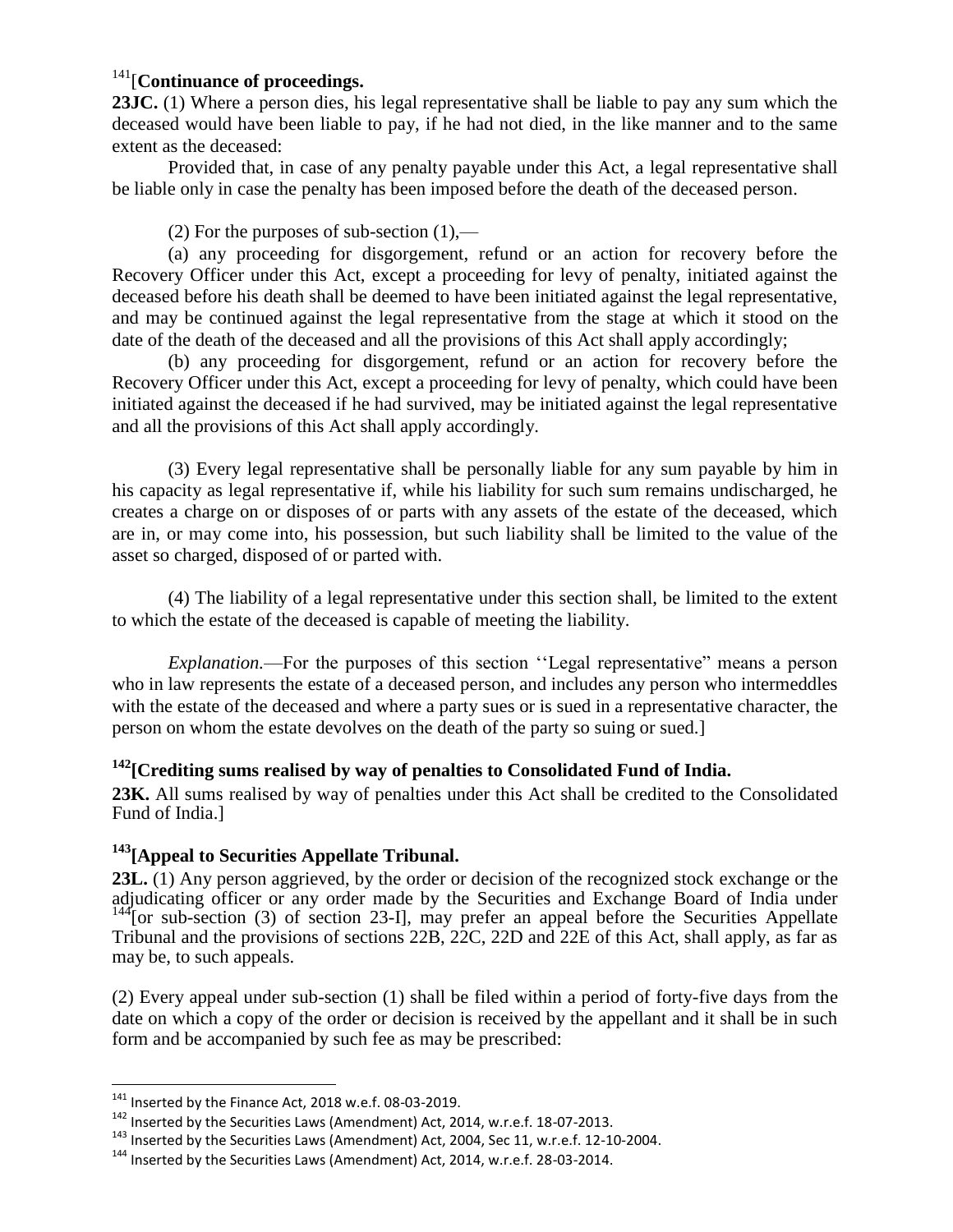[141][**Continuance of proceedings.**

**23JC.** (1) Where a person dies, his legal representative shall be liable to pay any sum which the deceased would have been liable to pay, if he had not died, in the like manner and to the same extent as the deceased:

Provided that, in case of any penalty payable under this Act, a legal representative shall be liable only in case the penalty has been imposed before the death of the deceased person.

(2) For the purposes of sub-section (1),—

(a) any proceeding for disgorgement, refund or an action for recovery before the Recovery Officer under this Act, except a proceeding for levy of penalty, initiated against the deceased before his death shall be deemed to have been initiated against the legal representative, and may be continued against the legal representative from the stage at which it stood on the date of the death of the deceased and all the provisions of this Act shall apply accordingly;

(b) any proceeding for disgorgement, refund or an action for recovery before the Recovery Officer under this Act, except a proceeding for levy of penalty, which could have been initiated against the deceased if he had survived, may be initiated against the legal representative and all the provisions of this Act shall apply accordingly.

(3) Every legal representative shall be personally liable for any sum payable by him in his capacity as legal representative if, while his liability for such sum remains undischarged, he creates a charge on or disposes of or parts with any assets of the estate of the deceased, which are in, or may come into, his possession, but such liability shall be limited to the value of the asset so charged, disposed of or parted with.

(4) The liability of a legal representative under this section shall, be limited to the extent to which the estate of the deceased is capable of meeting the liability.

*Explanation.*—For the purposes of this section ''Legal representative" means a person who in law represents the estate of a deceased person, and includes any person who intermeddles with the estate of the deceased and where a party sues or is sued in a representative character, the person on whom the estate devolves on the death of the party so suing or sued.]

**[142][Crediting sums realised by way of penalties to Consolidated Fund of India.**

**23K.** All sums realised by way of penalties under this Act shall be credited to the Consolidated Fund of India.]

**[143][Appeal to Securities Appellate Tribunal.**

**23L.** (1) Any person aggrieved, by the order or decision of the recognized stock exchange or the adjudicating officer or any order made by the Securities and Exchange Board of India under [144][or sub-section (3) of section 23-I], may prefer an appeal before the Securities Appellate Tribunal and the provisions of sections 22B, 22C, 22D and 22E of this Act, shall apply, as far as may be, to such appeals.

(2) Every appeal under sub-section (1) shall be filed within a period of forty-five days from the date on which a copy of the order or decision is received by the appellant and it shall be in such form and be accompanied by such fee as may be prescribed:

---

[141] Inserted by the Finance Act, 2018 w.e.f. 08-03-2019.

[142] Inserted by the Securities Laws (Amendment) Act, 2014, w.r.e.f. 18-07-2013.

[143] Inserted by the Securities Laws (Amendment) Act, 2004, Sec 11, w.r.e.f. 12-10-2004.

[144] Inserted by the Securities Laws (Amendment) Act, 2014, w.r.e.f. 28-03-2014.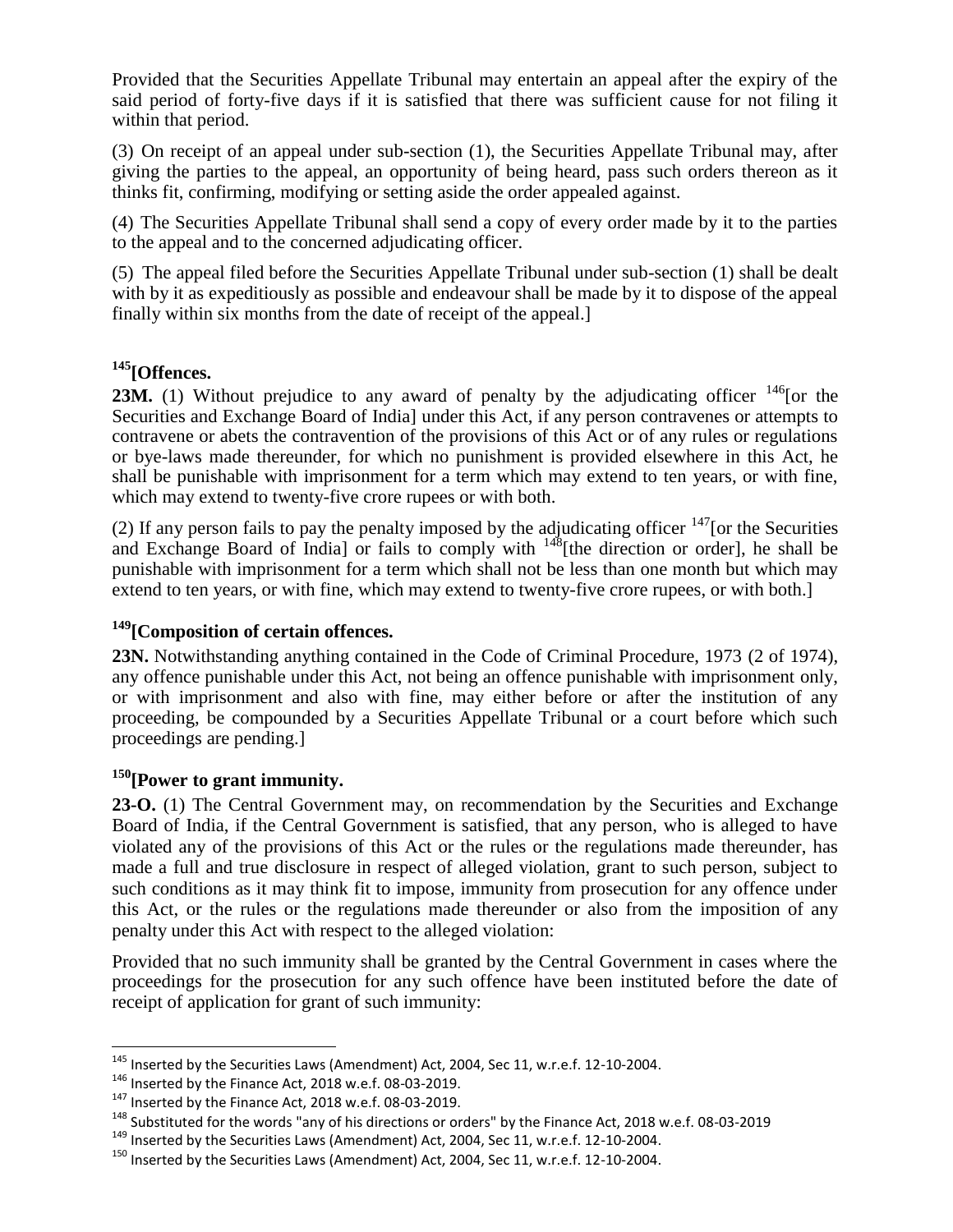Provided that the Securities Appellate Tribunal may entertain an appeal after the expiry of the said period of forty-five days if it is satisfied that there was sufficient cause for not filing it within that period.

(3) On receipt of an appeal under sub-section (1), the Securities Appellate Tribunal may, after giving the parties to the appeal, an opportunity of being heard, pass such orders thereon as it thinks fit, confirming, modifying or setting aside the order appealed against.

(4) The Securities Appellate Tribunal shall send a copy of every order made by it to the parties to the appeal and to the concerned adjudicating officer.

(5) The appeal filed before the Securities Appellate Tribunal under sub-section (1) shall be dealt with by it as expeditiously as possible and endeavour shall be made by it to dispose of the appeal finally within six months from the date of receipt of the appeal.]

### [145][Offences.

**23M.** (1) Without prejudice to any award of penalty by the adjudicating officer [146][or the Securities and Exchange Board of India] under this Act, if any person contravenes or attempts to contravene or abets the contravention of the provisions of this Act or of any rules or regulations or bye-laws made thereunder, for which no punishment is provided elsewhere in this Act, he shall be punishable with imprisonment for a term which may extend to ten years, or with fine, which may extend to twenty-five crore rupees or with both.

(2) If any person fails to pay the penalty imposed by the adjudicating officer [147][or the Securities and Exchange Board of India] or fails to comply with [148][the direction or order], he shall be punishable with imprisonment for a term which shall not be less than one month but which may extend to ten years, or with fine, which may extend to twenty-five crore rupees, or with both.]

### [149][Composition of certain offences.

**23N.** Notwithstanding anything contained in the Code of Criminal Procedure, 1973 (2 of 1974), any offence punishable under this Act, not being an offence punishable with imprisonment only, or with imprisonment and also with fine, may either before or after the institution of any proceeding, be compounded by a Securities Appellate Tribunal or a court before which such proceedings are pending.]

### [150][Power to grant immunity.

**23-O.** (1) The Central Government may, on recommendation by the Securities and Exchange Board of India, if the Central Government is satisfied, that any person, who is alleged to have violated any of the provisions of this Act or the rules or the regulations made thereunder, has made a full and true disclosure in respect of alleged violation, grant to such person, subject to such conditions as it may think fit to impose, immunity from prosecution for any offence under this Act, or the rules or the regulations made thereunder or also from the imposition of any penalty under this Act with respect to the alleged violation:

Provided that no such immunity shall be granted by the Central Government in cases where the proceedings for the prosecution for any such offence have been instituted before the date of receipt of application for grant of such immunity:

---

[145] Inserted by the Securities Laws (Amendment) Act, 2004, Sec 11, w.r.e.f. 12-10-2004.
[146] Inserted by the Finance Act, 2018 w.e.f. 08-03-2019.
[147] Inserted by the Finance Act, 2018 w.e.f. 08-03-2019.
[148] Substituted for the words "any of his directions or orders" by the Finance Act, 2018 w.e.f. 08-03-2019
[149] Inserted by the Securities Laws (Amendment) Act, 2004, Sec 11, w.r.e.f. 12-10-2004.
[150] Inserted by the Securities Laws (Amendment) Act, 2004, Sec 11, w.r.e.f. 12-10-2004.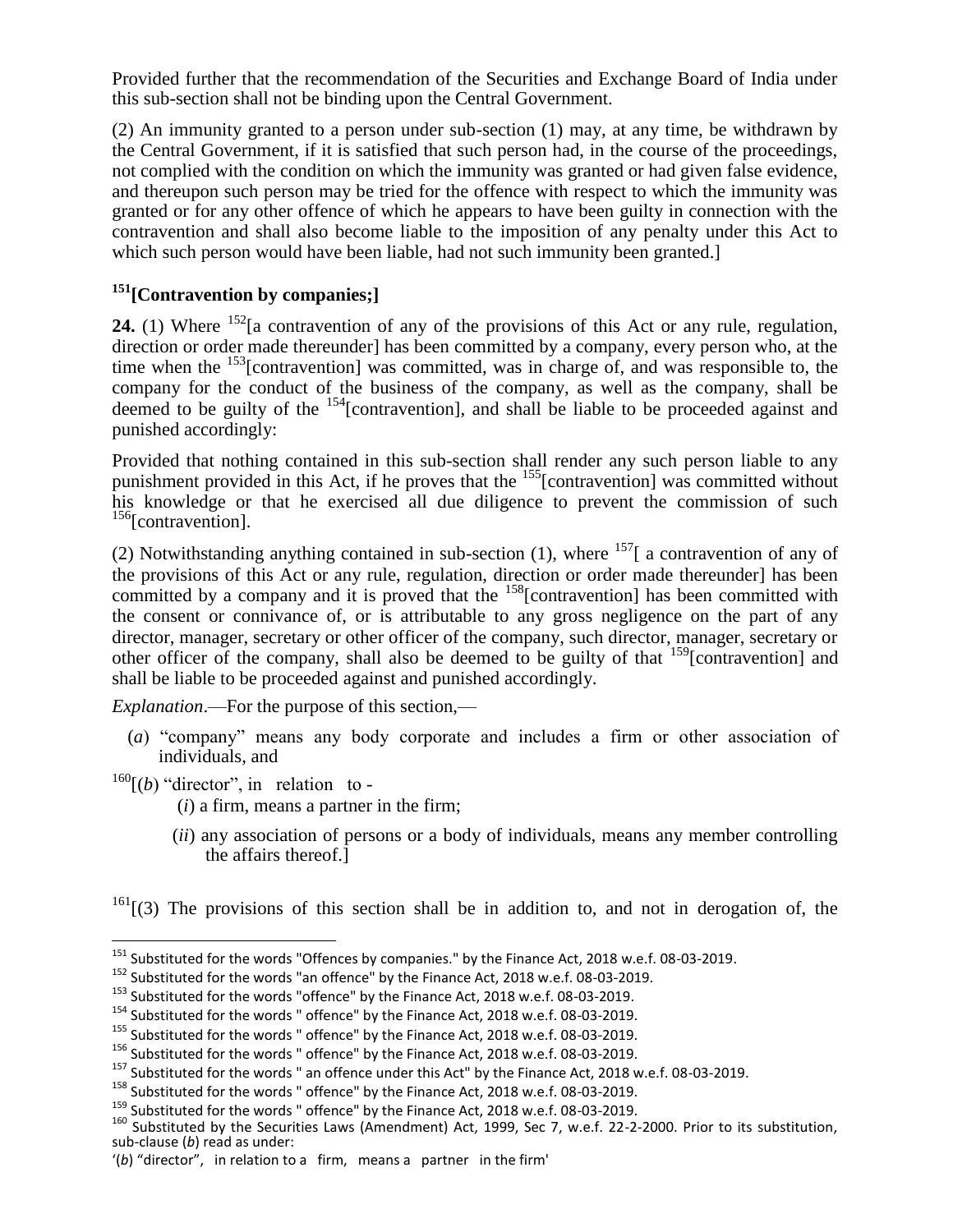Provided further that the recommendation of the Securities and Exchange Board of India under this sub-section shall not be binding upon the Central Government.

(2) An immunity granted to a person under sub-section (1) may, at any time, be withdrawn by the Central Government, if it is satisfied that such person had, in the course of the proceedings, not complied with the condition on which the immunity was granted or had given false evidence, and thereupon such person may be tried for the offence with respect to which the immunity was granted or for any other offence of which he appears to have been guilty in connection with the contravention and shall also become liable to the imposition of any penalty under this Act to which such person would have been liable, had not such immunity been granted.]

### [151][Contravention by companies;]

**24.** (1) Where [152][a contravention of any of the provisions of this Act or any rule, regulation, direction or order made thereunder] has been committed by a company, every person who, at the time when the [153][contravention] was committed, was in charge of, and was responsible to, the company for the conduct of the business of the company, as well as the company, shall be deemed to be guilty of the [154][contravention], and shall be liable to be proceeded against and punished accordingly:

Provided that nothing contained in this sub-section shall render any such person liable to any punishment provided in this Act, if he proves that the [155][contravention] was committed without his knowledge or that he exercised all due diligence to prevent the commission of such [156][contravention].

(2) Notwithstanding anything contained in sub-section (1), where [157][ a contravention of any of the provisions of this Act or any rule, regulation, direction or order made thereunder] has been committed by a company and it is proved that the [158][contravention] has been committed with the consent or connivance of, or is attributable to any gross negligence on the part of any director, manager, secretary or other officer of the company, such director, manager, secretary or other officer of the company, shall also be deemed to be guilty of that [159][contravention] and shall be liable to be proceeded against and punished accordingly.

*Explanation*.—For the purpose of this section,—

(*a*) "company" means any body corporate and includes a firm or other association of individuals, and

[160][(*b*) "director", in relation to -

(*i*) a firm, means a partner in the firm;

(*ii*) any association of persons or a body of individuals, means any member controlling the affairs thereof.]

[161][(3) The provisions of this section shall be in addition to, and not in derogation of, the

---

[151] Substituted for the words "Offences by companies." by the Finance Act, 2018 w.e.f. 08-03-2019.

[152] Substituted for the words "an offence" by the Finance Act, 2018 w.e.f. 08-03-2019.

[153] Substituted for the words "offence" by the Finance Act, 2018 w.e.f. 08-03-2019.

[154] Substituted for the words " offence" by the Finance Act, 2018 w.e.f. 08-03-2019.

[155] Substituted for the words " offence" by the Finance Act, 2018 w.e.f. 08-03-2019.

[156] Substituted for the words " offence" by the Finance Act, 2018 w.e.f. 08-03-2019.

[157] Substituted for the words " an offence under this Act" by the Finance Act, 2018 w.e.f. 08-03-2019.

[158] Substituted for the words " offence" by the Finance Act, 2018 w.e.f. 08-03-2019.

[159] Substituted for the words " offence" by the Finance Act, 2018 w.e.f. 08-03-2019.

[160] Substituted by the Securities Laws (Amendment) Act, 1999, Sec 7, w.e.f. 22-2-2000. Prior to its substitution, sub-clause (*b*) read as under:

'(*b*) "director", in relation to a firm, means a partner in the firm'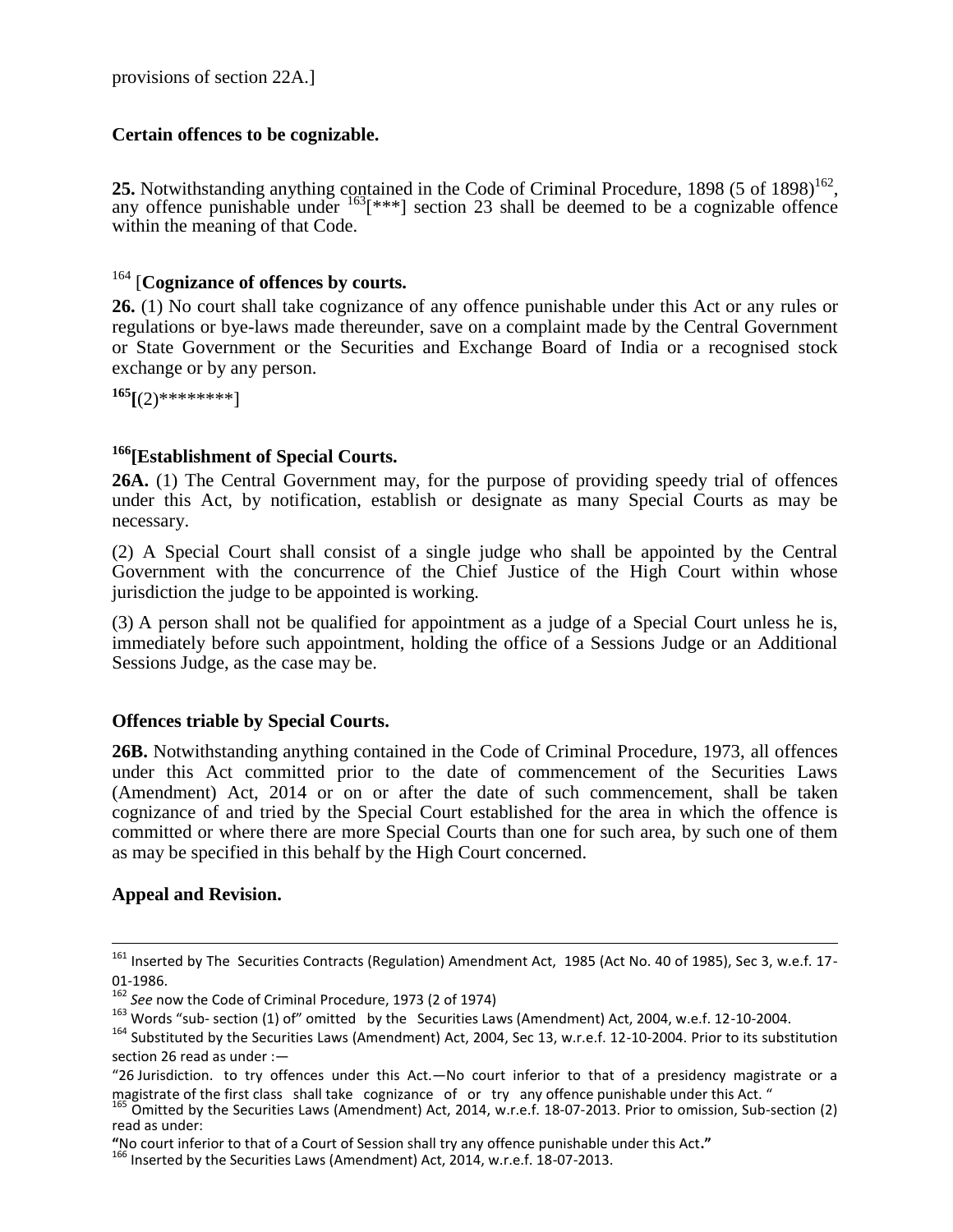provisions of section 22A.]

**Certain offences to be cognizable.**

**25.** Notwithstanding anything contained in the Code of Criminal Procedure, 1898 (5 of 1898)[162], any offence punishable under [163][***] section 23 shall be deemed to be a cognizable offence within the meaning of that Code.

[164] [**Cognizance of offences by courts.**

**26.** (1) No court shall take cognizance of any offence punishable under this Act or any rules or regulations or bye-laws made thereunder, save on a complaint made by the Central Government or State Government or the Securities and Exchange Board of India or a recognised stock exchange or by any person.

[165][(2)********]

[166][**Establishment of Special Courts.**

**26A.** (1) The Central Government may, for the purpose of providing speedy trial of offences under this Act, by notification, establish or designate as many Special Courts as may be necessary.

(2) A Special Court shall consist of a single judge who shall be appointed by the Central Government with the concurrence of the Chief Justice of the High Court within whose jurisdiction the judge to be appointed is working.

(3) A person shall not be qualified for appointment as a judge of a Special Court unless he is, immediately before such appointment, holding the office of a Sessions Judge or an Additional Sessions Judge, as the case may be.

**Offences triable by Special Courts.**

**26B.** Notwithstanding anything contained in the Code of Criminal Procedure, 1973, all offences under this Act committed prior to the date of commencement of the Securities Laws (Amendment) Act, 2014 or on or after the date of such commencement, shall be taken cognizance of and tried by the Special Court established for the area in which the offence is committed or where there are more Special Courts than one for such area, by such one of them as may be specified in this behalf by the High Court concerned.

**Appeal and Revision.**

---

[161] Inserted by The Securities Contracts (Regulation) Amendment Act, 1985 (Act No. 40 of 1985), Sec 3, w.e.f. 17-01-1986.

[162] *See* now the Code of Criminal Procedure, 1973 (2 of 1974)

[163] Words "sub- section (1) of" omitted by the Securities Laws (Amendment) Act, 2004, w.e.f. 12-10-2004.

[164] Substituted by the Securities Laws (Amendment) Act, 2004, Sec 13, w.r.e.f. 12-10-2004. Prior to its substitution section 26 read as under :—

"26 Jurisdiction. to try offences under this Act.—No court inferior to that of a presidency magistrate or a magistrate of the first class shall take cognizance of or try any offence punishable under this Act. "

[165] Omitted by the Securities Laws (Amendment) Act, 2014, w.r.e.f. 18-07-2013. Prior to omission, Sub-section (2) read as under:

**"**No court inferior to that of a Court of Session shall try any offence punishable under this Act**."**

[166] Inserted by the Securities Laws (Amendment) Act, 2014, w.r.e.f. 18-07-2013.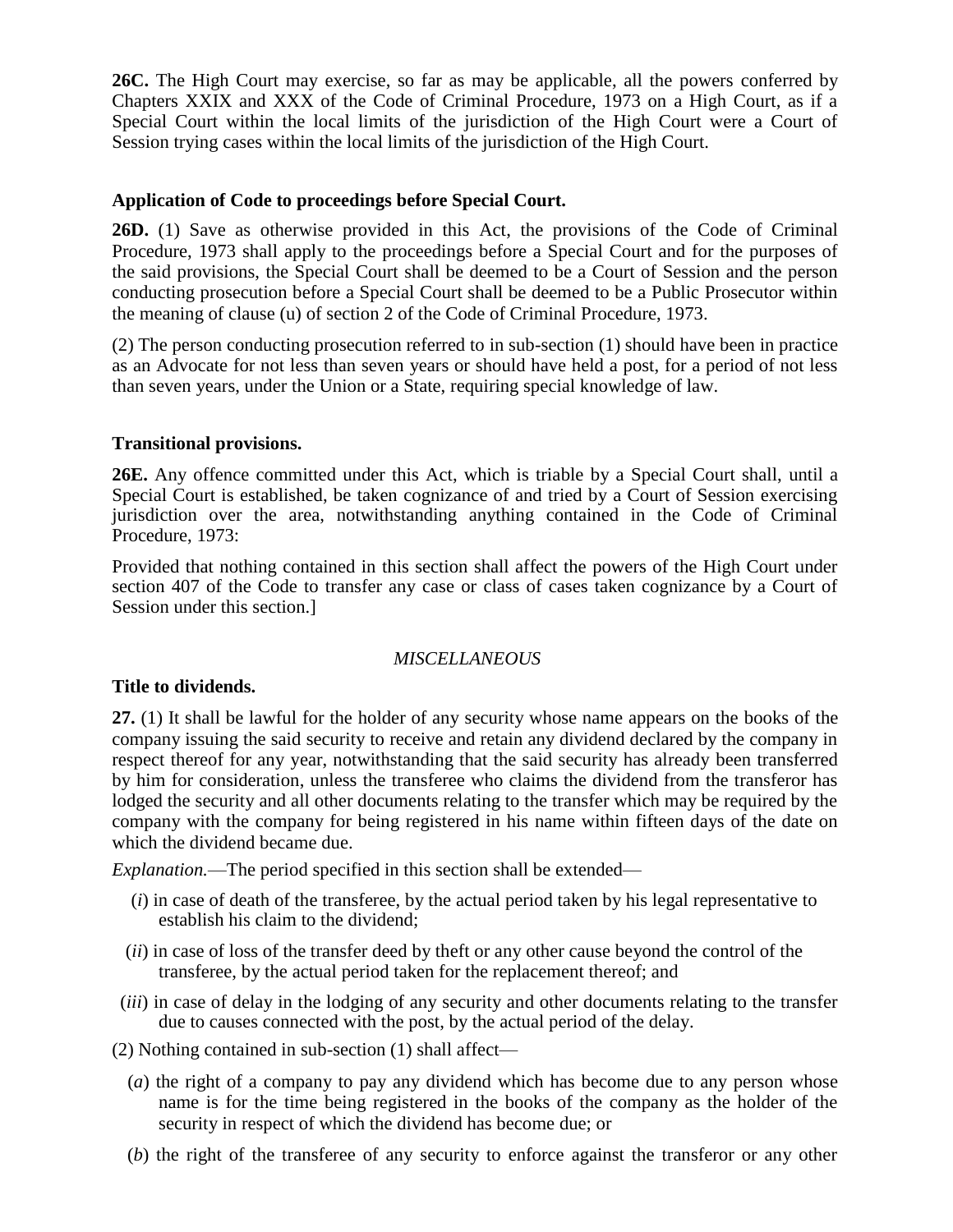**26C.** The High Court may exercise, so far as may be applicable, all the powers conferred by Chapters XXIX and XXX of the Code of Criminal Procedure, 1973 on a High Court, as if a Special Court within the local limits of the jurisdiction of the High Court were a Court of Session trying cases within the local limits of the jurisdiction of the High Court.

**Application of Code to proceedings before Special Court.**

**26D.** (1) Save as otherwise provided in this Act, the provisions of the Code of Criminal Procedure, 1973 shall apply to the proceedings before a Special Court and for the purposes of the said provisions, the Special Court shall be deemed to be a Court of Session and the person conducting prosecution before a Special Court shall be deemed to be a Public Prosecutor within the meaning of clause (u) of section 2 of the Code of Criminal Procedure, 1973.

(2) The person conducting prosecution referred to in sub-section (1) should have been in practice as an Advocate for not less than seven years or should have held a post, for a period of not less than seven years, under the Union or a State, requiring special knowledge of law.

**Transitional provisions.**

**26E.** Any offence committed under this Act, which is triable by a Special Court shall, until a Special Court is established, be taken cognizance of and tried by a Court of Session exercising jurisdiction over the area, notwithstanding anything contained in the Code of Criminal Procedure, 1973:

Provided that nothing contained in this section shall affect the powers of the High Court under section 407 of the Code to transfer any case or class of cases taken cognizance by a Court of Session under this section.]

*MISCELLANEOUS*

**Title to dividends.**

**27.** (1) It shall be lawful for the holder of any security whose name appears on the books of the company issuing the said security to receive and retain any dividend declared by the company in respect thereof for any year, notwithstanding that the said security has already been transferred by him for consideration, unless the transferee who claims the dividend from the transferor has lodged the security and all other documents relating to the transfer which may be required by the company with the company for being registered in his name within fifteen days of the date on which the dividend became due.

*Explanation.*—The period specified in this section shall be extended—

(*i*) in case of death of the transferee, by the actual period taken by his legal representative to establish his claim to the dividend;

(*ii*) in case of loss of the transfer deed by theft or any other cause beyond the control of the transferee, by the actual period taken for the replacement thereof; and

(*iii*) in case of delay in the lodging of any security and other documents relating to the transfer due to causes connected with the post, by the actual period of the delay.

(2) Nothing contained in sub-section (1) shall affect—

(*a*) the right of a company to pay any dividend which has become due to any person whose name is for the time being registered in the books of the company as the holder of the security in respect of which the dividend has become due; or

(*b*) the right of the transferee of any security to enforce against the transferor or any other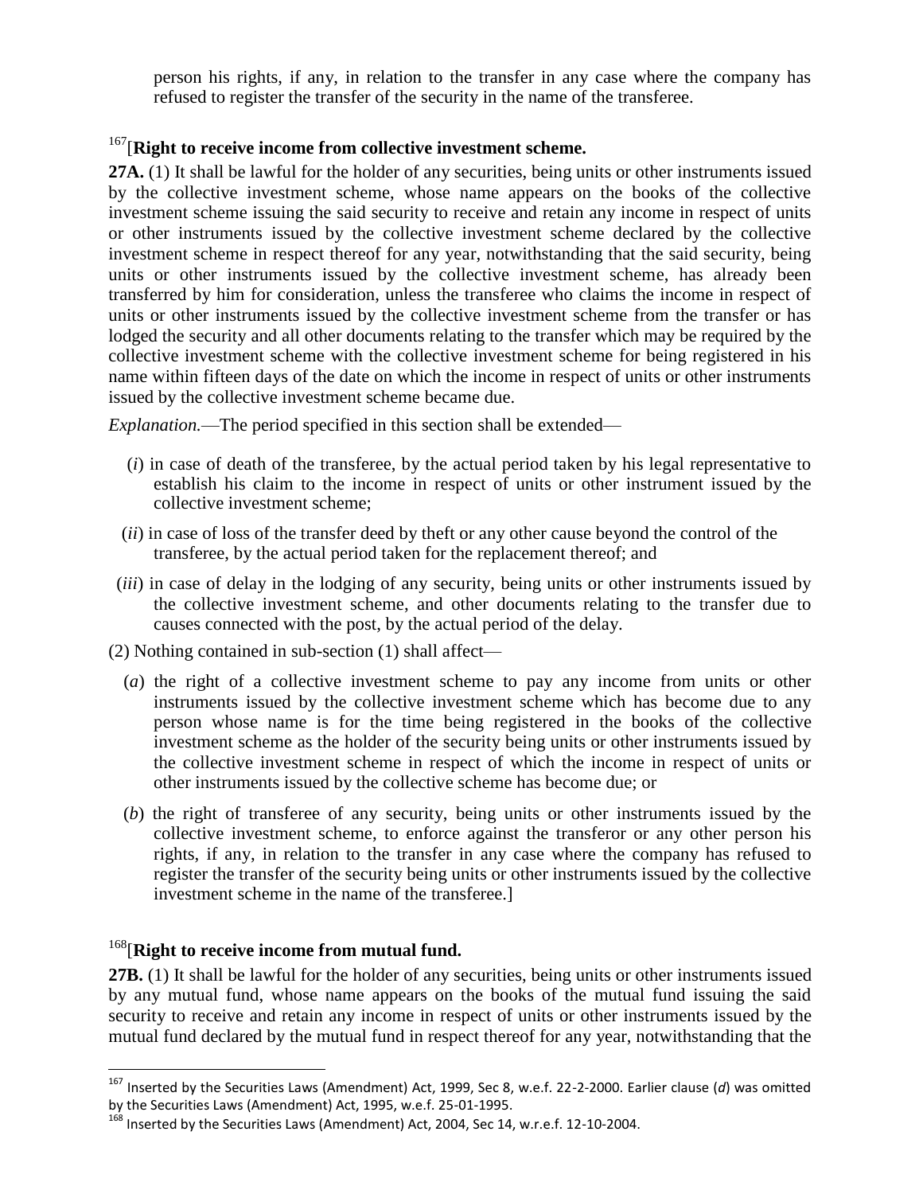person his rights, if any, in relation to the transfer in any case where the company has refused to register the transfer of the security in the name of the transferee.

[167][**Right to receive income from collective investment scheme.**

**27A.** (1) It shall be lawful for the holder of any securities, being units or other instruments issued by the collective investment scheme, whose name appears on the books of the collective investment scheme issuing the said security to receive and retain any income in respect of units or other instruments issued by the collective investment scheme declared by the collective investment scheme in respect thereof for any year, notwithstanding that the said security, being units or other instruments issued by the collective investment scheme, has already been transferred by him for consideration, unless the transferee who claims the income in respect of units or other instruments issued by the collective investment scheme from the transfer or has lodged the security and all other documents relating to the transfer which may be required by the collective investment scheme with the collective investment scheme for being registered in his name within fifteen days of the date on which the income in respect of units or other instruments issued by the collective investment scheme became due.

*Explanation.*—The period specified in this section shall be extended—

(*i*) in case of death of the transferee, by the actual period taken by his legal representative to establish his claim to the income in respect of units or other instrument issued by the collective investment scheme;

(*ii*) in case of loss of the transfer deed by theft or any other cause beyond the control of the transferee, by the actual period taken for the replacement thereof; and

(*iii*) in case of delay in the lodging of any security, being units or other instruments issued by the collective investment scheme, and other documents relating to the transfer due to causes connected with the post, by the actual period of the delay.

(2) Nothing contained in sub-section (1) shall affect—

(*a*) the right of a collective investment scheme to pay any income from units or other instruments issued by the collective investment scheme which has become due to any person whose name is for the time being registered in the books of the collective investment scheme as the holder of the security being units or other instruments issued by the collective investment scheme in respect of which the income in respect of units or other instruments issued by the collective scheme has become due; or

(*b*) the right of transferee of any security, being units or other instruments issued by the collective investment scheme, to enforce against the transferor or any other person his rights, if any, in relation to the transfer in any case where the company has refused to register the transfer of the security being units or other instruments issued by the collective investment scheme in the name of the transferee.]

[168][**Right to receive income from mutual fund.**

**27B.** (1) It shall be lawful for the holder of any securities, being units or other instruments issued by any mutual fund, whose name appears on the books of the mutual fund issuing the said security to receive and retain any income in respect of units or other instruments issued by the mutual fund declared by the mutual fund in respect thereof for any year, notwithstanding that the

---

[167] Inserted by the Securities Laws (Amendment) Act, 1999, Sec 8, w.e.f. 22-2-2000. Earlier clause (*d*) was omitted by the Securities Laws (Amendment) Act, 1995, w.e.f. 25-01-1995.

[168] Inserted by the Securities Laws (Amendment) Act, 2004, Sec 14, w.r.e.f. 12-10-2004.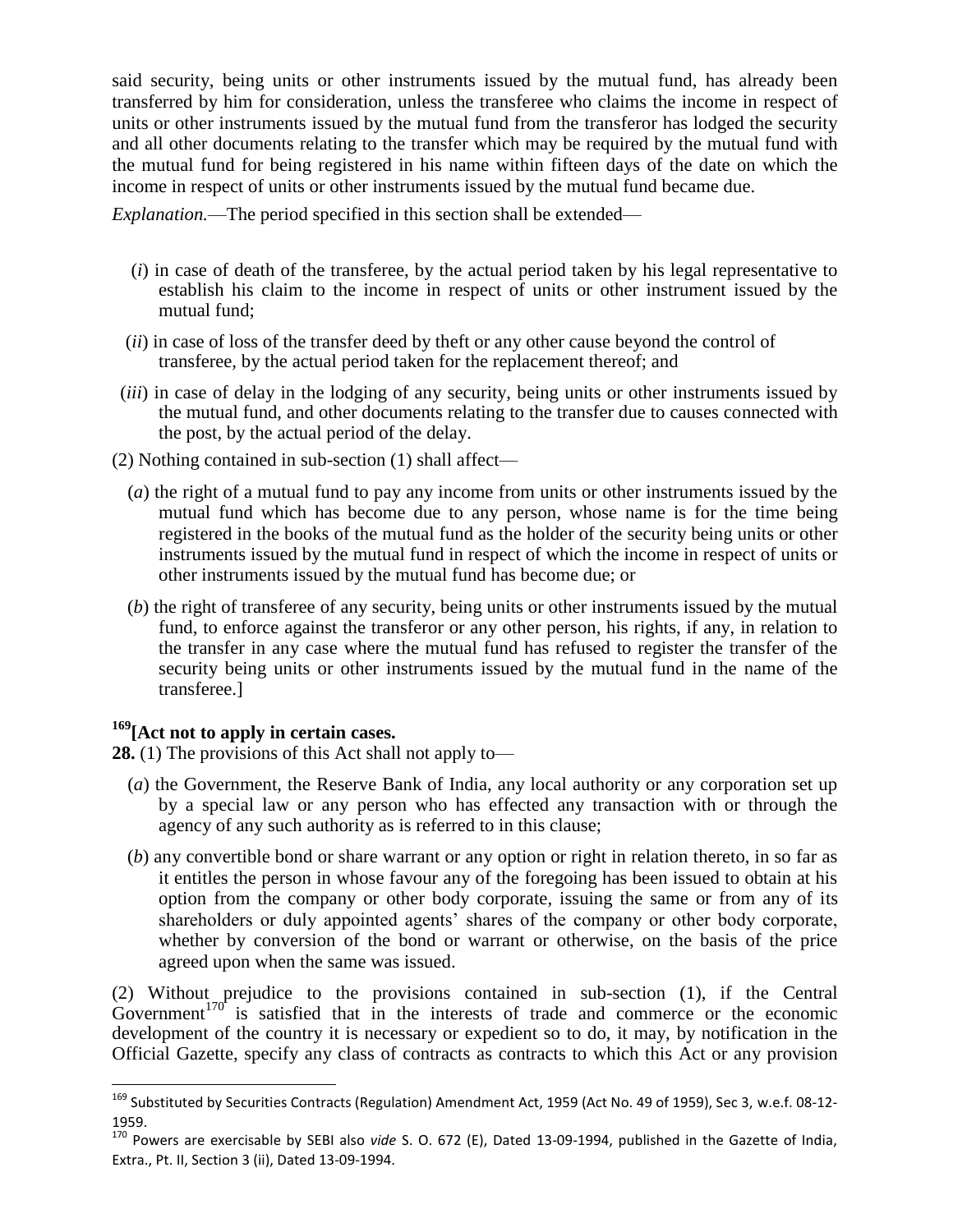said security, being units or other instruments issued by the mutual fund, has already been transferred by him for consideration, unless the transferee who claims the income in respect of units or other instruments issued by the mutual fund from the transferor has lodged the security and all other documents relating to the transfer which may be required by the mutual fund with the mutual fund for being registered in his name within fifteen days of the date on which the income in respect of units or other instruments issued by the mutual fund became due.

*Explanation.*—The period specified in this section shall be extended—

(*i*) in case of death of the transferee, by the actual period taken by his legal representative to establish his claim to the income in respect of units or other instrument issued by the mutual fund;

(*ii*) in case of loss of the transfer deed by theft or any other cause beyond the control of transferee, by the actual period taken for the replacement thereof; and

(*iii*) in case of delay in the lodging of any security, being units or other instruments issued by the mutual fund, and other documents relating to the transfer due to causes connected with the post, by the actual period of the delay.

(2) Nothing contained in sub-section (1) shall affect—

(*a*) the right of a mutual fund to pay any income from units or other instruments issued by the mutual fund which has become due to any person, whose name is for the time being registered in the books of the mutual fund as the holder of the security being units or other instruments issued by the mutual fund in respect of which the income in respect of units or other instruments issued by the mutual fund has become due; or

(*b*) the right of transferee of any security, being units or other instruments issued by the mutual fund, to enforce against the transferor or any other person, his rights, if any, in relation to the transfer in any case where the mutual fund has refused to register the transfer of the security being units or other instruments issued by the mutual fund in the name of the transferee.]

**[169][Act not to apply in certain cases.**

**28.** (1) The provisions of this Act shall not apply to—

(*a*) the Government, the Reserve Bank of India, any local authority or any corporation set up by a special law or any person who has effected any transaction with or through the agency of any such authority as is referred to in this clause;

(*b*) any convertible bond or share warrant or any option or right in relation thereto, in so far as it entitles the person in whose favour any of the foregoing has been issued to obtain at his option from the company or other body corporate, issuing the same or from any of its shareholders or duly appointed agents' shares of the company or other body corporate, whether by conversion of the bond or warrant or otherwise, on the basis of the price agreed upon when the same was issued.

(2) Without prejudice to the provisions contained in sub-section (1), if the Central Government[170] is satisfied that in the interests of trade and commerce or the economic development of the country it is necessary or expedient so to do, it may, by notification in the Official Gazette, specify any class of contracts as contracts to which this Act or any provision

---

[169] Substituted by Securities Contracts (Regulation) Amendment Act, 1959 (Act No. 49 of 1959), Sec 3, w.e.f. 08-12-1959.

[170] Powers are exercisable by SEBI also *vide* S. O. 672 (E), Dated 13-09-1994, published in the Gazette of India, Extra., Pt. II, Section 3 (ii), Dated 13-09-1994.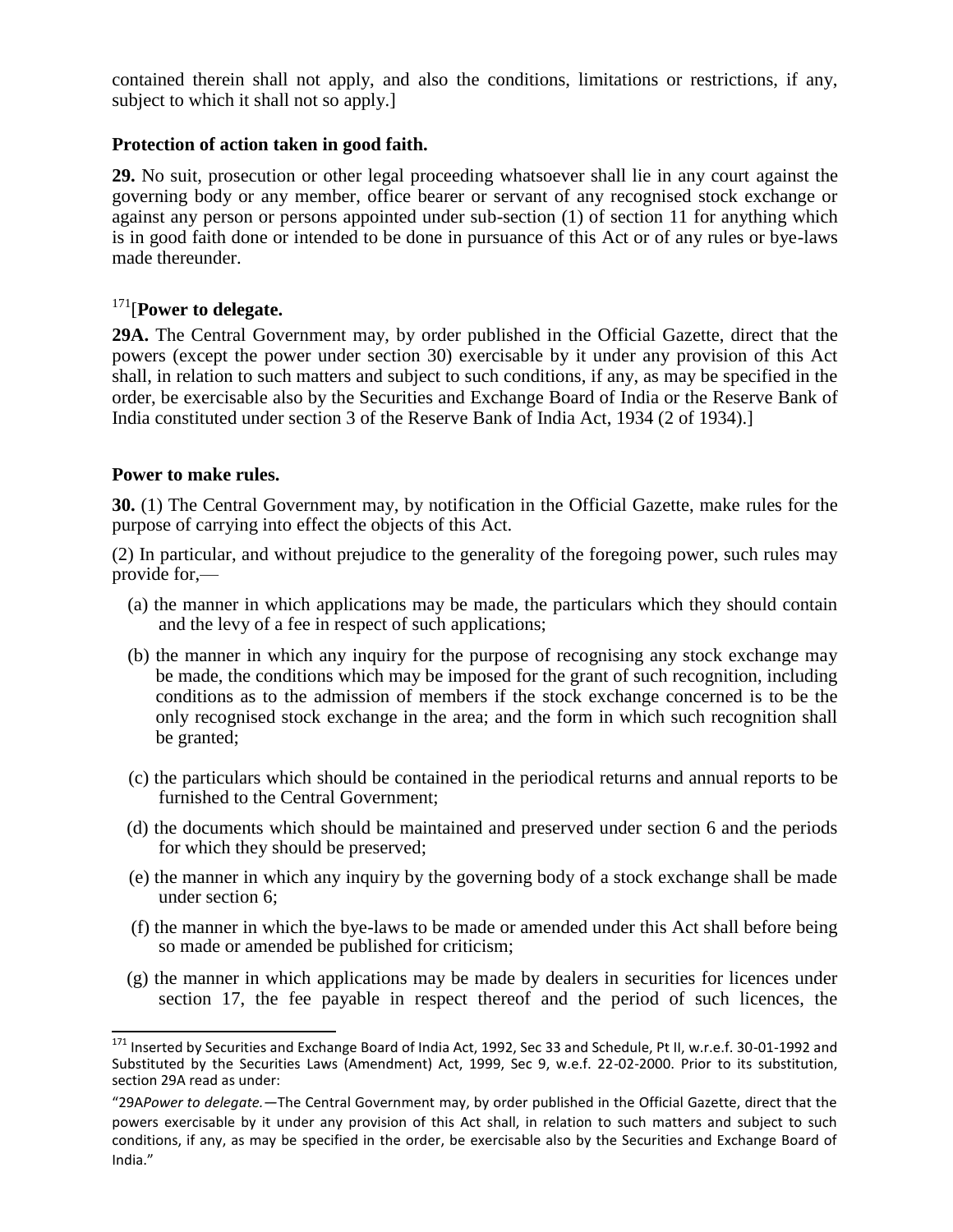contained therein shall not apply, and also the conditions, limitations or restrictions, if any, subject to which it shall not so apply.]

**Protection of action taken in good faith.**

**29.** No suit, prosecution or other legal proceeding whatsoever shall lie in any court against the governing body or any member, office bearer or servant of any recognised stock exchange or against any person or persons appointed under sub-section (1) of section 11 for anything which is in good faith done or intended to be done in pursuance of this Act or of any rules or bye-laws made thereunder.

[171][**Power to delegate.**

**29A.** The Central Government may, by order published in the Official Gazette, direct that the powers (except the power under section 30) exercisable by it under any provision of this Act shall, in relation to such matters and subject to such conditions, if any, as may be specified in the order, be exercisable also by the Securities and Exchange Board of India or the Reserve Bank of India constituted under section 3 of the Reserve Bank of India Act, 1934 (2 of 1934).]

**Power to make rules.**

**30.** (1) The Central Government may, by notification in the Official Gazette, make rules for the purpose of carrying into effect the objects of this Act.

(2) In particular, and without prejudice to the generality of the foregoing power, such rules may provide for,—

(a) the manner in which applications may be made, the particulars which they should contain and the levy of a fee in respect of such applications;

(b) the manner in which any inquiry for the purpose of recognising any stock exchange may be made, the conditions which may be imposed for the grant of such recognition, including conditions as to the admission of members if the stock exchange concerned is to be the only recognised stock exchange in the area; and the form in which such recognition shall be granted;

(c) the particulars which should be contained in the periodical returns and annual reports to be furnished to the Central Government;

(d) the documents which should be maintained and preserved under section 6 and the periods for which they should be preserved;

(e) the manner in which any inquiry by the governing body of a stock exchange shall be made under section 6;

(f) the manner in which the bye-laws to be made or amended under this Act shall before being so made or amended be published for criticism;

(g) the manner in which applications may be made by dealers in securities for licences under section 17, the fee payable in respect thereof and the period of such licences, the

---

[171] Inserted by Securities and Exchange Board of India Act, 1992, Sec 33 and Schedule, Pt II, w.r.e.f. 30-01-1992 and Substituted by the Securities Laws (Amendment) Act, 1999, Sec 9, w.e.f. 22-02-2000. Prior to its substitution, section 29A read as under:

"29A*Power to delegate.*—The Central Government may, by order published in the Official Gazette, direct that the powers exercisable by it under any provision of this Act shall, in relation to such matters and subject to such conditions, if any, as may be specified in the order, be exercisable also by the Securities and Exchange Board of India."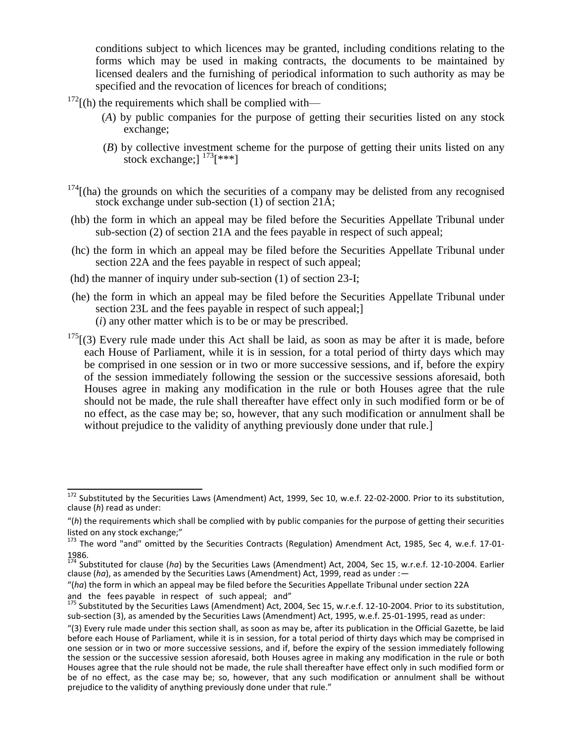conditions subject to which licences may be granted, including conditions relating to the forms which may be used in making contracts, the documents to be maintained by licensed dealers and the furnishing of periodical information to such authority as may be specified and the revocation of licences for breach of conditions;

[172][(h) the requirements which shall be complied with—

(*A*) by public companies for the purpose of getting their securities listed on any stock exchange;

(*B*) by collective investment scheme for the purpose of getting their units listed on any stock exchange;] [173][***]

[174][(ha) the grounds on which the securities of a company may be delisted from any recognised stock exchange under sub-section (1) of section 21A;

(hb) the form in which an appeal may be filed before the Securities Appellate Tribunal under sub-section (2) of section 21A and the fees payable in respect of such appeal;

(hc) the form in which an appeal may be filed before the Securities Appellate Tribunal under section 22A and the fees payable in respect of such appeal;

(hd) the manner of inquiry under sub-section (1) of section 23-I;

(he) the form in which an appeal may be filed before the Securities Appellate Tribunal under section 23L and the fees payable in respect of such appeal;]

(*i*) any other matter which is to be or may be prescribed.

[175][(3) Every rule made under this Act shall be laid, as soon as may be after it is made, before each House of Parliament, while it is in session, for a total period of thirty days which may be comprised in one session or in two or more successive sessions, and if, before the expiry of the session immediately following the session or the successive sessions aforesaid, both Houses agree in making any modification in the rule or both Houses agree that the rule should not be made, the rule shall thereafter have effect only in such modified form or be of no effect, as the case may be; so, however, that any such modification or annulment shall be without prejudice to the validity of anything previously done under that rule.]

---

[172] Substituted by the Securities Laws (Amendment) Act, 1999, Sec 10, w.e.f. 22-02-2000. Prior to its substitution, clause (*h*) read as under:

"(*h*) the requirements which shall be complied with by public companies for the purpose of getting their securities listed on any stock exchange;"

[173] The word "and" omitted by the Securities Contracts (Regulation) Amendment Act, 1985, Sec 4, w.e.f. 17-01-1986.

[174] Substituted for clause (*ha*) by the Securities Laws (Amendment) Act, 2004, Sec 15, w.r.e.f. 12-10-2004. Earlier clause (*ha*), as amended by the Securities Laws (Amendment) Act, 1999, read as under :—

"(*ha*) the form in which an appeal may be filed before the Securities Appellate Tribunal under section 22A and the fees payable in respect of such appeal; and"

[175] Substituted by the Securities Laws (Amendment) Act, 2004, Sec 15, w.r.e.f. 12-10-2004. Prior to its substitution, sub-section (3), as amended by the Securities Laws (Amendment) Act, 1995, w.e.f. 25-01-1995, read as under:

"(3) Every rule made under this section shall, as soon as may be, after its publication in the Official Gazette, be laid before each House of Parliament, while it is in session, for a total period of thirty days which may be comprised in one session or in two or more successive sessions, and if, before the expiry of the session immediately following the session or the successive session aforesaid, both Houses agree in making any modification in the rule or both Houses agree that the rule should not be made, the rule shall thereafter have effect only in such modified form or be of no effect, as the case may be; so, however, that any such modification or annulment shall be without prejudice to the validity of anything previously done under that rule."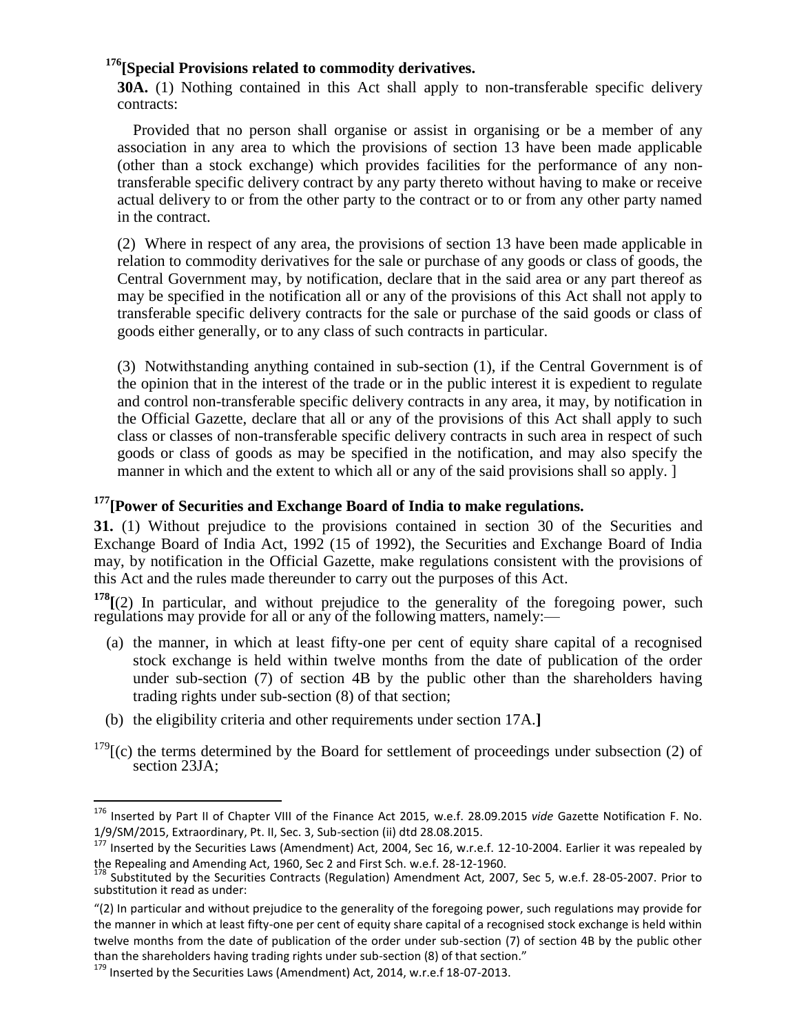### [176][Special Provisions related to commodity derivatives.

**30A.** (1) Nothing contained in this Act shall apply to non-transferable specific delivery contracts:

Provided that no person shall organise or assist in organising or be a member of any association in any area to which the provisions of section 13 have been made applicable (other than a stock exchange) which provides facilities for the performance of any non-transferable specific delivery contract by any party thereto without having to make or receive actual delivery to or from the other party to the contract or to or from any other party named in the contract.

(2) Where in respect of any area, the provisions of section 13 have been made applicable in relation to commodity derivatives for the sale or purchase of any goods or class of goods, the Central Government may, by notification, declare that in the said area or any part thereof as may be specified in the notification all or any of the provisions of this Act shall not apply to transferable specific delivery contracts for the sale or purchase of the said goods or class of goods either generally, or to any class of such contracts in particular.

(3) Notwithstanding anything contained in sub-section (1), if the Central Government is of the opinion that in the interest of the trade or in the public interest it is expedient to regulate and control non-transferable specific delivery contracts in any area, it may, by notification in the Official Gazette, declare that all or any of the provisions of this Act shall apply to such class or classes of non-transferable specific delivery contracts in such area in respect of such goods or class of goods as may be specified in the notification, and may also specify the manner in which and the extent to which all or any of the said provisions shall so apply. ]

### [177][Power of Securities and Exchange Board of India to make regulations.

**31.** (1) Without prejudice to the provisions contained in section 30 of the Securities and Exchange Board of India Act, 1992 (15 of 1992), the Securities and Exchange Board of India may, by notification in the Official Gazette, make regulations consistent with the provisions of this Act and the rules made thereunder to carry out the purposes of this Act.

[178][(2) In particular, and without prejudice to the generality of the foregoing power, such regulations may provide for all or any of the following matters, namely:—

(a) the manner, in which at least fifty-one per cent of equity share capital of a recognised stock exchange is held within twelve months from the date of publication of the order under sub-section (7) of section 4B by the public other than the shareholders having trading rights under sub-section (8) of that section;

(b) the eligibility criteria and other requirements under section 17A.**]**

[179][(c) the terms determined by the Board for settlement of proceedings under subsection (2) of section 23JA;

---

[176] Inserted by Part II of Chapter VIII of the Finance Act 2015, w.e.f. 28.09.2015 *vide* Gazette Notification F. No. 1/9/SM/2015, Extraordinary, Pt. II, Sec. 3, Sub-section (ii) dtd 28.08.2015.

[177] Inserted by the Securities Laws (Amendment) Act, 2004, Sec 16, w.r.e.f. 12-10-2004. Earlier it was repealed by the Repealing and Amending Act, 1960, Sec 2 and First Sch. w.e.f. 28-12-1960.

[178] Substituted by the Securities Contracts (Regulation) Amendment Act, 2007, Sec 5, w.e.f. 28-05-2007. Prior to substitution it read as under:

"(2) In particular and without prejudice to the generality of the foregoing power, such regulations may provide for the manner in which at least fifty-one per cent of equity share capital of a recognised stock exchange is held within twelve months from the date of publication of the order under sub-section (7) of section 4B by the public other than the shareholders having trading rights under sub-section (8) of that section."

[179] Inserted by the Securities Laws (Amendment) Act, 2014, w.r.e.f 18-07-2013.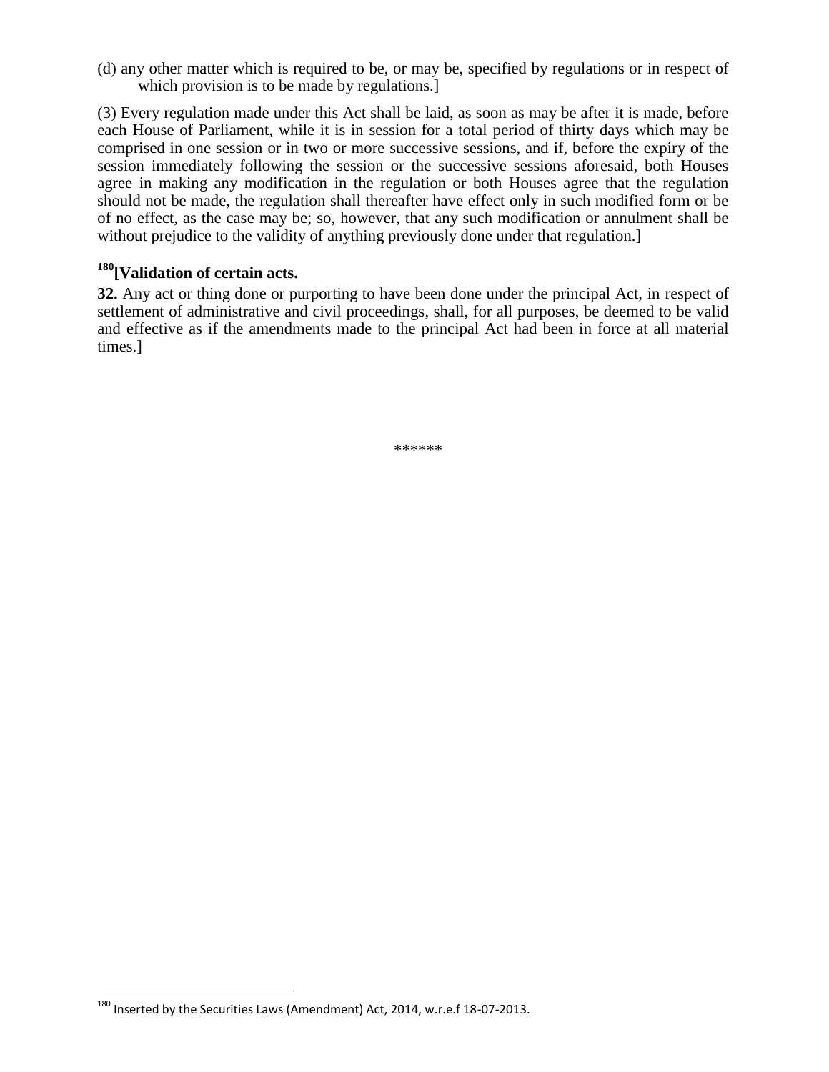(d) any other matter which is required to be, or may be, specified by regulations or in respect of which provision is to be made by regulations.]

(3) Every regulation made under this Act shall be laid, as soon as may be after it is made, before each House of Parliament, while it is in session for a total period of thirty days which may be comprised in one session or in two or more successive sessions, and if, before the expiry of the session immediately following the session or the successive sessions aforesaid, both Houses agree in making any modification in the regulation or both Houses agree that the regulation should not be made, the regulation shall thereafter have effect only in such modified form or be of no effect, as the case may be; so, however, that any such modification or annulment shall be without prejudice to the validity of anything previously done under that regulation.]

### [180][Validation of certain acts.

**32.** Any act or thing done or purporting to have been done under the principal Act, in respect of settlement of administrative and civil proceedings, shall, for all purposes, be deemed to be valid and effective as if the amendments made to the principal Act had been in force at all material times.]

******

[180] Inserted by the Securities Laws (Amendment) Act, 2014, w.r.e.f 18-07-2013.